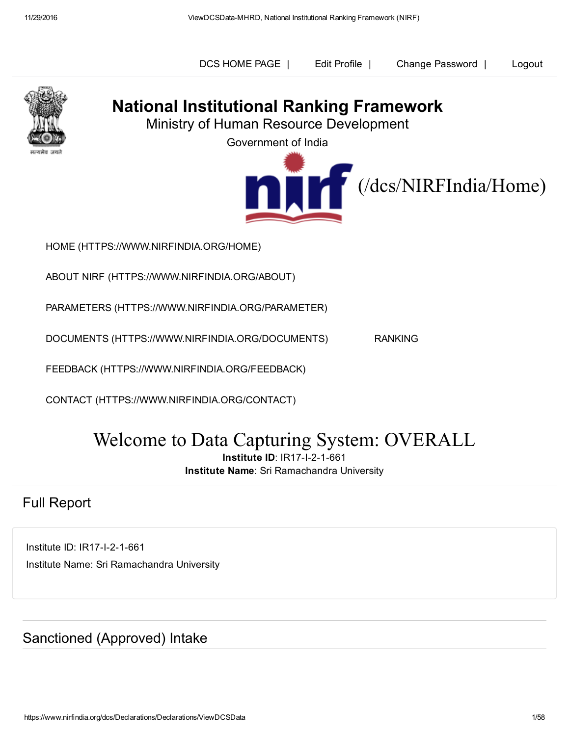DCS HOME PAGE | Edit Profile | Change Password | Logout

# National Institutional Ranking Framework

Ministry of Human Resource Development

Government of India

(/dcs/NIRFIndia/Home)

HOME (HTTPS://WWW.NIRFINDIA.ORG/HOME)

ABOUT NIRF (HTTPS://WWW.NIRFINDIA.ORG/ABOUT)

PARAMETERS (HTTPS://WWW.NIRFINDIA.ORG/PARAMETER)

DOCUMENTS (HTTPS://WWW.NIRFINDIA.ORG/DOCUMENTS) RANKING

FEEDBACK (HTTPS://WWW.NIRFINDIA.ORG/FEEDBACK)

CONTACT (HTTPS://WWW.NIRFINDIA.ORG/CONTACT)

# Welcome to Data Capturing System: OVERALL

**Institute ID**: IR17-I-2-1-661

**Institute Name**: Sri Ramachandra University

## Full Report

Institute ID: IR17-I-2-1-661

Institute Name: Sri Ramachandra University

## Sanctioned (Approved) Intake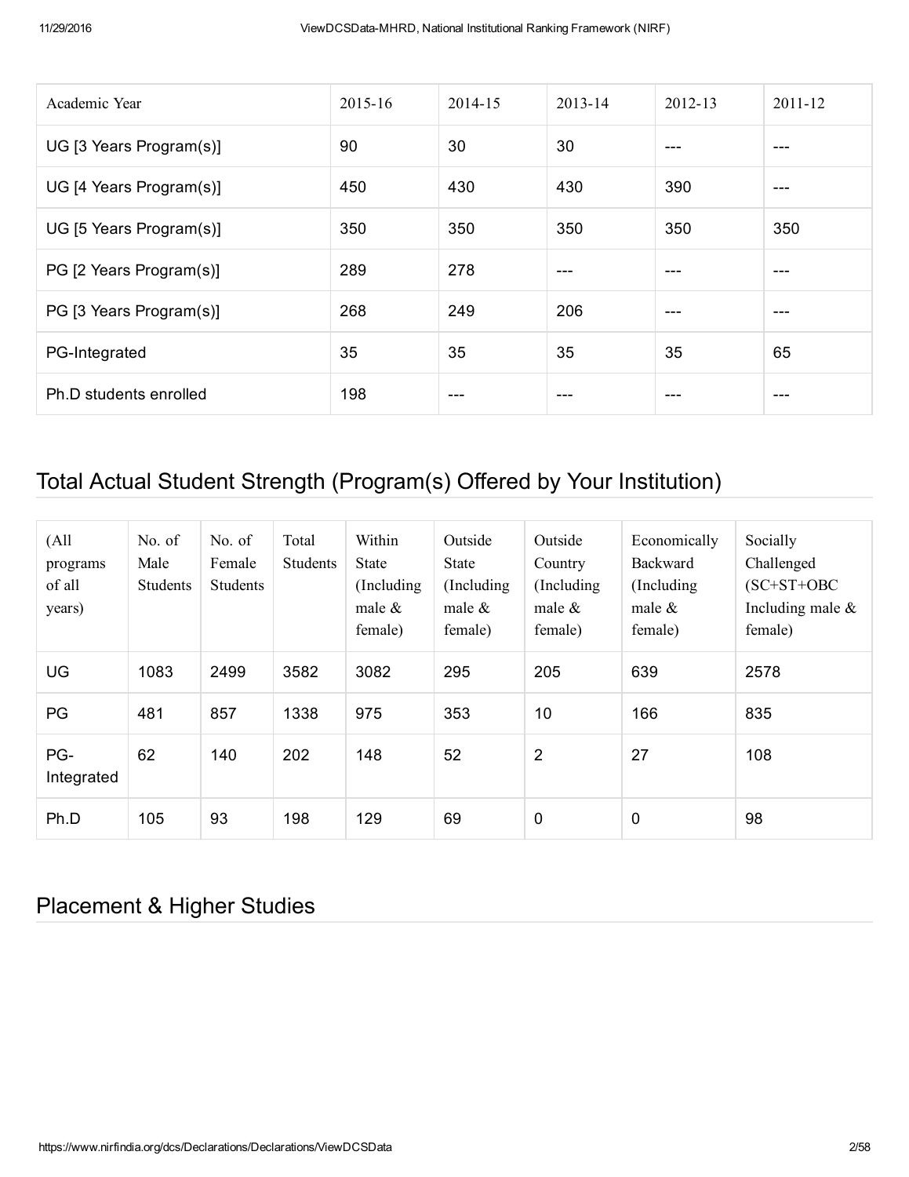| Academic Year | 2015-16 | 2014-15 | 2013-14 | 2012-13 | 2011-12 |
|---|---|---|---|---|---|
| UG [3 Years Program(s)] | 90 | 30 | 30 | --- | --- |
| UG [4 Years Program(s)] | 450 | 430 | 430 | 390 | --- |
| UG [5 Years Program(s)] | 350 | 350 | 350 | 350 | 350 |
| PG [2 Years Program(s)] | 289 | 278 | --- | --- | --- |
| PG [3 Years Program(s)] | 268 | 249 | 206 | --- | --- |
| PG-Integrated | 35 | 35 | 35 | 35 | 65 |
| Ph.D students enrolled | 198 | --- | --- | --- | --- |

## Total Actual Student Strength (Program(s) Offered by Your Institution)

| (All programs of all years) | No. of Male Students | No. of Female Students | Total Students | Within State (Including male & female) | Outside State (Including male & female) | Outside Country (Including male & female) | Economically Backward (Including male & female) | Socially Challenged (SC+ST+OBC Including male & female) |
|---|---|---|---|---|---|---|---|---|
| UG | 1083 | 2499 | 3582 | 3082 | 295 | 205 | 639 | 2578 |
| PG | 481 | 857 | 1338 | 975 | 353 | 10 | 166 | 835 |
| PG-Integrated | 62 | 140 | 202 | 148 | 52 | 2 | 27 | 108 |
| Ph.D | 105 | 93 | 198 | 129 | 69 | 0 | 0 | 98 |

## Placement & Higher Studies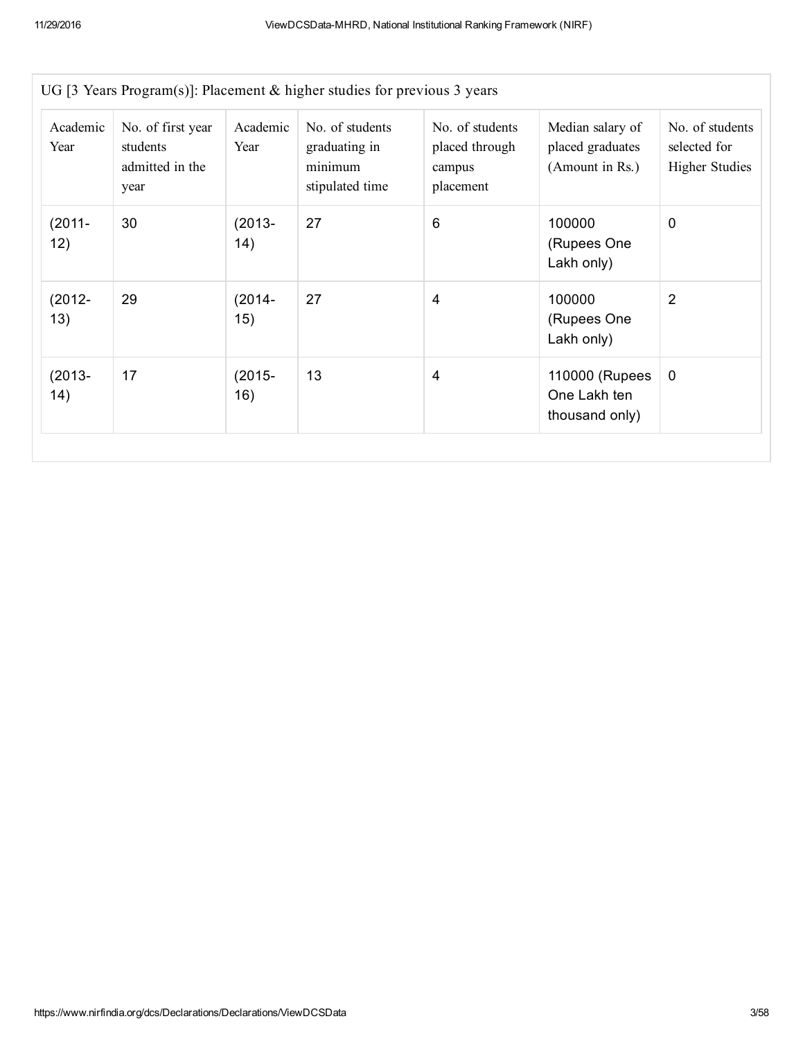UG [3 Years Program(s)]: Placement & higher studies for previous 3 years

| Academic Year | No. of first year students admitted in the year | Academic Year | No. of students graduating in minimum stipulated time | No. of students placed through campus placement | Median salary of placed graduates (Amount in Rs.) | No. of students selected for Higher Studies |
|---|---|---|---|---|---|---|
| (2011-12) | 30 | (2013-14) | 27 | 6 | 100000 (Rupees One Lakh only) | 0 |
| (2012-13) | 29 | (2014-15) | 27 | 4 | 100000 (Rupees One Lakh only) | 2 |
| (2013-14) | 17 | (2015-16) | 13 | 4 | 110000 (Rupees One Lakh ten thousand only) | 0 |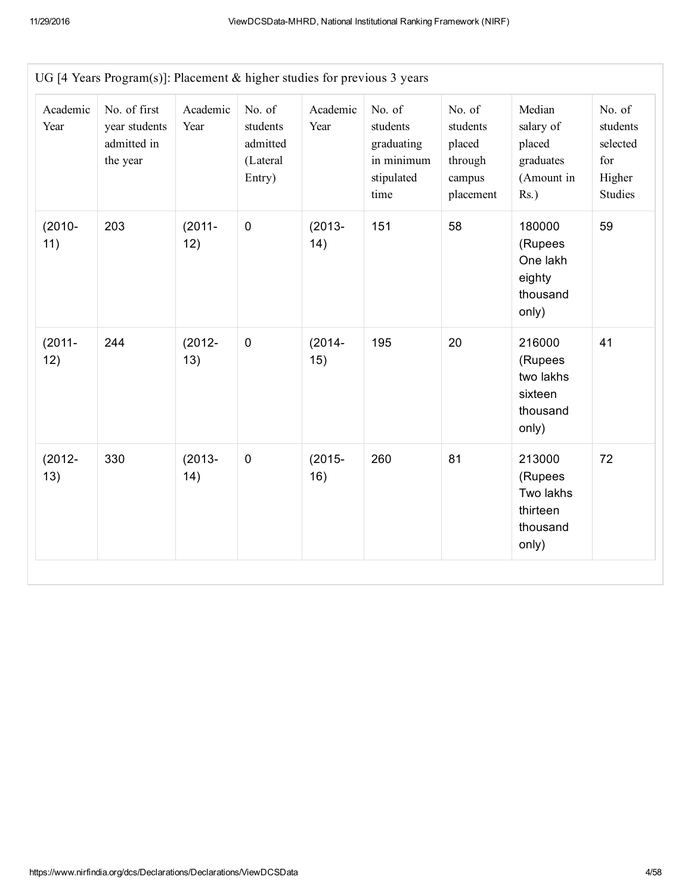UG [4 Years Program(s)]: Placement & higher studies for previous 3 years

| Academic Year | No. of first year students admitted in the year | Academic Year | No. of students admitted (Lateral Entry) | Academic Year | No. of students graduating in minimum stipulated time | No. of students placed through campus placement | Median salary of placed graduates (Amount in Rs.) | No. of students selected for Higher Studies |
|---|---|---|---|---|---|---|---|---|
| (2010-11) | 203 | (2011-12) | 0 | (2013-14) | 151 | 58 | 180000 (Rupees One lakh eighty thousand only) | 59 |
| (2011-12) | 244 | (2012-13) | 0 | (2014-15) | 195 | 20 | 216000 (Rupees two lakhs sixteen thousand only) | 41 |
| (2012-13) | 330 | (2013-14) | 0 | (2015-16) | 260 | 81 | 213000 (Rupees Two lakhs thirteen thousand only) | 72 |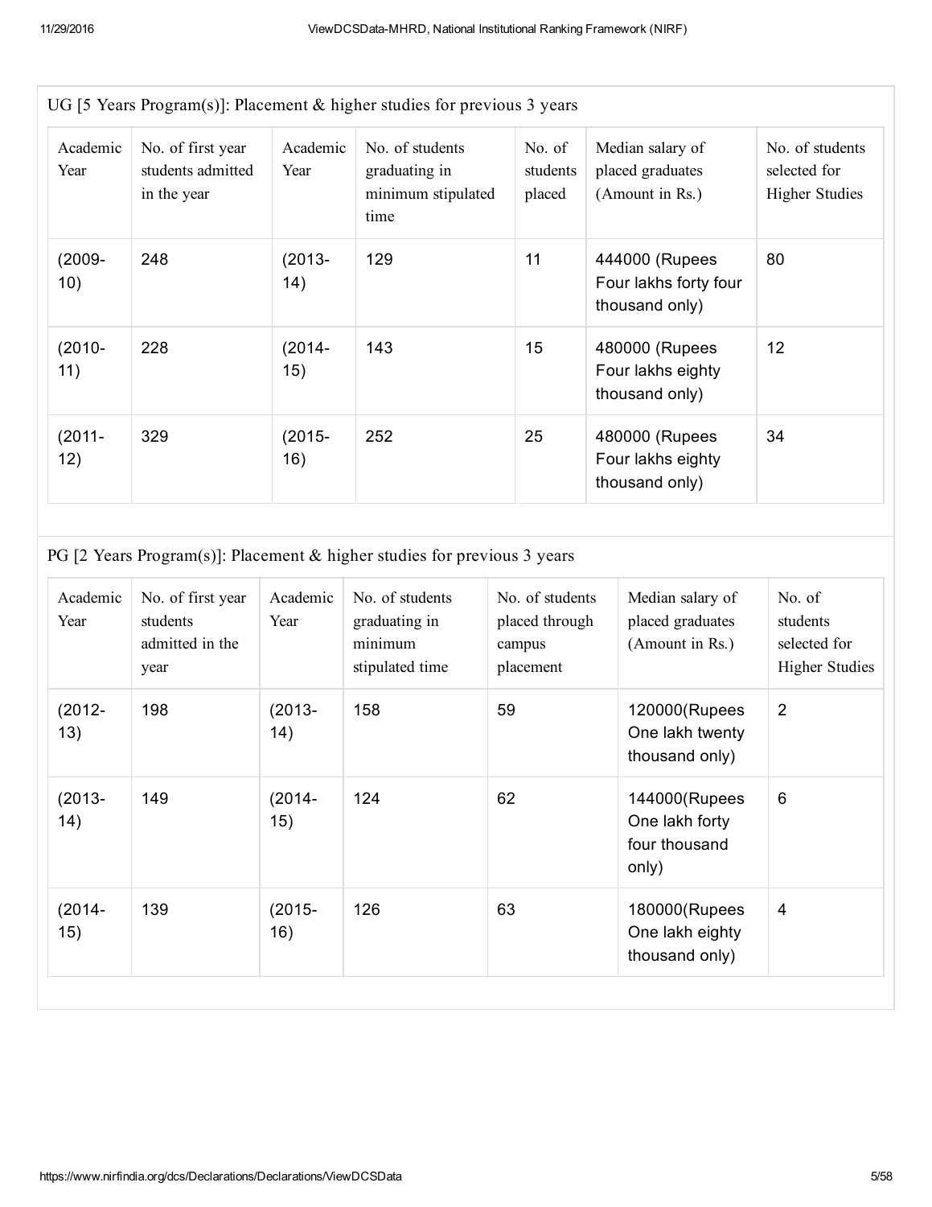UG [5 Years Program(s)]: Placement & higher studies for previous 3 years

| Academic Year | No. of first year students admitted in the year | Academic Year | No. of students graduating in minimum stipulated time | No. of students placed | Median salary of placed graduates (Amount in Rs.) | No. of students selected for Higher Studies |
|---|---|---|---|---|---|---|
| (2009-10) | 248 | (2013-14) | 129 | 11 | 444000 (Rupees Four lakhs forty four thousand only) | 80 |
| (2010-11) | 228 | (2014-15) | 143 | 15 | 480000 (Rupees Four lakhs eighty thousand only) | 12 |
| (2011-12) | 329 | (2015-16) | 252 | 25 | 480000 (Rupees Four lakhs eighty thousand only) | 34 |

PG [2 Years Program(s)]: Placement & higher studies for previous 3 years

| Academic Year | No. of first year students admitted in the year | Academic Year | No. of students graduating in minimum stipulated time | No. of students placed through campus placement | Median salary of placed graduates (Amount in Rs.) | No. of students selected for Higher Studies |
|---|---|---|---|---|---|---|
| (2012-13) | 198 | (2013-14) | 158 | 59 | 120000(Rupees One lakh twenty thousand only) | 2 |
| (2013-14) | 149 | (2014-15) | 124 | 62 | 144000(Rupees One lakh forty four thousand only) | 6 |
| (2014-15) | 139 | (2015-16) | 126 | 63 | 180000(Rupees One lakh eighty thousand only) | 4 |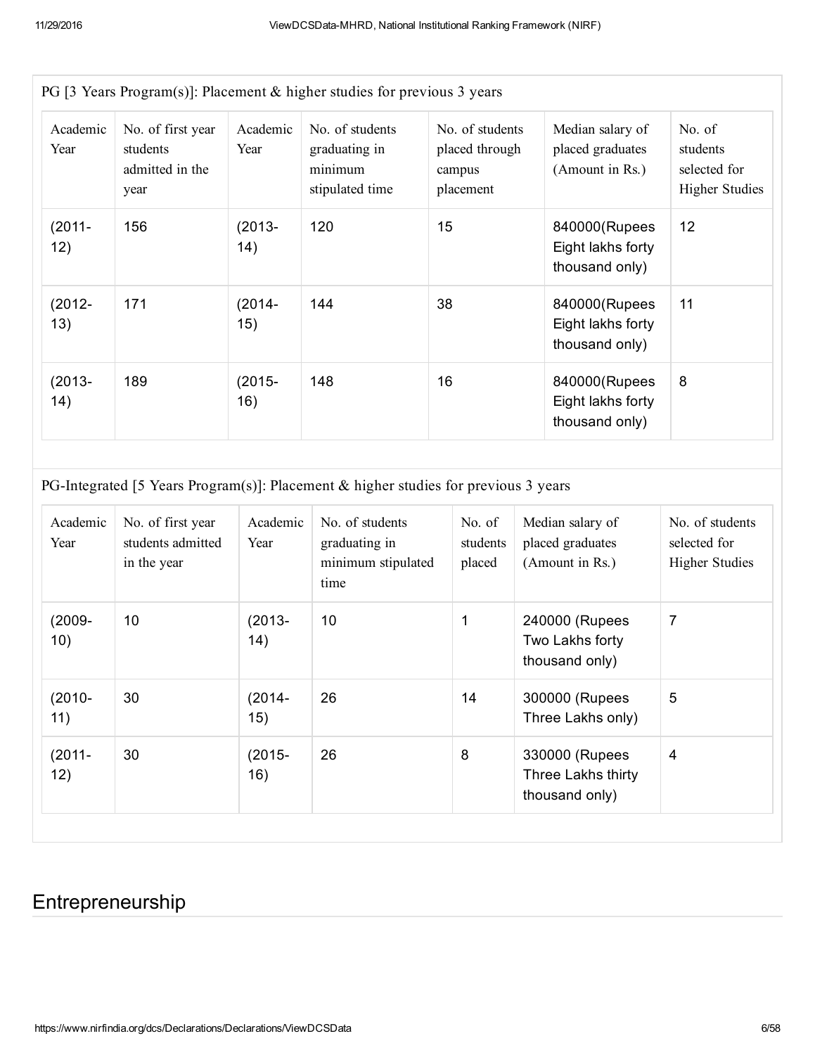PG [3 Years Program(s)]: Placement & higher studies for previous 3 years

| Academic Year | No. of first year students admitted in the year | Academic Year | No. of students graduating in minimum stipulated time | No. of students placed through campus placement | Median salary of placed graduates (Amount in Rs.) | No. of students selected for Higher Studies |
|---|---|---|---|---|---|---|
| (2011-12) | 156 | (2013-14) | 120 | 15 | 840000(Rupees Eight lakhs forty thousand only) | 12 |
| (2012-13) | 171 | (2014-15) | 144 | 38 | 840000(Rupees Eight lakhs forty thousand only) | 11 |
| (2013-14) | 189 | (2015-16) | 148 | 16 | 840000(Rupees Eight lakhs forty thousand only) | 8 |

PG-Integrated [5 Years Program(s)]: Placement & higher studies for previous 3 years

| Academic Year | No. of first year students admitted in the year | Academic Year | No. of students graduating in minimum stipulated time | No. of students placed | Median salary of placed graduates (Amount in Rs.) | No. of students selected for Higher Studies |
|---|---|---|---|---|---|---|
| (2009-10) | 10 | (2013-14) | 10 | 1 | 240000 (Rupees Two Lakhs forty thousand only) | 7 |
| (2010-11) | 30 | (2014-15) | 26 | 14 | 300000 (Rupees Three Lakhs only) | 5 |
| (2011-12) | 30 | (2015-16) | 26 | 8 | 330000 (Rupees Three Lakhs thirty thousand only) | 4 |

# Entrepreneurship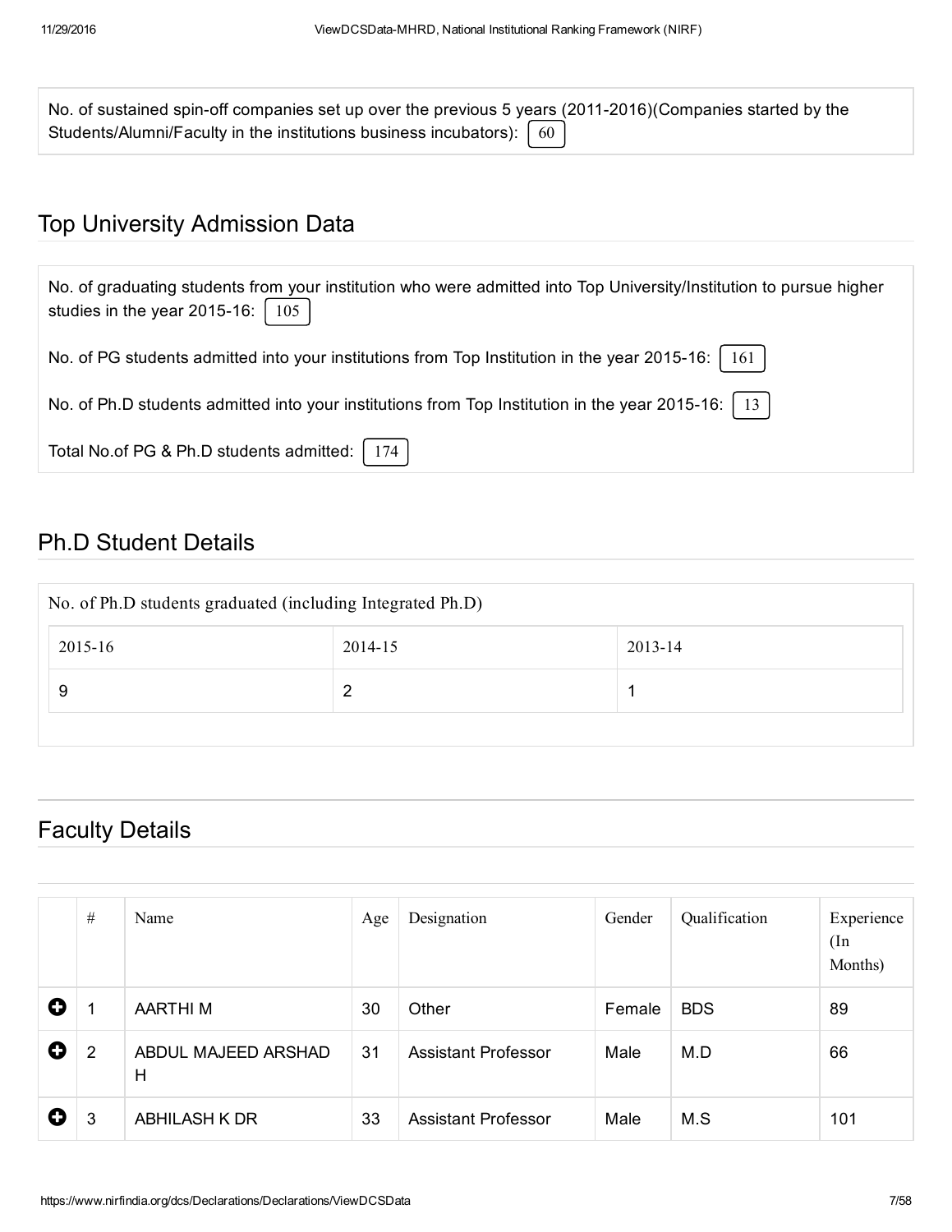No. of sustained spin-off companies set up over the previous 5 years (2011-2016)(Companies started by the Students/Alumni/Faculty in the institutions business incubators): 60

## Top University Admission Data

No. of graduating students from your institution who were admitted into Top University/Institution to pursue higher studies in the year 2015-16: 105

No. of PG students admitted into your institutions from Top Institution in the year 2015-16: 161

No. of Ph.D students admitted into your institutions from Top Institution in the year 2015-16: 13

Total No.of PG & Ph.D students admitted: 174

## Ph.D Student Details

No. of Ph.D students graduated (including Integrated Ph.D)

| 2015-16 | 2014-15 | 2013-14 |
|---|---|---|
| 9 | 2 | 1 |

## Faculty Details

| # | Name | Age | Designation | Gender | Qualification | Experience (In Months) |
|---|---|---|---|---|---|---|
| 1 | AARTHI M | 30 | Other | Female | BDS | 89 |
| 2 | ABDUL MAJEED ARSHAD H | 31 | Assistant Professor | Male | M.D | 66 |
| 3 | ABHILASH K DR | 33 | Assistant Professor | Male | M.S | 101 |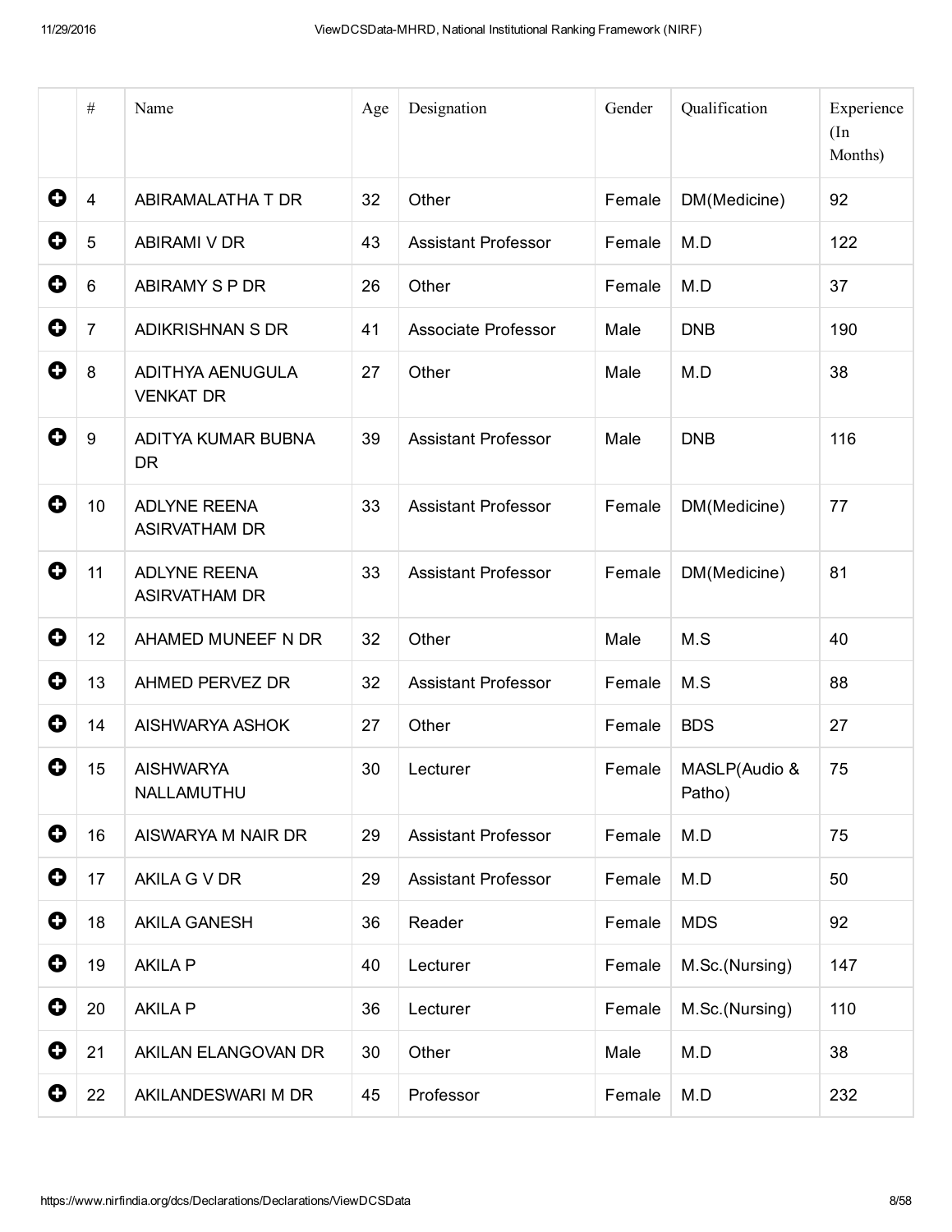|  | # | Name | Age | Designation | Gender | Qualification | Experience (In Months) |
|---|---|---|---|---|---|---|---|
| ➕ | 4 | ABIRAMALATHA T DR | 32 | Other | Female | DM(Medicine) | 92 |
| ➕ | 5 | ABIRAMI V DR | 43 | Assistant Professor | Female | M.D | 122 |
| ➕ | 6 | ABIRAMY S P DR | 26 | Other | Female | M.D | 37 |
| ➕ | 7 | ADIKRISHNAN S DR | 41 | Associate Professor | Male | DNB | 190 |
| ➕ | 8 | ADITHYA AENUGULA VENKAT DR | 27 | Other | Male | M.D | 38 |
| ➕ | 9 | ADITYA KUMAR BUBNA DR | 39 | Assistant Professor | Male | DNB | 116 |
| ➕ | 10 | ADLYNE REENA ASIRVATHAM DR | 33 | Assistant Professor | Female | DM(Medicine) | 77 |
| ➕ | 11 | ADLYNE REENA ASIRVATHAM DR | 33 | Assistant Professor | Female | DM(Medicine) | 81 |
| ➕ | 12 | AHAMED MUNEEF N DR | 32 | Other | Male | M.S | 40 |
| ➕ | 13 | AHMED PERVEZ DR | 32 | Assistant Professor | Female | M.S | 88 |
| ➕ | 14 | AISHWARYA ASHOK | 27 | Other | Female | BDS | 27 |
| ➕ | 15 | AISHWARYA NALLAMUTHU | 30 | Lecturer | Female | MASLP(Audio & Patho) | 75 |
| ➕ | 16 | AISWARYA M NAIR DR | 29 | Assistant Professor | Female | M.D | 75 |
| ➕ | 17 | AKILA G V DR | 29 | Assistant Professor | Female | M.D | 50 |
| ➕ | 18 | AKILA GANESH | 36 | Reader | Female | MDS | 92 |
| ➕ | 19 | AKILA P | 40 | Lecturer | Female | M.Sc.(Nursing) | 147 |
| ➕ | 20 | AKILA P | 36 | Lecturer | Female | M.Sc.(Nursing) | 110 |
| ➕ | 21 | AKILAN ELANGOVAN DR | 30 | Other | Male | M.D | 38 |
| ➕ | 22 | AKILANDESWARI M DR | 45 | Professor | Female | M.D | 232 |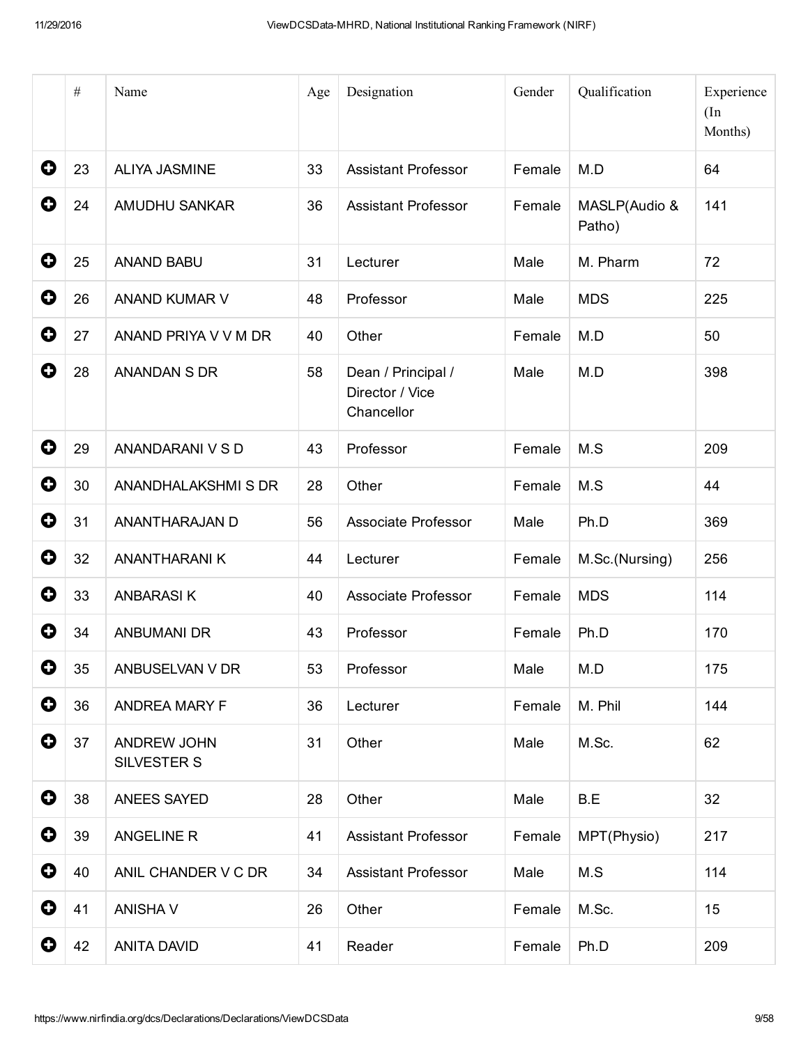| | # | Name | Age | Designation | Gender | Qualification | Experience (In Months) |
|---|---|---|---|---|---|---|---|
| ⊕ | 23 | ALIYA JASMINE | 33 | Assistant Professor | Female | M.D | 64 |
| ⊕ | 24 | AMUDHU SANKAR | 36 | Assistant Professor | Female | MASLP(Audio & Patho) | 141 |
| ⊕ | 25 | ANAND BABU | 31 | Lecturer | Male | M. Pharm | 72 |
| ⊕ | 26 | ANAND KUMAR V | 48 | Professor | Male | MDS | 225 |
| ⊕ | 27 | ANAND PRIYA V V M DR | 40 | Other | Female | M.D | 50 |
| ⊕ | 28 | ANANDAN S DR | 58 | Dean / Principal / Director / Vice Chancellor | Male | M.D | 398 |
| ⊕ | 29 | ANANDARANI V S D | 43 | Professor | Female | M.S | 209 |
| ⊕ | 30 | ANANDHALAKSHMI S DR | 28 | Other | Female | M.S | 44 |
| ⊕ | 31 | ANANTHARAJAN D | 56 | Associate Professor | Male | Ph.D | 369 |
| ⊕ | 32 | ANANTHARANI K | 44 | Lecturer | Female | M.Sc.(Nursing) | 256 |
| ⊕ | 33 | ANBARASI K | 40 | Associate Professor | Female | MDS | 114 |
| ⊕ | 34 | ANBUMANI DR | 43 | Professor | Female | Ph.D | 170 |
| ⊕ | 35 | ANBUSELVAN V DR | 53 | Professor | Male | M.D | 175 |
| ⊕ | 36 | ANDREA MARY F | 36 | Lecturer | Female | M. Phil | 144 |
| ⊕ | 37 | ANDREW JOHN SILVESTER S | 31 | Other | Male | M.Sc. | 62 |
| ⊕ | 38 | ANEES SAYED | 28 | Other | Male | B.E | 32 |
| ⊕ | 39 | ANGELINE R | 41 | Assistant Professor | Female | MPT(Physio) | 217 |
| ⊕ | 40 | ANIL CHANDER V C DR | 34 | Assistant Professor | Male | M.S | 114 |
| ⊕ | 41 | ANISHA V | 26 | Other | Female | M.Sc. | 15 |
| ⊕ | 42 | ANITA DAVID | 41 | Reader | Female | Ph.D | 209 |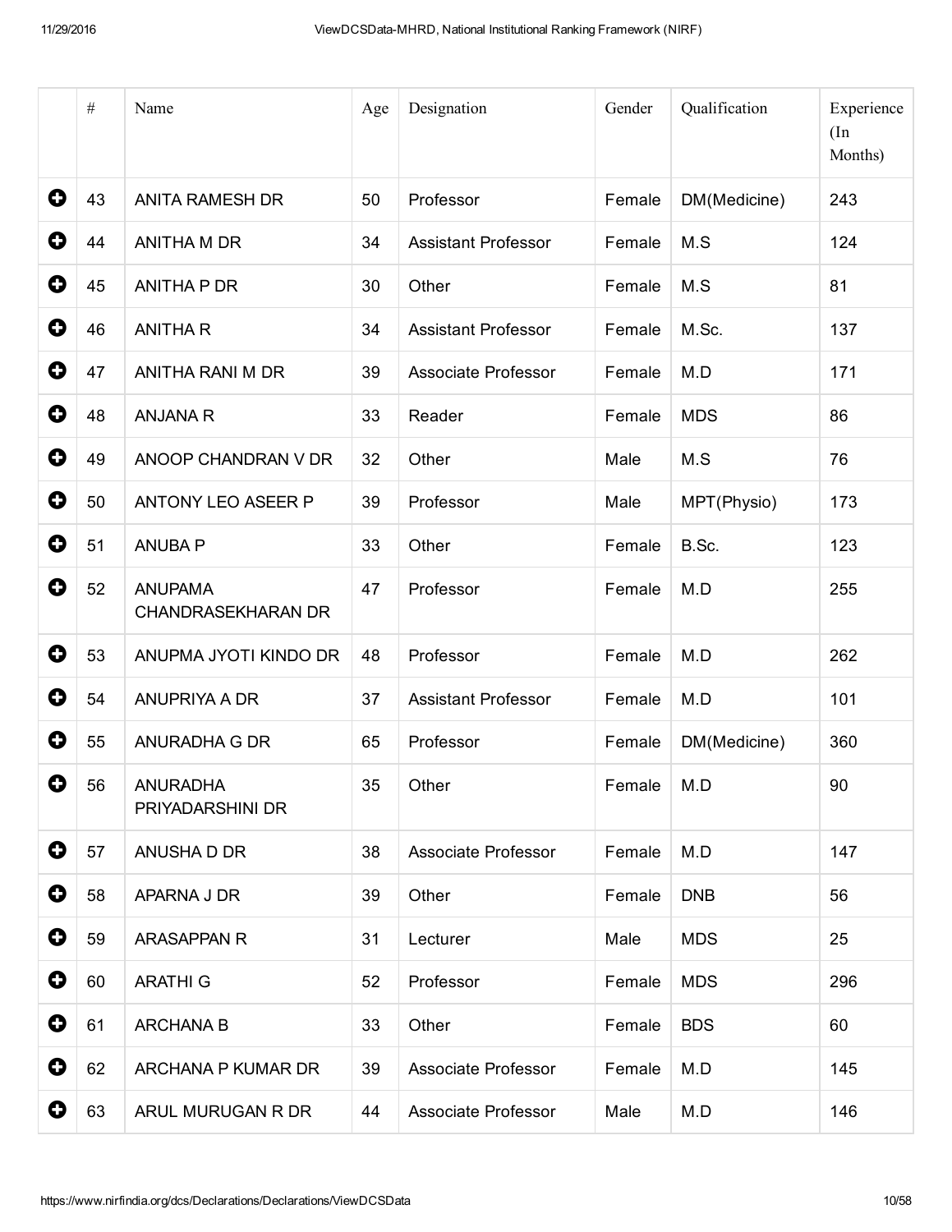| | # | Name | Age | Designation | Gender | Qualification | Experience (In Months) |
|---|---|---|---|---|---|---|---|
| | 43 | ANITA RAMESH DR | 50 | Professor | Female | DM(Medicine) | 243 |
| | 44 | ANITHA M DR | 34 | Assistant Professor | Female | M.S | 124 |
| | 45 | ANITHA P DR | 30 | Other | Female | M.S | 81 |
| | 46 | ANITHA R | 34 | Assistant Professor | Female | M.Sc. | 137 |
| | 47 | ANITHA RANI M DR | 39 | Associate Professor | Female | M.D | 171 |
| | 48 | ANJANA R | 33 | Reader | Female | MDS | 86 |
| | 49 | ANOOP CHANDRAN V DR | 32 | Other | Male | M.S | 76 |
| | 50 | ANTONY LEO ASEER P | 39 | Professor | Male | MPT(Physio) | 173 |
| | 51 | ANUBA P | 33 | Other | Female | B.Sc. | 123 |
| | 52 | ANUPAMA CHANDRASEKHARAN DR | 47 | Professor | Female | M.D | 255 |
| | 53 | ANUPMA JYOTI KINDO DR | 48 | Professor | Female | M.D | 262 |
| | 54 | ANUPRIYA A DR | 37 | Assistant Professor | Female | M.D | 101 |
| | 55 | ANURADHA G DR | 65 | Professor | Female | DM(Medicine) | 360 |
| | 56 | ANURADHA PRIYADARSHINI DR | 35 | Other | Female | M.D | 90 |
| | 57 | ANUSHA D DR | 38 | Associate Professor | Female | M.D | 147 |
| | 58 | APARNA J DR | 39 | Other | Female | DNB | 56 |
| | 59 | ARASAPPAN R | 31 | Lecturer | Male | MDS | 25 |
| | 60 | ARATHI G | 52 | Professor | Female | MDS | 296 |
| | 61 | ARCHANA B | 33 | Other | Female | BDS | 60 |
| | 62 | ARCHANA P KUMAR DR | 39 | Associate Professor | Female | M.D | 145 |
| | 63 | ARUL MURUGAN R DR | 44 | Associate Professor | Male | M.D | 146 |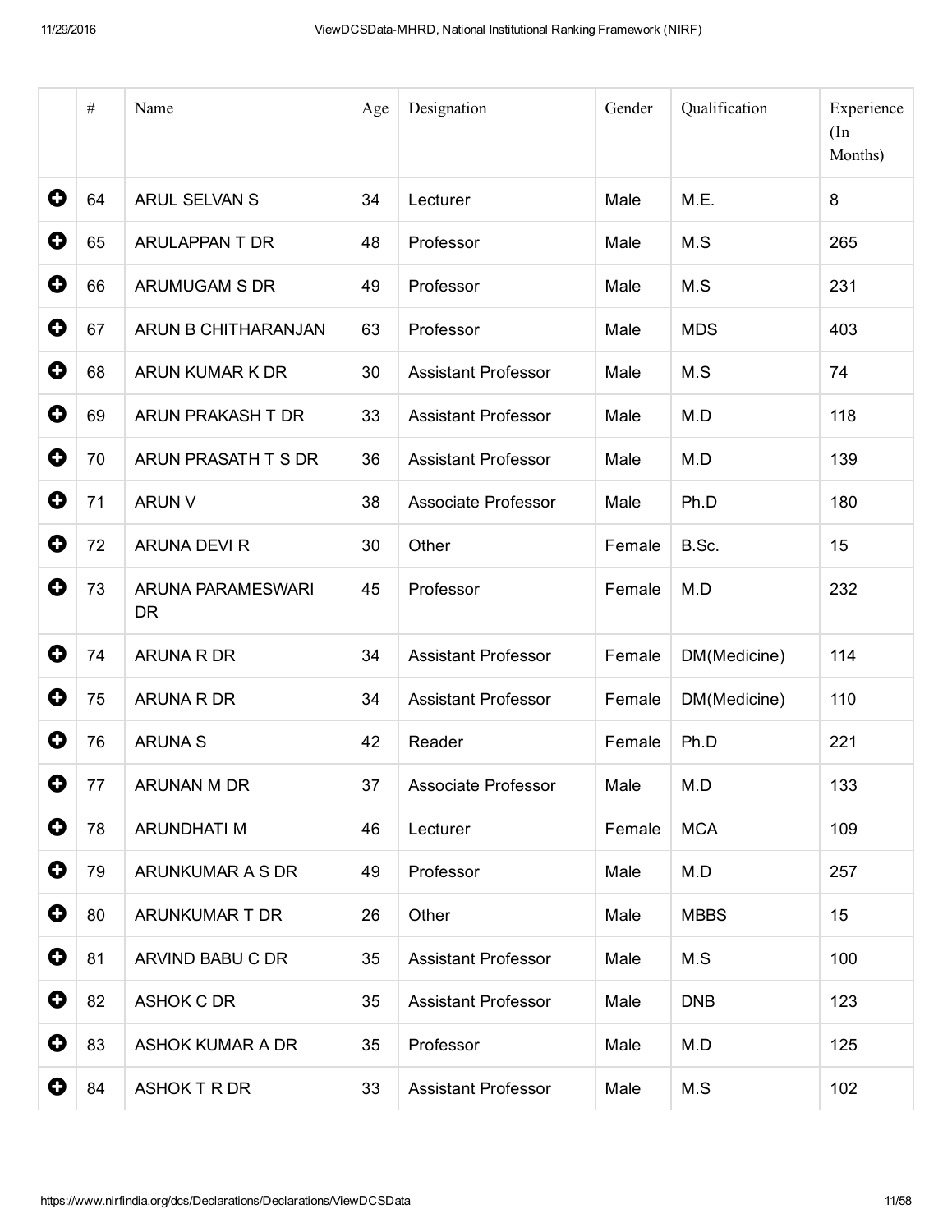|  | # | Name | Age | Designation | Gender | Qualification | Experience (In Months) |
|---|---|---|---|---|---|---|---|
| ⊕ | 64 | ARUL SELVAN S | 34 | Lecturer | Male | M.E. | 8 |
| ⊕ | 65 | ARULAPPAN T DR | 48 | Professor | Male | M.S | 265 |
| ⊕ | 66 | ARUMUGAM S DR | 49 | Professor | Male | M.S | 231 |
| ⊕ | 67 | ARUN B CHITHARANJAN | 63 | Professor | Male | MDS | 403 |
| ⊕ | 68 | ARUN KUMAR K DR | 30 | Assistant Professor | Male | M.S | 74 |
| ⊕ | 69 | ARUN PRAKASH T DR | 33 | Assistant Professor | Male | M.D | 118 |
| ⊕ | 70 | ARUN PRASATH T S DR | 36 | Assistant Professor | Male | M.D | 139 |
| ⊕ | 71 | ARUN V | 38 | Associate Professor | Male | Ph.D | 180 |
| ⊕ | 72 | ARUNA DEVI R | 30 | Other | Female | B.Sc. | 15 |
| ⊕ | 73 | ARUNA PARAMESWARI DR | 45 | Professor | Female | M.D | 232 |
| ⊕ | 74 | ARUNA R DR | 34 | Assistant Professor | Female | DM(Medicine) | 114 |
| ⊕ | 75 | ARUNA R DR | 34 | Assistant Professor | Female | DM(Medicine) | 110 |
| ⊕ | 76 | ARUNA S | 42 | Reader | Female | Ph.D | 221 |
| ⊕ | 77 | ARUNAN M DR | 37 | Associate Professor | Male | M.D | 133 |
| ⊕ | 78 | ARUNDHATI M | 46 | Lecturer | Female | MCA | 109 |
| ⊕ | 79 | ARUNKUMAR A S DR | 49 | Professor | Male | M.D | 257 |
| ⊕ | 80 | ARUNKUMAR T DR | 26 | Other | Male | MBBS | 15 |
| ⊕ | 81 | ARVIND BABU C DR | 35 | Assistant Professor | Male | M.S | 100 |
| ⊕ | 82 | ASHOK C DR | 35 | Assistant Professor | Male | DNB | 123 |
| ⊕ | 83 | ASHOK KUMAR A DR | 35 | Professor | Male | M.D | 125 |
| ⊕ | 84 | ASHOK T R DR | 33 | Assistant Professor | Male | M.S | 102 |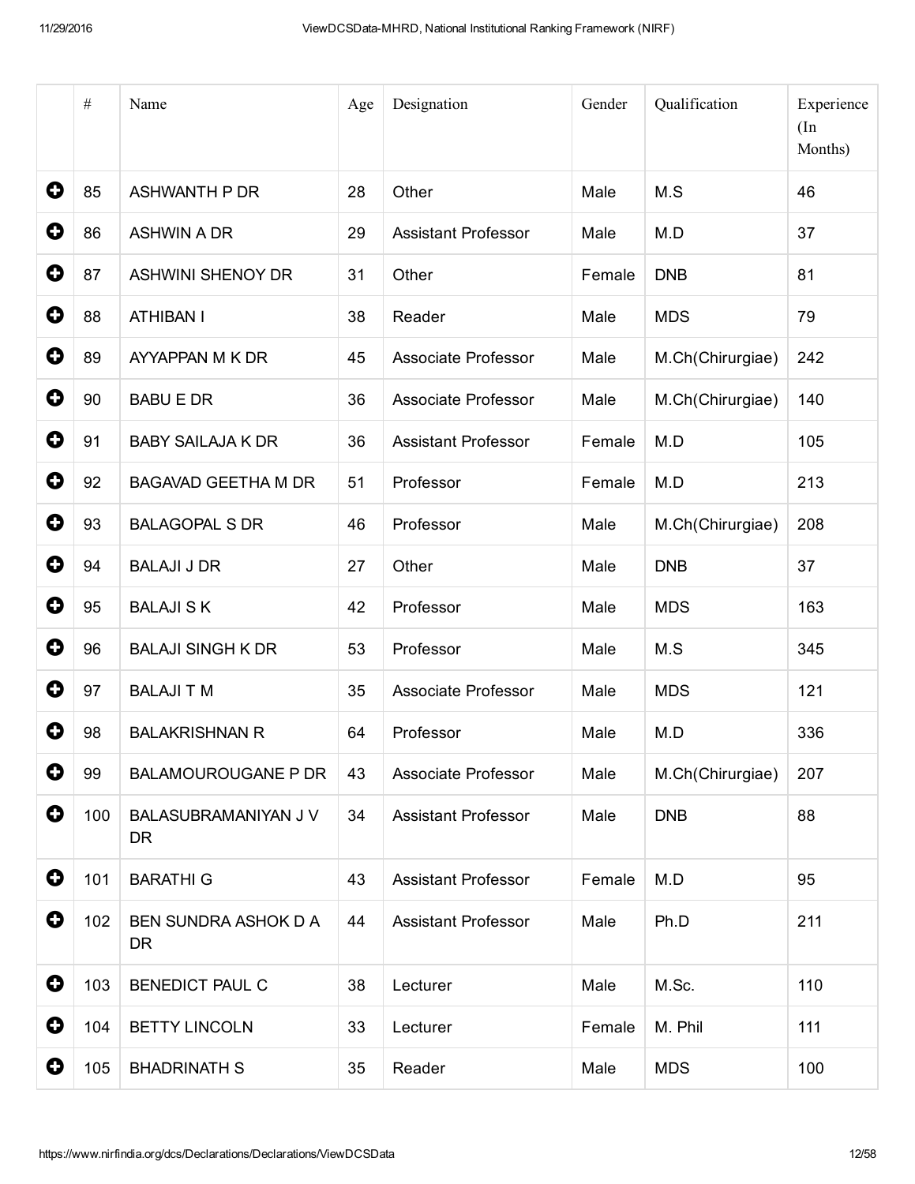| | # | Name | Age | Designation | Gender | Qualification | Experience (In Months) |
|---|---|---|---|---|---|---|---|
| | 85 | ASHWANTH P DR | 28 | Other | Male | M.S | 46 |
| | 86 | ASHWIN A DR | 29 | Assistant Professor | Male | M.D | 37 |
| | 87 | ASHWINI SHENOY DR | 31 | Other | Female | DNB | 81 |
| | 88 | ATHIBAN I | 38 | Reader | Male | MDS | 79 |
| | 89 | AYYAPPAN M K DR | 45 | Associate Professor | Male | M.Ch(Chirurgiae) | 242 |
| | 90 | BABU E DR | 36 | Associate Professor | Male | M.Ch(Chirurgiae) | 140 |
| | 91 | BABY SAILAJA K DR | 36 | Assistant Professor | Female | M.D | 105 |
| | 92 | BAGAVAD GEETHA M DR | 51 | Professor | Female | M.D | 213 |
| | 93 | BALAGOPAL S DR | 46 | Professor | Male | M.Ch(Chirurgiae) | 208 |
| | 94 | BALAJI J DR | 27 | Other | Male | DNB | 37 |
| | 95 | BALAJI S K | 42 | Professor | Male | MDS | 163 |
| | 96 | BALAJI SINGH K DR | 53 | Professor | Male | M.S | 345 |
| | 97 | BALAJI T M | 35 | Associate Professor | Male | MDS | 121 |
| | 98 | BALAKRISHNAN R | 64 | Professor | Male | M.D | 336 |
| | 99 | BALAMOUROUGANE P DR | 43 | Associate Professor | Male | M.Ch(Chirurgiae) | 207 |
| | 100 | BALASUBRAMANIYAN J V DR | 34 | Assistant Professor | Male | DNB | 88 |
| | 101 | BARATHI G | 43 | Assistant Professor | Female | M.D | 95 |
| | 102 | BEN SUNDRA ASHOK D A DR | 44 | Assistant Professor | Male | Ph.D | 211 |
| | 103 | BENEDICT PAUL C | 38 | Lecturer | Male | M.Sc. | 110 |
| | 104 | BETTY LINCOLN | 33 | Lecturer | Female | M. Phil | 111 |
| | 105 | BHADRINATH S | 35 | Reader | Male | MDS | 100 |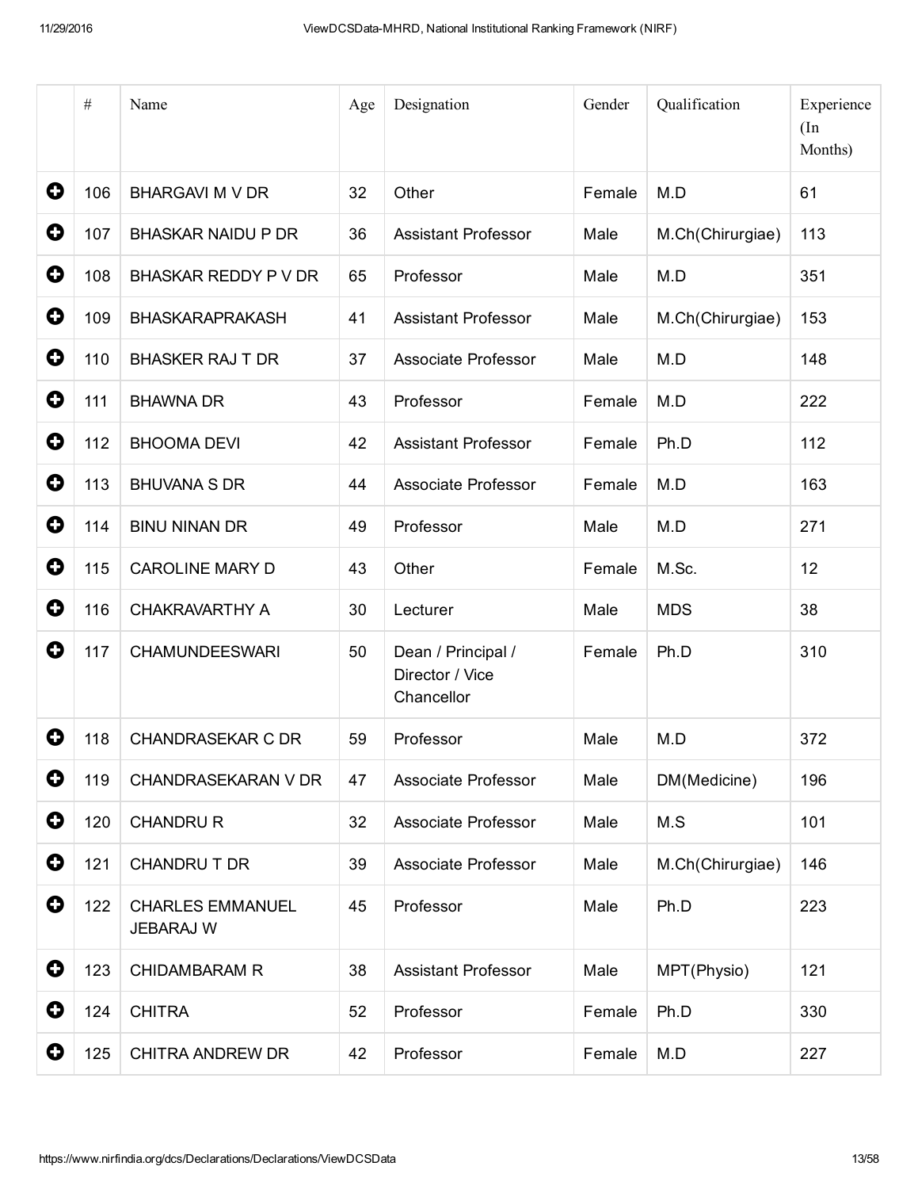| | # | Name | Age | Designation | Gender | Qualification | Experience (In Months) |
|---|---|---|---|---|---|---|---|
| ⊕ | 106 | BHARGAVI M V DR | 32 | Other | Female | M.D | 61 |
| ⊕ | 107 | BHASKAR NAIDU P DR | 36 | Assistant Professor | Male | M.Ch(Chirurgiae) | 113 |
| ⊕ | 108 | BHASKAR REDDY P V DR | 65 | Professor | Male | M.D | 351 |
| ⊕ | 109 | BHASKARAPRAKASH | 41 | Assistant Professor | Male | M.Ch(Chirurgiae) | 153 |
| ⊕ | 110 | BHASKER RAJ T DR | 37 | Associate Professor | Male | M.D | 148 |
| ⊕ | 111 | BHAWNA DR | 43 | Professor | Female | M.D | 222 |
| ⊕ | 112 | BHOOMA DEVI | 42 | Assistant Professor | Female | Ph.D | 112 |
| ⊕ | 113 | BHUVANA S DR | 44 | Associate Professor | Female | M.D | 163 |
| ⊕ | 114 | BINU NINAN DR | 49 | Professor | Male | M.D | 271 |
| ⊕ | 115 | CAROLINE MARY D | 43 | Other | Female | M.Sc. | 12 |
| ⊕ | 116 | CHAKRAVARTHY A | 30 | Lecturer | Male | MDS | 38 |
| ⊕ | 117 | CHAMUNDEESWARI | 50 | Dean / Principal / Director / Vice Chancellor | Female | Ph.D | 310 |
| ⊕ | 118 | CHANDRASEKAR C DR | 59 | Professor | Male | M.D | 372 |
| ⊕ | 119 | CHANDRASEKARAN V DR | 47 | Associate Professor | Male | DM(Medicine) | 196 |
| ⊕ | 120 | CHANDRU R | 32 | Associate Professor | Male | M.S | 101 |
| ⊕ | 121 | CHANDRU T DR | 39 | Associate Professor | Male | M.Ch(Chirurgiae) | 146 |
| ⊕ | 122 | CHARLES EMMANUEL JEBARAJ W | 45 | Professor | Male | Ph.D | 223 |
| ⊕ | 123 | CHIDAMBARAM R | 38 | Assistant Professor | Male | MPT(Physio) | 121 |
| ⊕ | 124 | CHITRA | 52 | Professor | Female | Ph.D | 330 |
| ⊕ | 125 | CHITRA ANDREW DR | 42 | Professor | Female | M.D | 227 |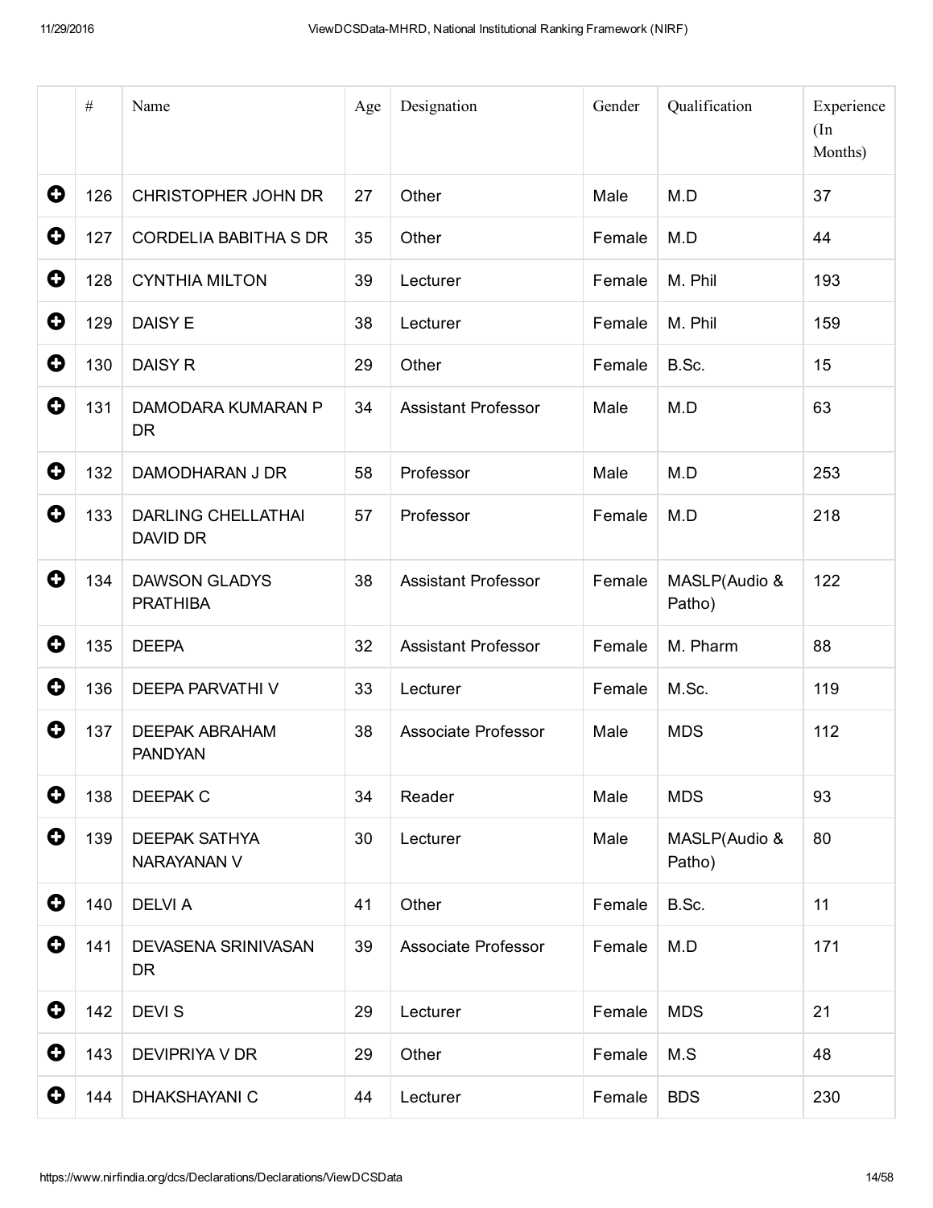| | # | Name | Age | Designation | Gender | Qualification | Experience (In Months) |
|---|---|---|---|---|---|---|---|
| ⊕ | 126 | CHRISTOPHER JOHN DR | 27 | Other | Male | M.D | 37 |
| ⊕ | 127 | CORDELIA BABITHA S DR | 35 | Other | Female | M.D | 44 |
| ⊕ | 128 | CYNTHIA MILTON | 39 | Lecturer | Female | M. Phil | 193 |
| ⊕ | 129 | DAISY E | 38 | Lecturer | Female | M. Phil | 159 |
| ⊕ | 130 | DAISY R | 29 | Other | Female | B.Sc. | 15 |
| ⊕ | 131 | DAMODARA KUMARAN P DR | 34 | Assistant Professor | Male | M.D | 63 |
| ⊕ | 132 | DAMODHARAN J DR | 58 | Professor | Male | M.D | 253 |
| ⊕ | 133 | DARLING CHELLATHAI DAVID DR | 57 | Professor | Female | M.D | 218 |
| ⊕ | 134 | DAWSON GLADYS PRATHIBA | 38 | Assistant Professor | Female | MASLP(Audio & Patho) | 122 |
| ⊕ | 135 | DEEPA | 32 | Assistant Professor | Female | M. Pharm | 88 |
| ⊕ | 136 | DEEPA PARVATHI V | 33 | Lecturer | Female | M.Sc. | 119 |
| ⊕ | 137 | DEEPAK ABRAHAM PANDYAN | 38 | Associate Professor | Male | MDS | 112 |
| ⊕ | 138 | DEEPAK C | 34 | Reader | Male | MDS | 93 |
| ⊕ | 139 | DEEPAK SATHYA NARAYANAN V | 30 | Lecturer | Male | MASLP(Audio & Patho) | 80 |
| ⊕ | 140 | DELVI A | 41 | Other | Female | B.Sc. | 11 |
| ⊕ | 141 | DEVASENA SRINIVASAN DR | 39 | Associate Professor | Female | M.D | 171 |
| ⊕ | 142 | DEVI S | 29 | Lecturer | Female | MDS | 21 |
| ⊕ | 143 | DEVIPRIYA V DR | 29 | Other | Female | M.S | 48 |
| ⊕ | 144 | DHAKSHAYANI C | 44 | Lecturer | Female | BDS | 230 |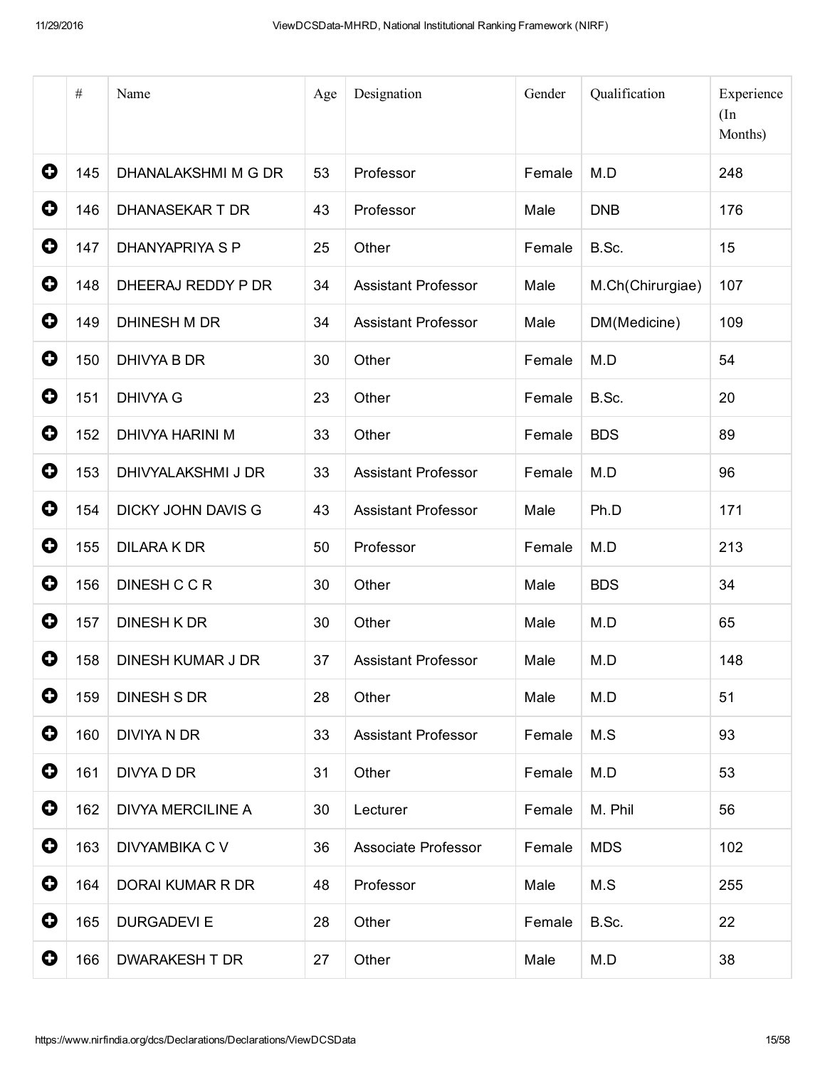| | # | Name | Age | Designation | Gender | Qualification | Experience (In Months) |
|---|---|---|---|---|---|---|---|
| ➕ | 145 | DHANALAKSHMI M G DR | 53 | Professor | Female | M.D | 248 |
| ➕ | 146 | DHANASEKAR T DR | 43 | Professor | Male | DNB | 176 |
| ➕ | 147 | DHANYAPRIYA S P | 25 | Other | Female | B.Sc. | 15 |
| ➕ | 148 | DHEERAJ REDDY P DR | 34 | Assistant Professor | Male | M.Ch(Chirurgiae) | 107 |
| ➕ | 149 | DHINESH M DR | 34 | Assistant Professor | Male | DM(Medicine) | 109 |
| ➕ | 150 | DHIVYA B DR | 30 | Other | Female | M.D | 54 |
| ➕ | 151 | DHIVYA G | 23 | Other | Female | B.Sc. | 20 |
| ➕ | 152 | DHIVYA HARINI M | 33 | Other | Female | BDS | 89 |
| ➕ | 153 | DHIVYALAKSHMI J DR | 33 | Assistant Professor | Female | M.D | 96 |
| ➕ | 154 | DICKY JOHN DAVIS G | 43 | Assistant Professor | Male | Ph.D | 171 |
| ➕ | 155 | DILARA K DR | 50 | Professor | Female | M.D | 213 |
| ➕ | 156 | DINESH C C R | 30 | Other | Male | BDS | 34 |
| ➕ | 157 | DINESH K DR | 30 | Other | Male | M.D | 65 |
| ➕ | 158 | DINESH KUMAR J DR | 37 | Assistant Professor | Male | M.D | 148 |
| ➕ | 159 | DINESH S DR | 28 | Other | Male | M.D | 51 |
| ➕ | 160 | DIVIYA N DR | 33 | Assistant Professor | Female | M.S | 93 |
| ➕ | 161 | DIVYA D DR | 31 | Other | Female | M.D | 53 |
| ➕ | 162 | DIVYA MERCILINE A | 30 | Lecturer | Female | M. Phil | 56 |
| ➕ | 163 | DIVYAMBIKA C V | 36 | Associate Professor | Female | MDS | 102 |
| ➕ | 164 | DORAI KUMAR R DR | 48 | Professor | Male | M.S | 255 |
| ➕ | 165 | DURGADEVI E | 28 | Other | Female | B.Sc. | 22 |
| ➕ | 166 | DWARAKESH T DR | 27 | Other | Male | M.D | 38 |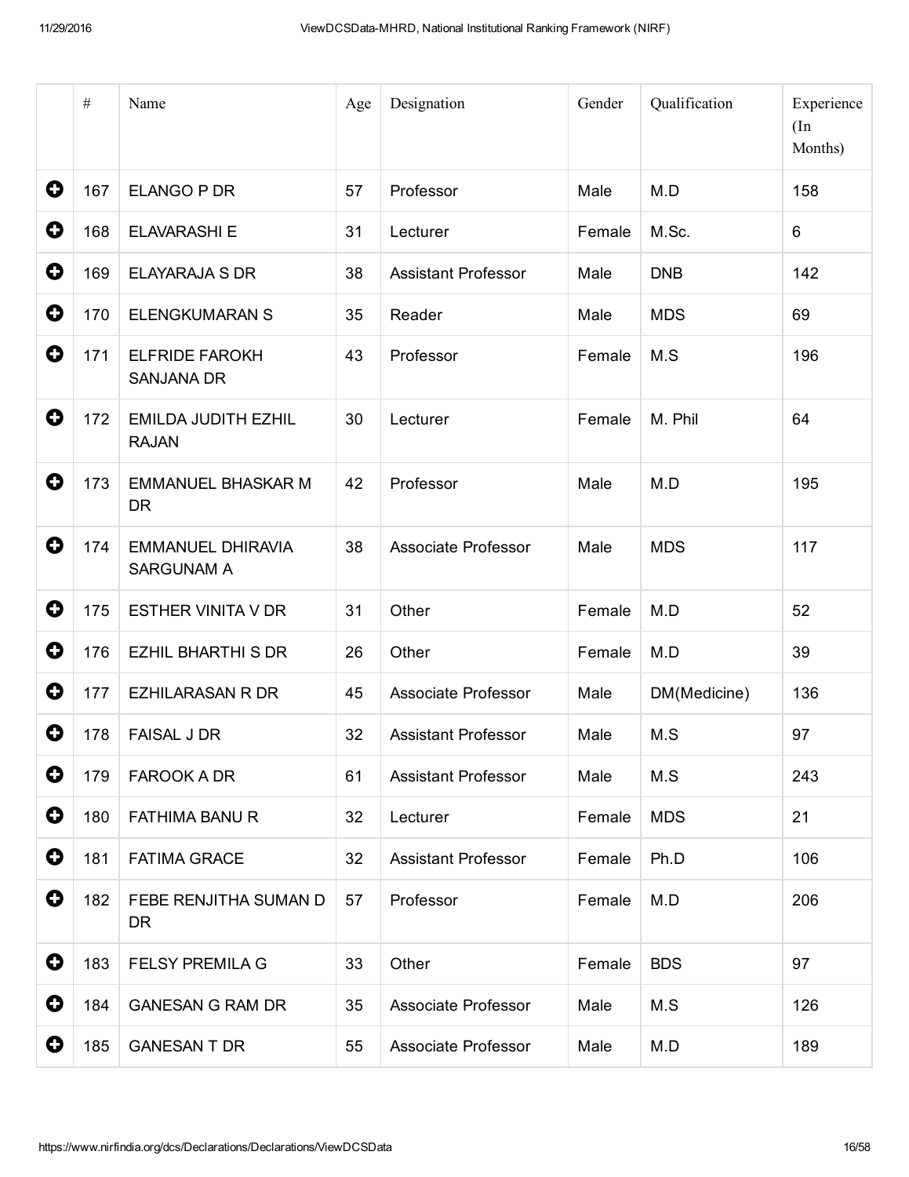| | # | Name | Age | Designation | Gender | Qualification | Experience (In Months) |
|---|---|---|---|---|---|---|---|
| + | 167 | ELANGO P DR | 57 | Professor | Male | M.D | 158 |
| + | 168 | ELAVARASHI E | 31 | Lecturer | Female | M.Sc. | 6 |
| + | 169 | ELAYARAJA S DR | 38 | Assistant Professor | Male | DNB | 142 |
| + | 170 | ELENGKUMARAN S | 35 | Reader | Male | MDS | 69 |
| + | 171 | ELFRIDE FAROKH SANJANA DR | 43 | Professor | Female | M.S | 196 |
| + | 172 | EMILDA JUDITH EZHIL RAJAN | 30 | Lecturer | Female | M. Phil | 64 |
| + | 173 | EMMANUEL BHASKAR M DR | 42 | Professor | Male | M.D | 195 |
| + | 174 | EMMANUEL DHIRAVIA SARGUNAM A | 38 | Associate Professor | Male | MDS | 117 |
| + | 175 | ESTHER VINITA V DR | 31 | Other | Female | M.D | 52 |
| + | 176 | EZHIL BHARTHI S DR | 26 | Other | Female | M.D | 39 |
| + | 177 | EZHILARASAN R DR | 45 | Associate Professor | Male | DM(Medicine) | 136 |
| + | 178 | FAISAL J DR | 32 | Assistant Professor | Male | M.S | 97 |
| + | 179 | FAROOK A DR | 61 | Assistant Professor | Male | M.S | 243 |
| + | 180 | FATHIMA BANU R | 32 | Lecturer | Female | MDS | 21 |
| + | 181 | FATIMA GRACE | 32 | Assistant Professor | Female | Ph.D | 106 |
| + | 182 | FEBE RENJITHA SUMAN D DR | 57 | Professor | Female | M.D | 206 |
| + | 183 | FELSY PREMILA G | 33 | Other | Female | BDS | 97 |
| + | 184 | GANESAN G RAM DR | 35 | Associate Professor | Male | M.S | 126 |
| + | 185 | GANESAN T DR | 55 | Associate Professor | Male | M.D | 189 |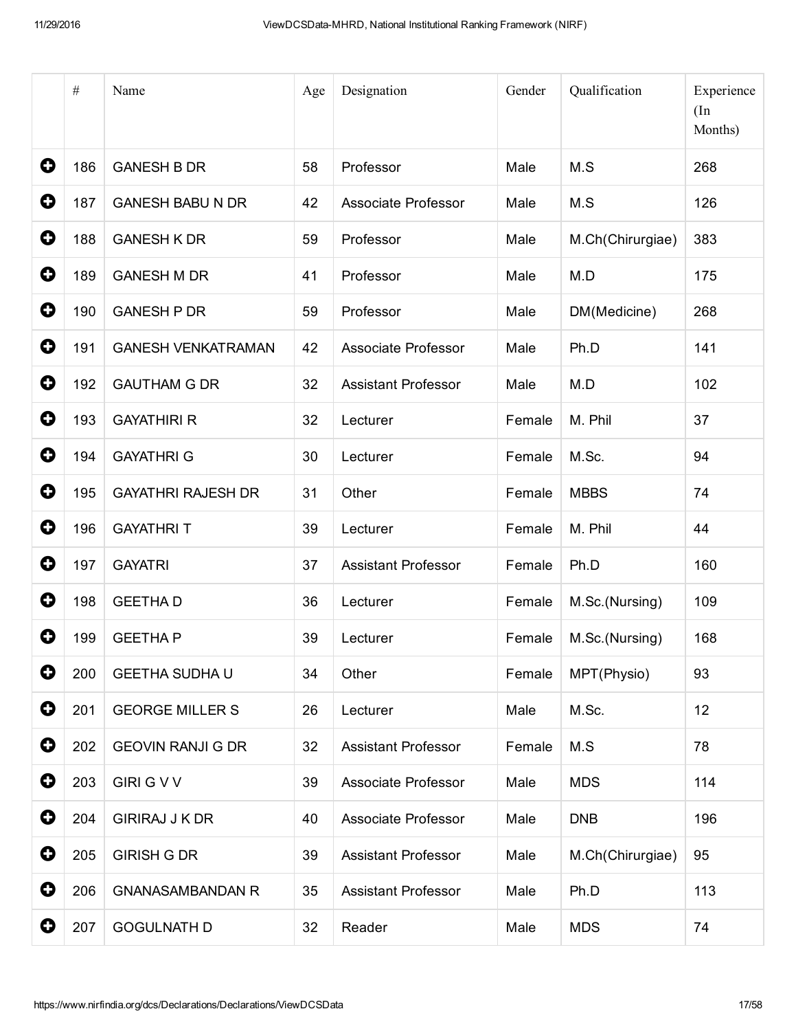| | # | Name | Age | Designation | Gender | Qualification | Experience (In Months) |
|---|---|---|---|---|---|---|---|
| ➕ | 186 | GANESH B DR | 58 | Professor | Male | M.S | 268 |
| ➕ | 187 | GANESH BABU N DR | 42 | Associate Professor | Male | M.S | 126 |
| ➕ | 188 | GANESH K DR | 59 | Professor | Male | M.Ch(Chirurgiae) | 383 |
| ➕ | 189 | GANESH M DR | 41 | Professor | Male | M.D | 175 |
| ➕ | 190 | GANESH P DR | 59 | Professor | Male | DM(Medicine) | 268 |
| ➕ | 191 | GANESH VENKATRAMAN | 42 | Associate Professor | Male | Ph.D | 141 |
| ➕ | 192 | GAUTHAM G DR | 32 | Assistant Professor | Male | M.D | 102 |
| ➕ | 193 | GAYATHIRI R | 32 | Lecturer | Female | M. Phil | 37 |
| ➕ | 194 | GAYATHRI G | 30 | Lecturer | Female | M.Sc. | 94 |
| ➕ | 195 | GAYATHRI RAJESH DR | 31 | Other | Female | MBBS | 74 |
| ➕ | 196 | GAYATHRI T | 39 | Lecturer | Female | M. Phil | 44 |
| ➕ | 197 | GAYATRI | 37 | Assistant Professor | Female | Ph.D | 160 |
| ➕ | 198 | GEETHA D | 36 | Lecturer | Female | M.Sc.(Nursing) | 109 |
| ➕ | 199 | GEETHA P | 39 | Lecturer | Female | M.Sc.(Nursing) | 168 |
| ➕ | 200 | GEETHA SUDHA U | 34 | Other | Female | MPT(Physio) | 93 |
| ➕ | 201 | GEORGE MILLER S | 26 | Lecturer | Male | M.Sc. | 12 |
| ➕ | 202 | GEOVIN RANJI G DR | 32 | Assistant Professor | Female | M.S | 78 |
| ➕ | 203 | GIRI G V V | 39 | Associate Professor | Male | MDS | 114 |
| ➕ | 204 | GIRIRAJ J K DR | 40 | Associate Professor | Male | DNB | 196 |
| ➕ | 205 | GIRISH G DR | 39 | Assistant Professor | Male | M.Ch(Chirurgiae) | 95 |
| ➕ | 206 | GNANASAMBANDAN R | 35 | Assistant Professor | Male | Ph.D | 113 |
| ➕ | 207 | GOGULNATH D | 32 | Reader | Male | MDS | 74 |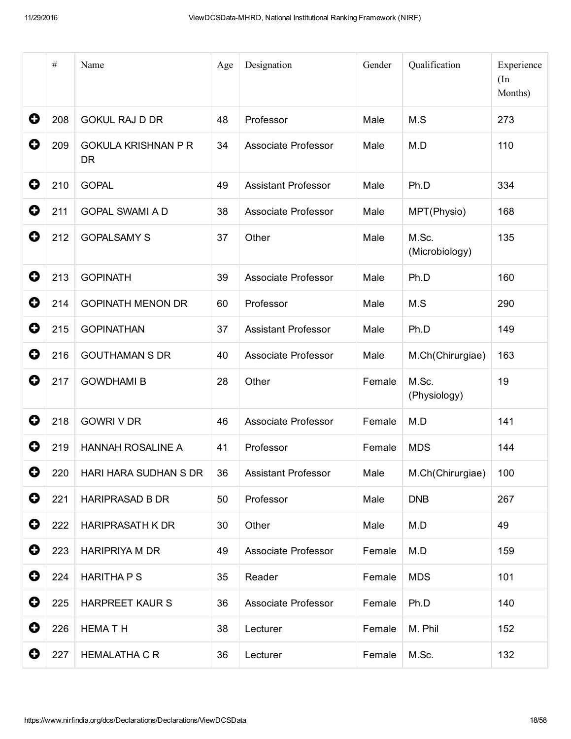| | # | Name | Age | Designation | Gender | Qualification | Experience (In Months) |
|---|---|---|---|---|---|---|---|
| ⊕ | 208 | GOKUL RAJ D DR | 48 | Professor | Male | M.S | 273 |
| ⊕ | 209 | GOKULA KRISHNAN P R DR | 34 | Associate Professor | Male | M.D | 110 |
| ⊕ | 210 | GOPAL | 49 | Assistant Professor | Male | Ph.D | 334 |
| ⊕ | 211 | GOPAL SWAMI A D | 38 | Associate Professor | Male | MPT(Physio) | 168 |
| ⊕ | 212 | GOPALSAMY S | 37 | Other | Male | M.Sc. (Microbiology) | 135 |
| ⊕ | 213 | GOPINATH | 39 | Associate Professor | Male | Ph.D | 160 |
| ⊕ | 214 | GOPINATH MENON DR | 60 | Professor | Male | M.S | 290 |
| ⊕ | 215 | GOPINATHAN | 37 | Assistant Professor | Male | Ph.D | 149 |
| ⊕ | 216 | GOUTHAMAN S DR | 40 | Associate Professor | Male | M.Ch(Chirurgiae) | 163 |
| ⊕ | 217 | GOWDHAMI B | 28 | Other | Female | M.Sc. (Physiology) | 19 |
| ⊕ | 218 | GOWRI V DR | 46 | Associate Professor | Female | M.D | 141 |
| ⊕ | 219 | HANNAH ROSALINE A | 41 | Professor | Female | MDS | 144 |
| ⊕ | 220 | HARI HARA SUDHAN S DR | 36 | Assistant Professor | Male | M.Ch(Chirurgiae) | 100 |
| ⊕ | 221 | HARIPRASAD B DR | 50 | Professor | Male | DNB | 267 |
| ⊕ | 222 | HARIPRASATH K DR | 30 | Other | Male | M.D | 49 |
| ⊕ | 223 | HARIPRIYA M DR | 49 | Associate Professor | Female | M.D | 159 |
| ⊕ | 224 | HARITHA P S | 35 | Reader | Female | MDS | 101 |
| ⊕ | 225 | HARPREET KAUR S | 36 | Associate Professor | Female | Ph.D | 140 |
| ⊕ | 226 | HEMA T H | 38 | Lecturer | Female | M. Phil | 152 |
| ⊕ | 227 | HEMALATHA C R | 36 | Lecturer | Female | M.Sc. | 132 |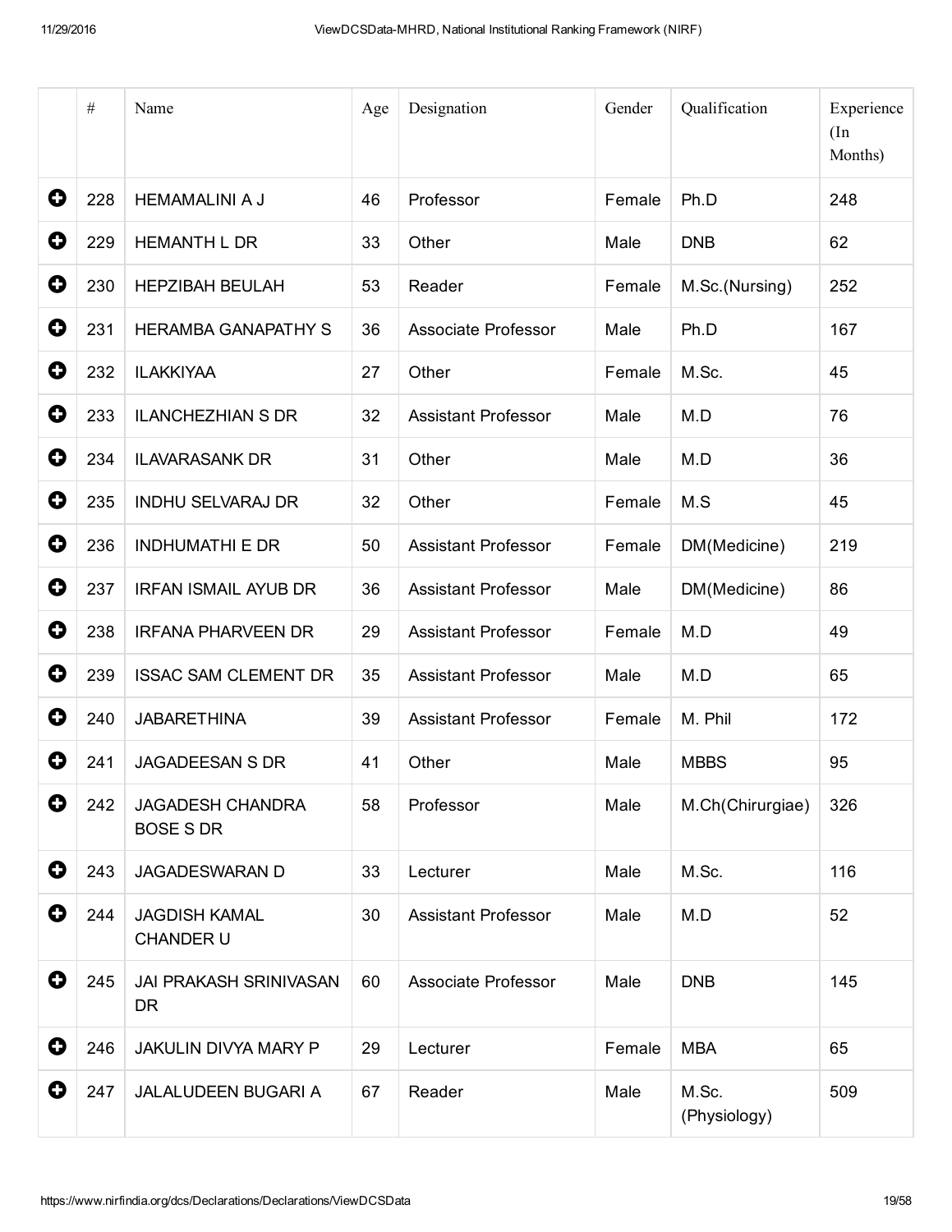| | # | Name | Age | Designation | Gender | Qualification | Experience (In Months) |
|---|---|---|---|---|---|---|---|
| ⊕ | 228 | HEMAMALINI A J | 46 | Professor | Female | Ph.D | 248 |
| ⊕ | 229 | HEMANTH L DR | 33 | Other | Male | DNB | 62 |
| ⊕ | 230 | HEPZIBAH BEULAH | 53 | Reader | Female | M.Sc.(Nursing) | 252 |
| ⊕ | 231 | HERAMBA GANAPATHY S | 36 | Associate Professor | Male | Ph.D | 167 |
| ⊕ | 232 | ILAKKIYAA | 27 | Other | Female | M.Sc. | 45 |
| ⊕ | 233 | ILANCHEZHIAN S DR | 32 | Assistant Professor | Male | M.D | 76 |
| ⊕ | 234 | ILAVARASANK DR | 31 | Other | Male | M.D | 36 |
| ⊕ | 235 | INDHU SELVARAJ DR | 32 | Other | Female | M.S | 45 |
| ⊕ | 236 | INDHUMATHI E DR | 50 | Assistant Professor | Female | DM(Medicine) | 219 |
| ⊕ | 237 | IRFAN ISMAIL AYUB DR | 36 | Assistant Professor | Male | DM(Medicine) | 86 |
| ⊕ | 238 | IRFANA PHARVEEN DR | 29 | Assistant Professor | Female | M.D | 49 |
| ⊕ | 239 | ISSAC SAM CLEMENT DR | 35 | Assistant Professor | Male | M.D | 65 |
| ⊕ | 240 | JABARETHINA | 39 | Assistant Professor | Female | M. Phil | 172 |
| ⊕ | 241 | JAGADEESAN S DR | 41 | Other | Male | MBBS | 95 |
| ⊕ | 242 | JAGADESH CHANDRA BOSE S DR | 58 | Professor | Male | M.Ch(Chirurgiae) | 326 |
| ⊕ | 243 | JAGADESWARAN D | 33 | Lecturer | Male | M.Sc. | 116 |
| ⊕ | 244 | JAGDISH KAMAL CHANDER U | 30 | Assistant Professor | Male | M.D | 52 |
| ⊕ | 245 | JAI PRAKASH SRINIVASAN DR | 60 | Associate Professor | Male | DNB | 145 |
| ⊕ | 246 | JAKULIN DIVYA MARY P | 29 | Lecturer | Female | MBA | 65 |
| ⊕ | 247 | JALALUDEEN BUGARI A | 67 | Reader | Male | M.Sc. (Physiology) | 509 |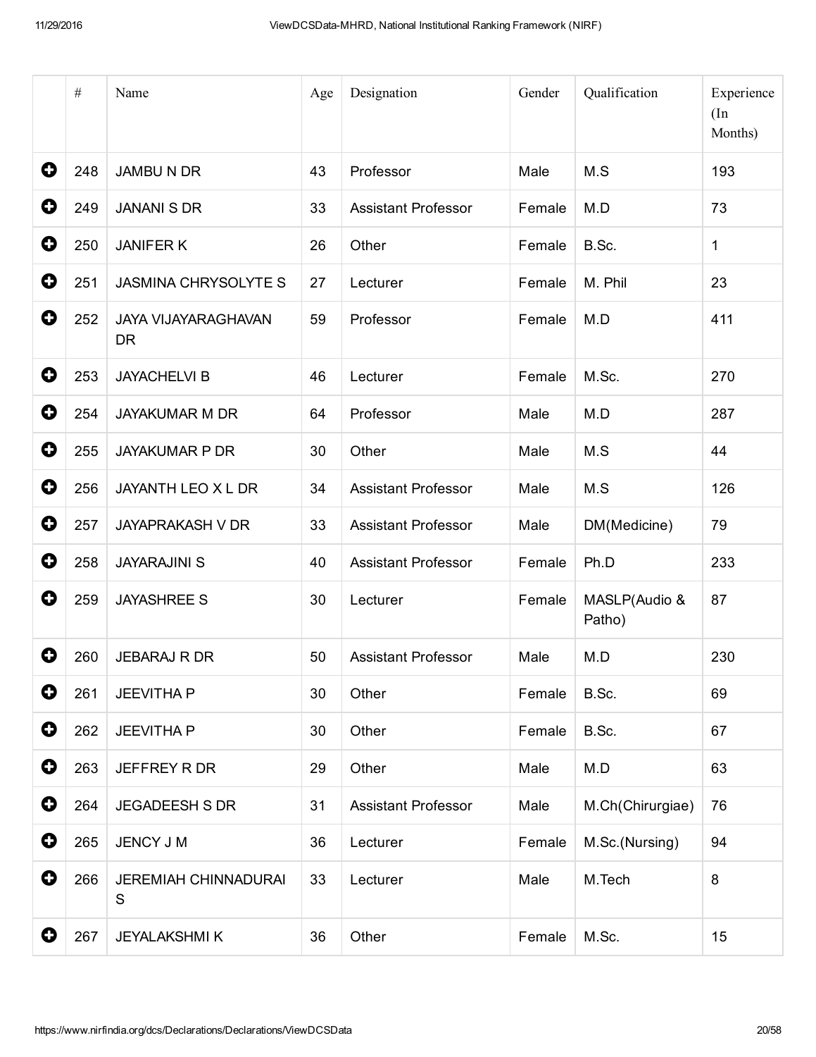| | # | Name | Age | Designation | Gender | Qualification | Experience (In Months) |
|---|---|---|---|---|---|---|---|
| ⊕ | 248 | JAMBU N DR | 43 | Professor | Male | M.S | 193 |
| ⊕ | 249 | JANANI S DR | 33 | Assistant Professor | Female | M.D | 73 |
| ⊕ | 250 | JANIFER K | 26 | Other | Female | B.Sc. | 1 |
| ⊕ | 251 | JASMINA CHRYSOLYTE S | 27 | Lecturer | Female | M. Phil | 23 |
| ⊕ | 252 | JAYA VIJAYARAGHAVAN DR | 59 | Professor | Female | M.D | 411 |
| ⊕ | 253 | JAYACHELVI B | 46 | Lecturer | Female | M.Sc. | 270 |
| ⊕ | 254 | JAYAKUMAR M DR | 64 | Professor | Male | M.D | 287 |
| ⊕ | 255 | JAYAKUMAR P DR | 30 | Other | Male | M.S | 44 |
| ⊕ | 256 | JAYANTH LEO X L DR | 34 | Assistant Professor | Male | M.S | 126 |
| ⊕ | 257 | JAYAPRAKASH V DR | 33 | Assistant Professor | Male | DM(Medicine) | 79 |
| ⊕ | 258 | JAYARAJINI S | 40 | Assistant Professor | Female | Ph.D | 233 |
| ⊕ | 259 | JAYASHREE S | 30 | Lecturer | Female | MASLP(Audio & Patho) | 87 |
| ⊕ | 260 | JEBARAJ R DR | 50 | Assistant Professor | Male | M.D | 230 |
| ⊕ | 261 | JEEVITHA P | 30 | Other | Female | B.Sc. | 69 |
| ⊕ | 262 | JEEVITHA P | 30 | Other | Female | B.Sc. | 67 |
| ⊕ | 263 | JEFFREY R DR | 29 | Other | Male | M.D | 63 |
| ⊕ | 264 | JEGADEESH S DR | 31 | Assistant Professor | Male | M.Ch(Chirurgiae) | 76 |
| ⊕ | 265 | JENCY J M | 36 | Lecturer | Female | M.Sc.(Nursing) | 94 |
| ⊕ | 266 | JEREMIAH CHINNADURAI S | 33 | Lecturer | Male | M.Tech | 8 |
| ⊕ | 267 | JEYALAKSHMI K | 36 | Other | Female | M.Sc. | 15 |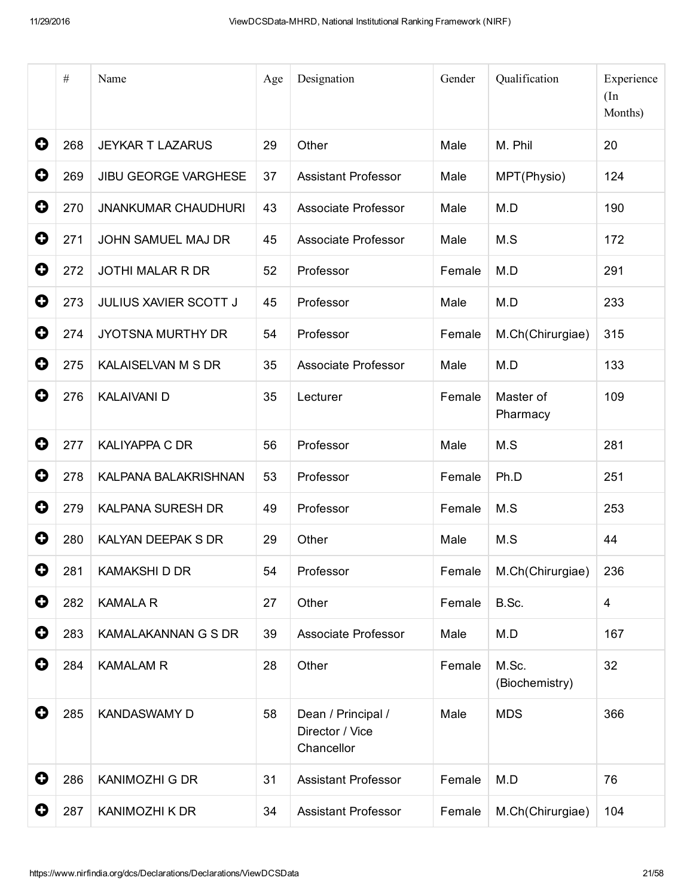| | # | Name | Age | Designation | Gender | Qualification | Experience (In Months) |
|---|---|---|---|---|---|---|---|
| ⊕ | 268 | JEYKAR T LAZARUS | 29 | Other | Male | M. Phil | 20 |
| ⊕ | 269 | JIBU GEORGE VARGHESE | 37 | Assistant Professor | Male | MPT(Physio) | 124 |
| ⊕ | 270 | JNANKUMAR CHAUDHURI | 43 | Associate Professor | Male | M.D | 190 |
| ⊕ | 271 | JOHN SAMUEL MAJ DR | 45 | Associate Professor | Male | M.S | 172 |
| ⊕ | 272 | JOTHI MALAR R DR | 52 | Professor | Female | M.D | 291 |
| ⊕ | 273 | JULIUS XAVIER SCOTT J | 45 | Professor | Male | M.D | 233 |
| ⊕ | 274 | JYOTSNA MURTHY DR | 54 | Professor | Female | M.Ch(Chirurgiae) | 315 |
| ⊕ | 275 | KALAISELVAN M S DR | 35 | Associate Professor | Male | M.D | 133 |
| ⊕ | 276 | KALAIVANI D | 35 | Lecturer | Female | Master of Pharmacy | 109 |
| ⊕ | 277 | KALIYAPPA C DR | 56 | Professor | Male | M.S | 281 |
| ⊕ | 278 | KALPANA BALAKRISHNAN | 53 | Professor | Female | Ph.D | 251 |
| ⊕ | 279 | KALPANA SURESH DR | 49 | Professor | Female | M.S | 253 |
| ⊕ | 280 | KALYAN DEEPAK S DR | 29 | Other | Male | M.S | 44 |
| ⊕ | 281 | KAMAKSHI D DR | 54 | Professor | Female | M.Ch(Chirurgiae) | 236 |
| ⊕ | 282 | KAMALA R | 27 | Other | Female | B.Sc. | 4 |
| ⊕ | 283 | KAMALAKANNAN G S DR | 39 | Associate Professor | Male | M.D | 167 |
| ⊕ | 284 | KAMALAM R | 28 | Other | Female | M.Sc. (Biochemistry) | 32 |
| ⊕ | 285 | KANDASWAMY D | 58 | Dean / Principal / Director / Vice Chancellor | Male | MDS | 366 |
| ⊕ | 286 | KANIMOZHI G DR | 31 | Assistant Professor | Female | M.D | 76 |
| ⊕ | 287 | KANIMOZHI K DR | 34 | Assistant Professor | Female | M.Ch(Chirurgiae) | 104 |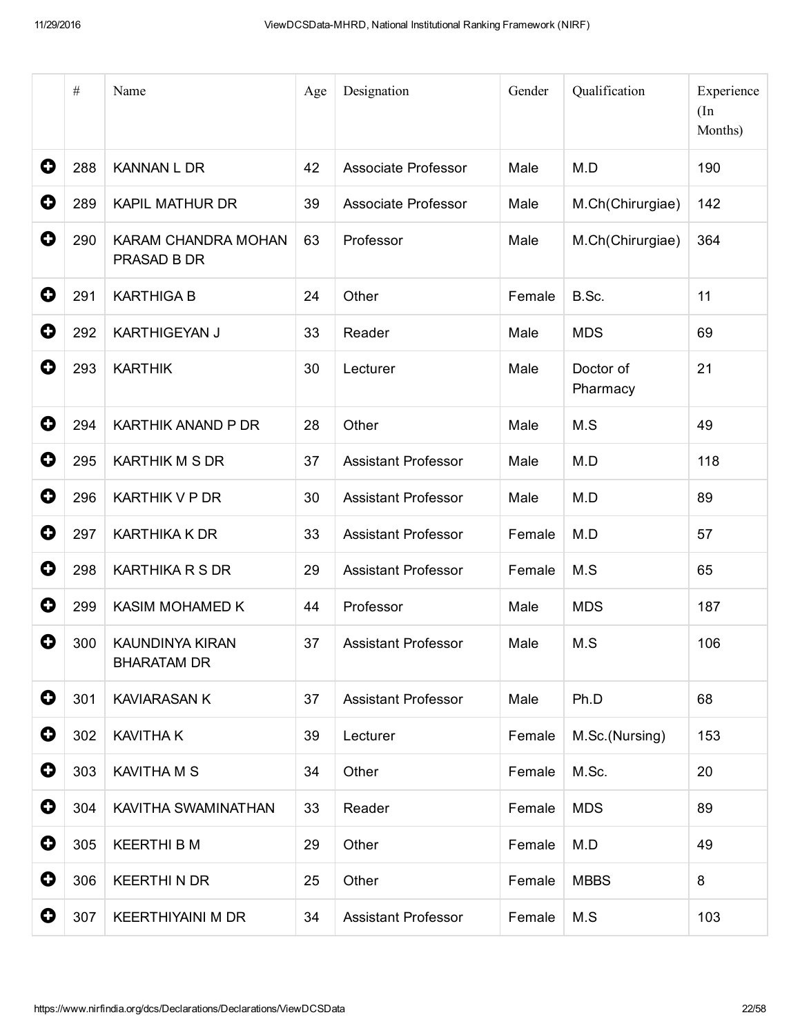| | # | Name | Age | Designation | Gender | Qualification | Experience (In Months) |
|---|---|---|---|---|---|---|---|
| | 288 | KANNAN L DR | 42 | Associate Professor | Male | M.D | 190 |
| | 289 | KAPIL MATHUR DR | 39 | Associate Professor | Male | M.Ch(Chirurgiae) | 142 |
| | 290 | KARAM CHANDRA MOHAN PRASAD B DR | 63 | Professor | Male | M.Ch(Chirurgiae) | 364 |
| | 291 | KARTHIGA B | 24 | Other | Female | B.Sc. | 11 |
| | 292 | KARTHIGEYAN J | 33 | Reader | Male | MDS | 69 |
| | 293 | KARTHIK | 30 | Lecturer | Male | Doctor of Pharmacy | 21 |
| | 294 | KARTHIK ANAND P DR | 28 | Other | Male | M.S | 49 |
| | 295 | KARTHIK M S DR | 37 | Assistant Professor | Male | M.D | 118 |
| | 296 | KARTHIK V P DR | 30 | Assistant Professor | Male | M.D | 89 |
| | 297 | KARTHIKA K DR | 33 | Assistant Professor | Female | M.D | 57 |
| | 298 | KARTHIKA R S DR | 29 | Assistant Professor | Female | M.S | 65 |
| | 299 | KASIM MOHAMED K | 44 | Professor | Male | MDS | 187 |
| | 300 | KAUNDINYA KIRAN BHARATAM DR | 37 | Assistant Professor | Male | M.S | 106 |
| | 301 | KAVIARASAN K | 37 | Assistant Professor | Male | Ph.D | 68 |
| | 302 | KAVITHA K | 39 | Lecturer | Female | M.Sc.(Nursing) | 153 |
| | 303 | KAVITHA M S | 34 | Other | Female | M.Sc. | 20 |
| | 304 | KAVITHA SWAMINATHAN | 33 | Reader | Female | MDS | 89 |
| | 305 | KEERTHI B M | 29 | Other | Female | M.D | 49 |
| | 306 | KEERTHI N DR | 25 | Other | Female | MBBS | 8 |
| | 307 | KEERTHIYAINI M DR | 34 | Assistant Professor | Female | M.S | 103 |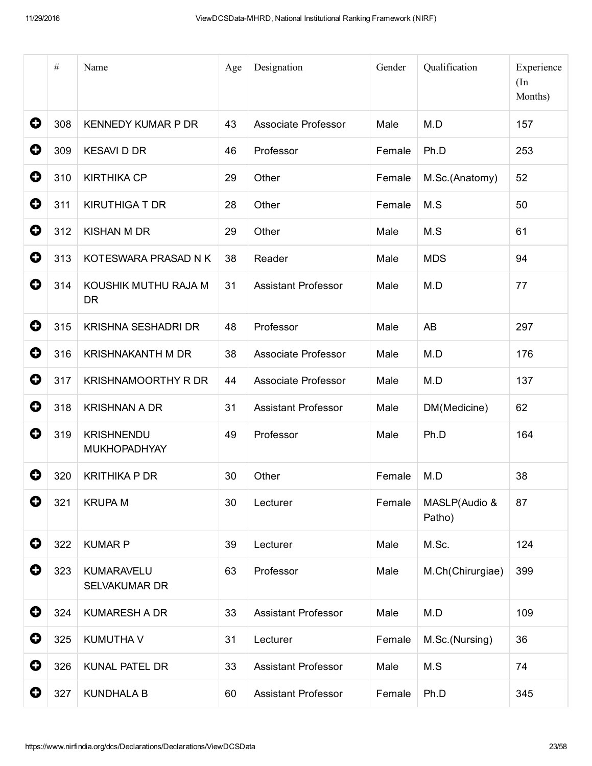| | # | Name | Age | Designation | Gender | Qualification | Experience (In Months) |
|---|---|---|---|---|---|---|---|
| ➕ | 308 | KENNEDY KUMAR P DR | 43 | Associate Professor | Male | M.D | 157 |
| ➕ | 309 | KESAVI D DR | 46 | Professor | Female | Ph.D | 253 |
| ➕ | 310 | KIRTHIKA CP | 29 | Other | Female | M.Sc.(Anatomy) | 52 |
| ➕ | 311 | KIRUTHIGA T DR | 28 | Other | Female | M.S | 50 |
| ➕ | 312 | KISHAN M DR | 29 | Other | Male | M.S | 61 |
| ➕ | 313 | KOTESWARA PRASAD N K | 38 | Reader | Male | MDS | 94 |
| ➕ | 314 | KOUSHIK MUTHU RAJA M DR | 31 | Assistant Professor | Male | M.D | 77 |
| ➕ | 315 | KRISHNA SESHADRI DR | 48 | Professor | Male | AB | 297 |
| ➕ | 316 | KRISHNAKANTH M DR | 38 | Associate Professor | Male | M.D | 176 |
| ➕ | 317 | KRISHNAMOORTHY R DR | 44 | Associate Professor | Male | M.D | 137 |
| ➕ | 318 | KRISHNAN A DR | 31 | Assistant Professor | Male | DM(Medicine) | 62 |
| ➕ | 319 | KRISHNENDU MUKHOPADHYAY | 49 | Professor | Male | Ph.D | 164 |
| ➕ | 320 | KRITHIKA P DR | 30 | Other | Female | M.D | 38 |
| ➕ | 321 | KRUPA M | 30 | Lecturer | Female | MASLP(Audio & Patho) | 87 |
| ➕ | 322 | KUMAR P | 39 | Lecturer | Male | M.Sc. | 124 |
| ➕ | 323 | KUMARAVELU SELVAKUMAR DR | 63 | Professor | Male | M.Ch(Chirurgiae) | 399 |
| ➕ | 324 | KUMARESH A DR | 33 | Assistant Professor | Male | M.D | 109 |
| ➕ | 325 | KUMUTHA V | 31 | Lecturer | Female | M.Sc.(Nursing) | 36 |
| ➕ | 326 | KUNAL PATEL DR | 33 | Assistant Professor | Male | M.S | 74 |
| ➕ | 327 | KUNDHALA B | 60 | Assistant Professor | Female | Ph.D | 345 |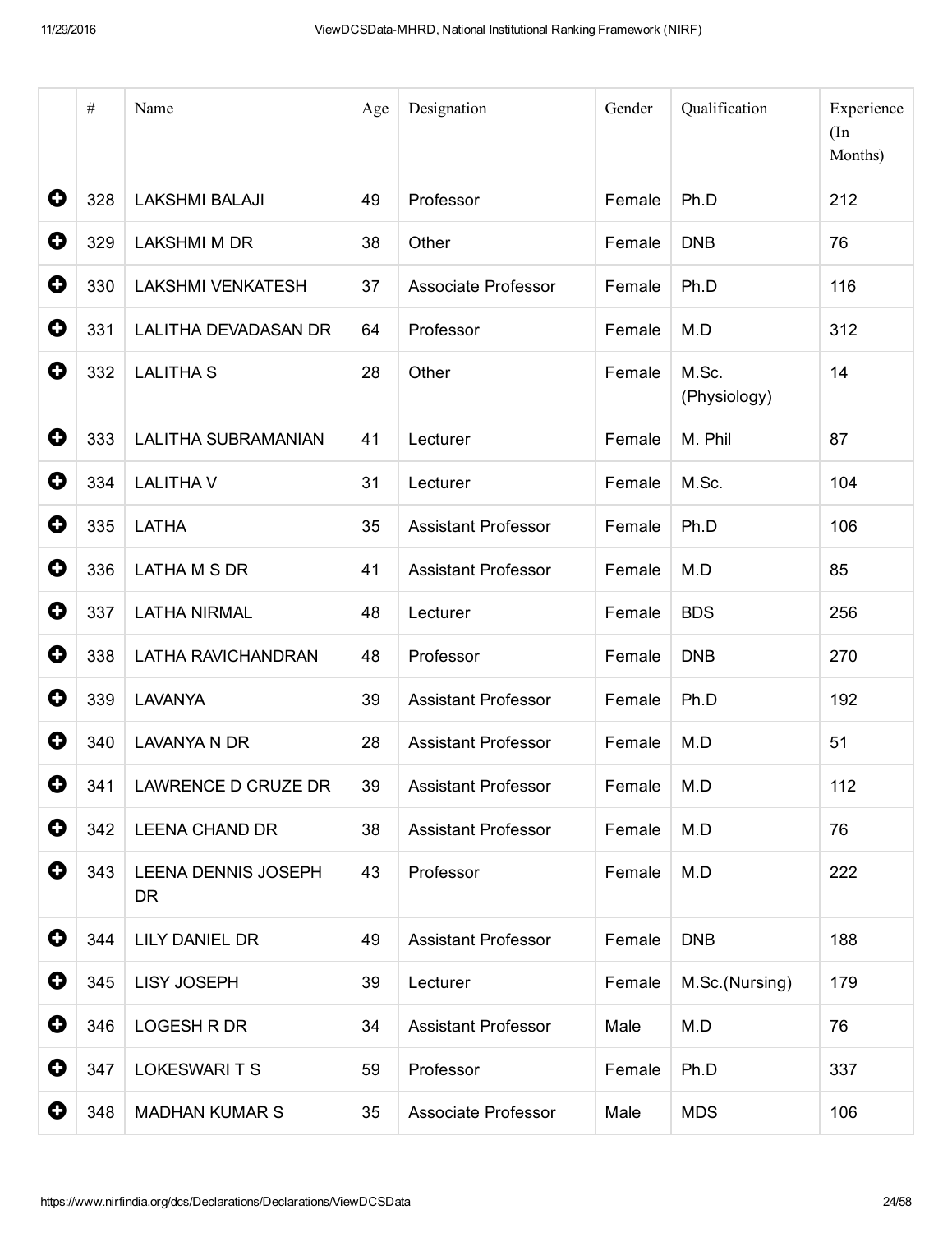| | # | Name | Age | Designation | Gender | Qualification | Experience (In Months) |
|---|---|---|---|---|---|---|---|
| | 328 | LAKSHMI BALAJI | 49 | Professor | Female | Ph.D | 212 |
| | 329 | LAKSHMI M DR | 38 | Other | Female | DNB | 76 |
| | 330 | LAKSHMI VENKATESH | 37 | Associate Professor | Female | Ph.D | 116 |
| | 331 | LALITHA DEVADASAN DR | 64 | Professor | Female | M.D | 312 |
| | 332 | LALITHA S | 28 | Other | Female | M.Sc. (Physiology) | 14 |
| | 333 | LALITHA SUBRAMANIAN | 41 | Lecturer | Female | M. Phil | 87 |
| | 334 | LALITHA V | 31 | Lecturer | Female | M.Sc. | 104 |
| | 335 | LATHA | 35 | Assistant Professor | Female | Ph.D | 106 |
| | 336 | LATHA M S DR | 41 | Assistant Professor | Female | M.D | 85 |
| | 337 | LATHA NIRMAL | 48 | Lecturer | Female | BDS | 256 |
| | 338 | LATHA RAVICHANDRAN | 48 | Professor | Female | DNB | 270 |
| | 339 | LAVANYA | 39 | Assistant Professor | Female | Ph.D | 192 |
| | 340 | LAVANYA N DR | 28 | Assistant Professor | Female | M.D | 51 |
| | 341 | LAWRENCE D CRUZE DR | 39 | Assistant Professor | Female | M.D | 112 |
| | 342 | LEENA CHAND DR | 38 | Assistant Professor | Female | M.D | 76 |
| | 343 | LEENA DENNIS JOSEPH DR | 43 | Professor | Female | M.D | 222 |
| | 344 | LILY DANIEL DR | 49 | Assistant Professor | Female | DNB | 188 |
| | 345 | LISY JOSEPH | 39 | Lecturer | Female | M.Sc.(Nursing) | 179 |
| | 346 | LOGESH R DR | 34 | Assistant Professor | Male | M.D | 76 |
| | 347 | LOKESWARI T S | 59 | Professor | Female | Ph.D | 337 |
| | 348 | MADHAN KUMAR S | 35 | Associate Professor | Male | MDS | 106 |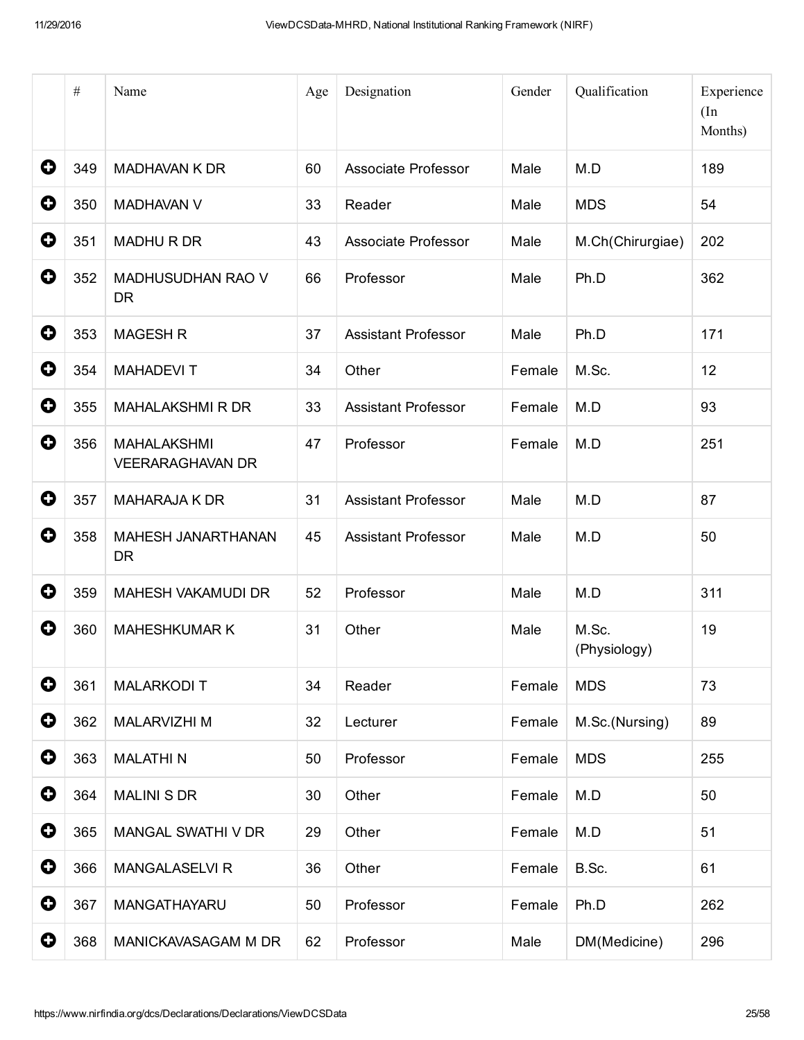| | # | Name | Age | Designation | Gender | Qualification | Experience (In Months) |
|---|---|---|---|---|---|---|---|
| | 349 | MADHAVAN K DR | 60 | Associate Professor | Male | M.D | 189 |
| | 350 | MADHAVAN V | 33 | Reader | Male | MDS | 54 |
| | 351 | MADHU R DR | 43 | Associate Professor | Male | M.Ch(Chirurgiae) | 202 |
| | 352 | MADHUSUDHAN RAO V DR | 66 | Professor | Male | Ph.D | 362 |
| | 353 | MAGESH R | 37 | Assistant Professor | Male | Ph.D | 171 |
| | 354 | MAHADEVI T | 34 | Other | Female | M.Sc. | 12 |
| | 355 | MAHALAKSHMI R DR | 33 | Assistant Professor | Female | M.D | 93 |
| | 356 | MAHALAKSHMI VEERARAGHAVAN DR | 47 | Professor | Female | M.D | 251 |
| | 357 | MAHARAJA K DR | 31 | Assistant Professor | Male | M.D | 87 |
| | 358 | MAHESH JANARTHANAN DR | 45 | Assistant Professor | Male | M.D | 50 |
| | 359 | MAHESH VAKAMUDI DR | 52 | Professor | Male | M.D | 311 |
| | 360 | MAHESHKUMAR K | 31 | Other | Male | M.Sc. (Physiology) | 19 |
| | 361 | MALARKODI T | 34 | Reader | Female | MDS | 73 |
| | 362 | MALARVIZHI M | 32 | Lecturer | Female | M.Sc.(Nursing) | 89 |
| | 363 | MALATHI N | 50 | Professor | Female | MDS | 255 |
| | 364 | MALINI S DR | 30 | Other | Female | M.D | 50 |
| | 365 | MANGAL SWATHI V DR | 29 | Other | Female | M.D | 51 |
| | 366 | MANGALASELVI R | 36 | Other | Female | B.Sc. | 61 |
| | 367 | MANGATHAYARU | 50 | Professor | Female | Ph.D | 262 |
| | 368 | MANICKAVASAGAM M DR | 62 | Professor | Male | DM(Medicine) | 296 |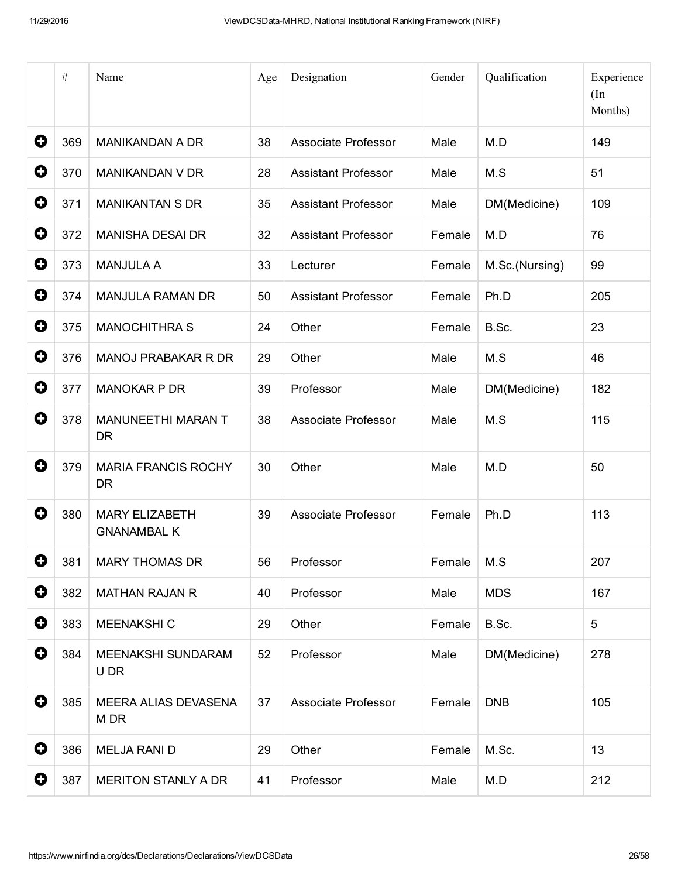| | # | Name | Age | Designation | Gender | Qualification | Experience (In Months) |
|---|---|---|---|---|---|---|---|
| ⊕ | 369 | MANIKANDAN A DR | 38 | Associate Professor | Male | M.D | 149 |
| ⊕ | 370 | MANIKANDAN V DR | 28 | Assistant Professor | Male | M.S | 51 |
| ⊕ | 371 | MANIKANTAN S DR | 35 | Assistant Professor | Male | DM(Medicine) | 109 |
| ⊕ | 372 | MANISHA DESAI DR | 32 | Assistant Professor | Female | M.D | 76 |
| ⊕ | 373 | MANJULA A | 33 | Lecturer | Female | M.Sc.(Nursing) | 99 |
| ⊕ | 374 | MANJULA RAMAN DR | 50 | Assistant Professor | Female | Ph.D | 205 |
| ⊕ | 375 | MANOCHITHRA S | 24 | Other | Female | B.Sc. | 23 |
| ⊕ | 376 | MANOJ PRABAKAR R DR | 29 | Other | Male | M.S | 46 |
| ⊕ | 377 | MANOKAR P DR | 39 | Professor | Male | DM(Medicine) | 182 |
| ⊕ | 378 | MANUNEETHI MARAN T DR | 38 | Associate Professor | Male | M.S | 115 |
| ⊕ | 379 | MARIA FRANCIS ROCHY DR | 30 | Other | Male | M.D | 50 |
| ⊕ | 380 | MARY ELIZABETH GNANAMBAL K | 39 | Associate Professor | Female | Ph.D | 113 |
| ⊕ | 381 | MARY THOMAS DR | 56 | Professor | Female | M.S | 207 |
| ⊕ | 382 | MATHAN RAJAN R | 40 | Professor | Male | MDS | 167 |
| ⊕ | 383 | MEENAKSHI C | 29 | Other | Female | B.Sc. | 5 |
| ⊕ | 384 | MEENAKSHI SUNDARAM U DR | 52 | Professor | Male | DM(Medicine) | 278 |
| ⊕ | 385 | MEERA ALIAS DEVASENA M DR | 37 | Associate Professor | Female | DNB | 105 |
| ⊕ | 386 | MELJA RANI D | 29 | Other | Female | M.Sc. | 13 |
| ⊕ | 387 | MERITON STANLY A DR | 41 | Professor | Male | M.D | 212 |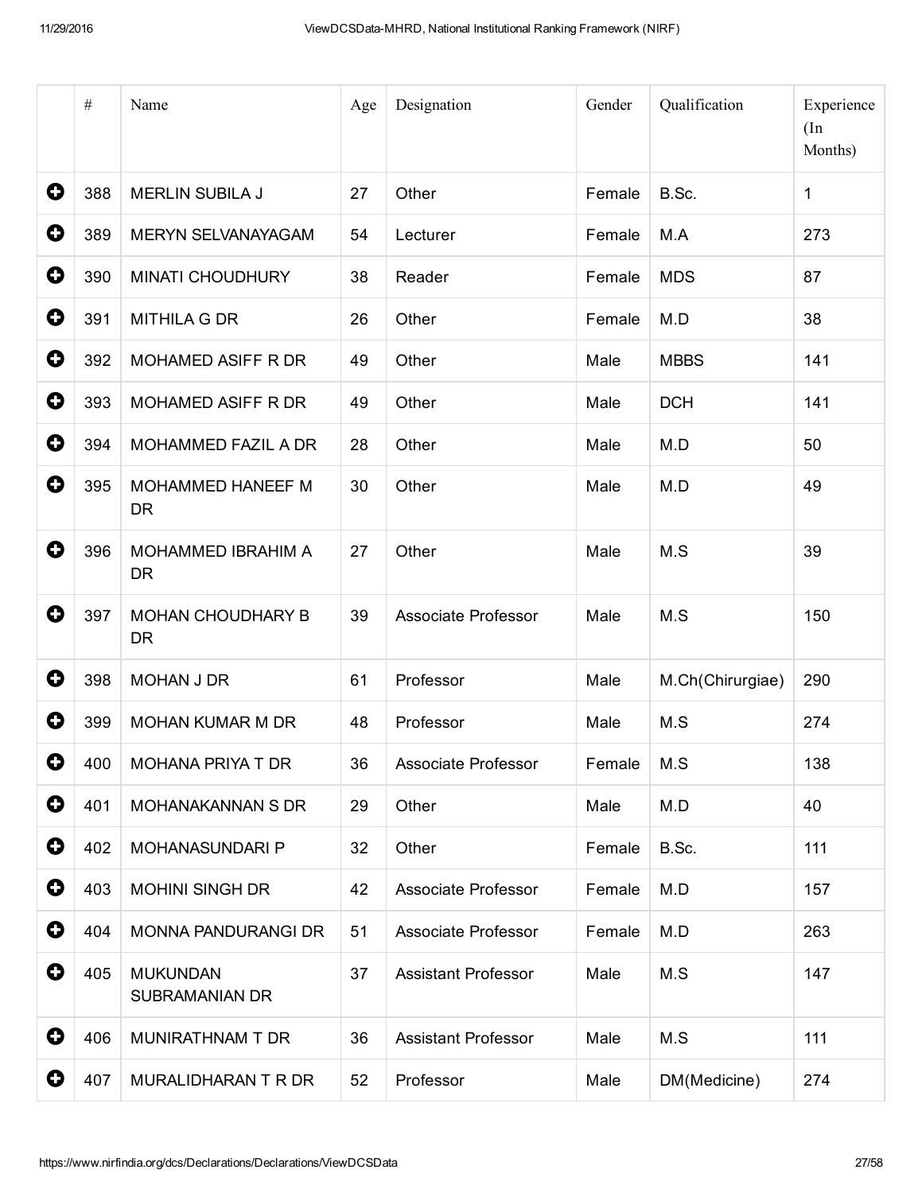| | # | Name | Age | Designation | Gender | Qualification | Experience (In Months) |
|---|---|---|---|---|---|---|---|
| ⊕ | 388 | MERLIN SUBILA J | 27 | Other | Female | B.Sc. | 1 |
| ⊕ | 389 | MERYN SELVANAYAGAM | 54 | Lecturer | Female | M.A | 273 |
| ⊕ | 390 | MINATI CHOUDHURY | 38 | Reader | Female | MDS | 87 |
| ⊕ | 391 | MITHILA G DR | 26 | Other | Female | M.D | 38 |
| ⊕ | 392 | MOHAMED ASIFF R DR | 49 | Other | Male | MBBS | 141 |
| ⊕ | 393 | MOHAMED ASIFF R DR | 49 | Other | Male | DCH | 141 |
| ⊕ | 394 | MOHAMMED FAZIL A DR | 28 | Other | Male | M.D | 50 |
| ⊕ | 395 | MOHAMMED HANEEF M DR | 30 | Other | Male | M.D | 49 |
| ⊕ | 396 | MOHAMMED IBRAHIM A DR | 27 | Other | Male | M.S | 39 |
| ⊕ | 397 | MOHAN CHOUDHARY B DR | 39 | Associate Professor | Male | M.S | 150 |
| ⊕ | 398 | MOHAN J DR | 61 | Professor | Male | M.Ch(Chirurgiae) | 290 |
| ⊕ | 399 | MOHAN KUMAR M DR | 48 | Professor | Male | M.S | 274 |
| ⊕ | 400 | MOHANA PRIYA T DR | 36 | Associate Professor | Female | M.S | 138 |
| ⊕ | 401 | MOHANAKANNAN S DR | 29 | Other | Male | M.D | 40 |
| ⊕ | 402 | MOHANASUNDARI P | 32 | Other | Female | B.Sc. | 111 |
| ⊕ | 403 | MOHINI SINGH DR | 42 | Associate Professor | Female | M.D | 157 |
| ⊕ | 404 | MONNA PANDURANGI DR | 51 | Associate Professor | Female | M.D | 263 |
| ⊕ | 405 | MUKUNDAN SUBRAMANIAN DR | 37 | Assistant Professor | Male | M.S | 147 |
| ⊕ | 406 | MUNIRATHNAM T DR | 36 | Assistant Professor | Male | M.S | 111 |
| ⊕ | 407 | MURALIDHARAN T R DR | 52 | Professor | Male | DM(Medicine) | 274 |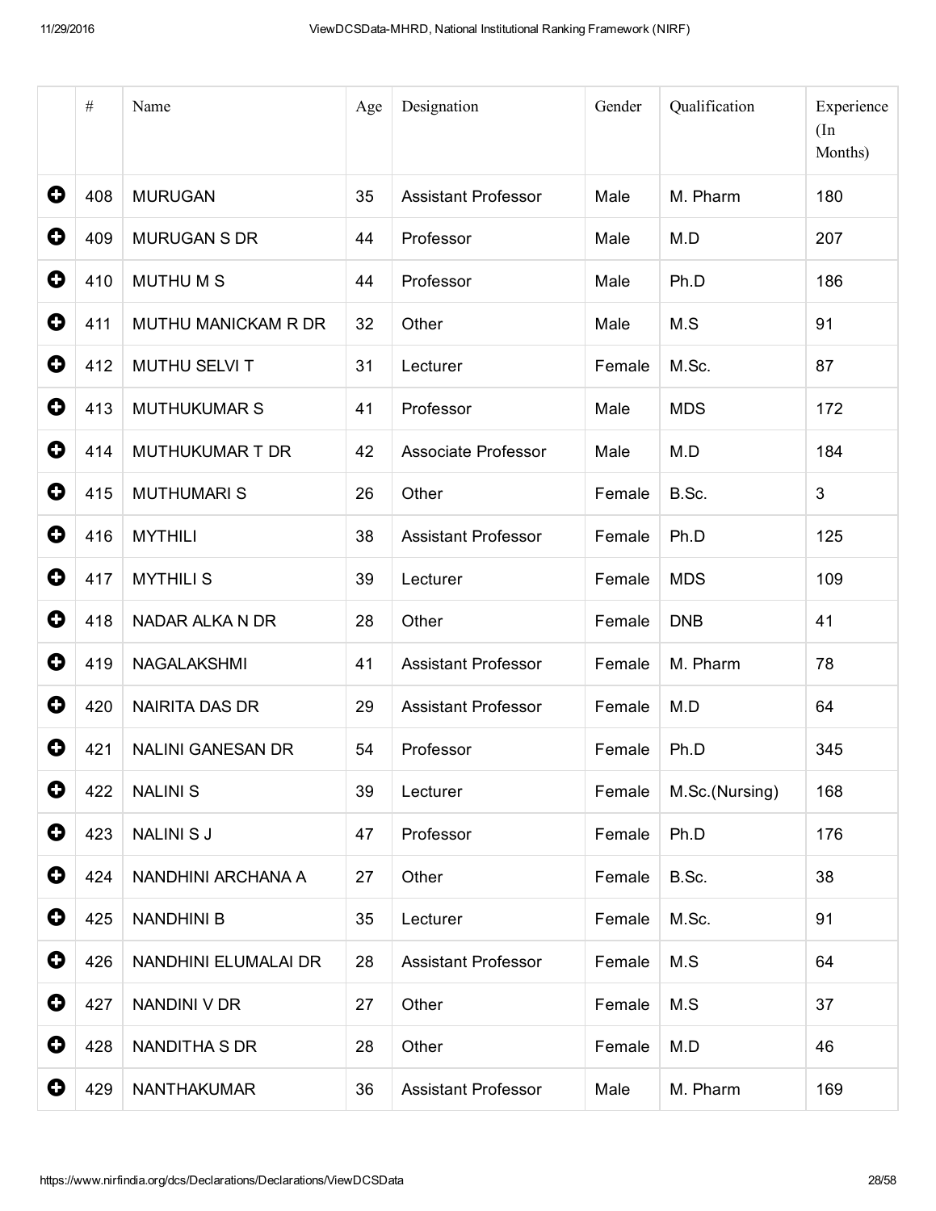| | # | Name | Age | Designation | Gender | Qualification | Experience (In Months) |
|---|---|---|---|---|---|---|---|
| | 408 | MURUGAN | 35 | Assistant Professor | Male | M. Pharm | 180 |
| | 409 | MURUGAN S DR | 44 | Professor | Male | M.D | 207 |
| | 410 | MUTHU M S | 44 | Professor | Male | Ph.D | 186 |
| | 411 | MUTHU MANICKAM R DR | 32 | Other | Male | M.S | 91 |
| | 412 | MUTHU SELVI T | 31 | Lecturer | Female | M.Sc. | 87 |
| | 413 | MUTHUKUMAR S | 41 | Professor | Male | MDS | 172 |
| | 414 | MUTHUKUMAR T DR | 42 | Associate Professor | Male | M.D | 184 |
| | 415 | MUTHUMARI S | 26 | Other | Female | B.Sc. | 3 |
| | 416 | MYTHILI | 38 | Assistant Professor | Female | Ph.D | 125 |
| | 417 | MYTHILI S | 39 | Lecturer | Female | MDS | 109 |
| | 418 | NADAR ALKA N DR | 28 | Other | Female | DNB | 41 |
| | 419 | NAGALAKSHMI | 41 | Assistant Professor | Female | M. Pharm | 78 |
| | 420 | NAIRITA DAS DR | 29 | Assistant Professor | Female | M.D | 64 |
| | 421 | NALINI GANESAN DR | 54 | Professor | Female | Ph.D | 345 |
| | 422 | NALINI S | 39 | Lecturer | Female | M.Sc.(Nursing) | 168 |
| | 423 | NALINI S J | 47 | Professor | Female | Ph.D | 176 |
| | 424 | NANDHINI ARCHANA A | 27 | Other | Female | B.Sc. | 38 |
| | 425 | NANDHINI B | 35 | Lecturer | Female | M.Sc. | 91 |
| | 426 | NANDHINI ELUMALAI DR | 28 | Assistant Professor | Female | M.S | 64 |
| | 427 | NANDINI V DR | 27 | Other | Female | M.S | 37 |
| | 428 | NANDITHA S DR | 28 | Other | Female | M.D | 46 |
| | 429 | NANTHAKUMAR | 36 | Assistant Professor | Male | M. Pharm | 169 |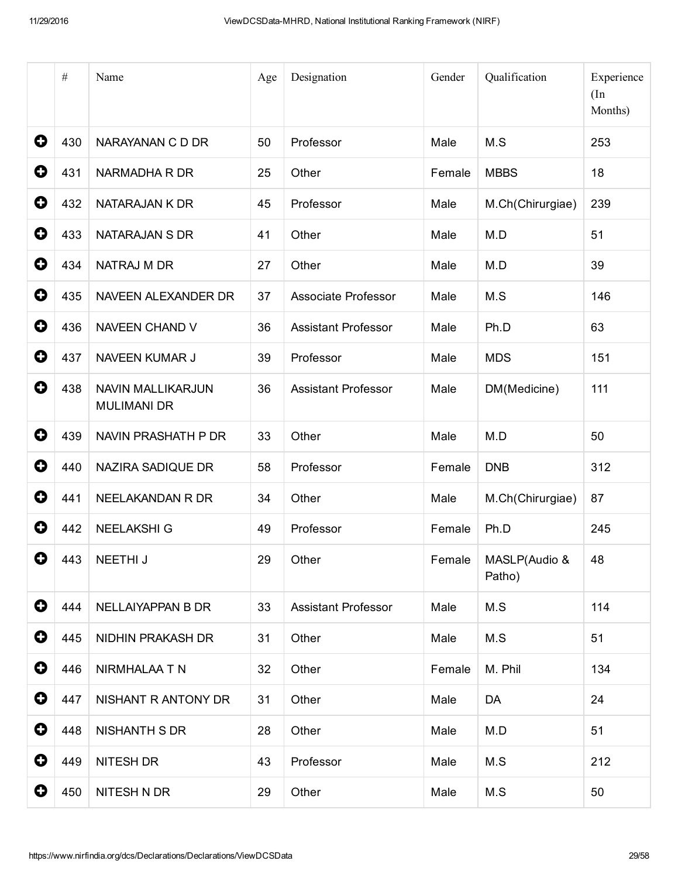| | # | Name | Age | Designation | Gender | Qualification | Experience (In Months) |
|---|---|---|---|---|---|---|---|
| + | 430 | NARAYANAN C D DR | 50 | Professor | Male | M.S | 253 |
| + | 431 | NARMADHA R DR | 25 | Other | Female | MBBS | 18 |
| + | 432 | NATARAJAN K DR | 45 | Professor | Male | M.Ch(Chirurgiae) | 239 |
| + | 433 | NATARAJAN S DR | 41 | Other | Male | M.D | 51 |
| + | 434 | NATRAJ M DR | 27 | Other | Male | M.D | 39 |
| + | 435 | NAVEEN ALEXANDER DR | 37 | Associate Professor | Male | M.S | 146 |
| + | 436 | NAVEEN CHAND V | 36 | Assistant Professor | Male | Ph.D | 63 |
| + | 437 | NAVEEN KUMAR J | 39 | Professor | Male | MDS | 151 |
| + | 438 | NAVIN MALLIKARJUN MULIMANI DR | 36 | Assistant Professor | Male | DM(Medicine) | 111 |
| + | 439 | NAVIN PRASHATH P DR | 33 | Other | Male | M.D | 50 |
| + | 440 | NAZIRA SADIQUE DR | 58 | Professor | Female | DNB | 312 |
| + | 441 | NEELAKANDAN R DR | 34 | Other | Male | M.Ch(Chirurgiae) | 87 |
| + | 442 | NEELAKSHI G | 49 | Professor | Female | Ph.D | 245 |
| + | 443 | NEETHI J | 29 | Other | Female | MASLP(Audio & Patho) | 48 |
| + | 444 | NELLAIYAPPAN B DR | 33 | Assistant Professor | Male | M.S | 114 |
| + | 445 | NIDHIN PRAKASH DR | 31 | Other | Male | M.S | 51 |
| + | 446 | NIRMHALAA T N | 32 | Other | Female | M. Phil | 134 |
| + | 447 | NISHANT R ANTONY DR | 31 | Other | Male | DA | 24 |
| + | 448 | NISHANTH S DR | 28 | Other | Male | M.D | 51 |
| + | 449 | NITESH DR | 43 | Professor | Male | M.S | 212 |
| + | 450 | NITESH N DR | 29 | Other | Male | M.S | 50 |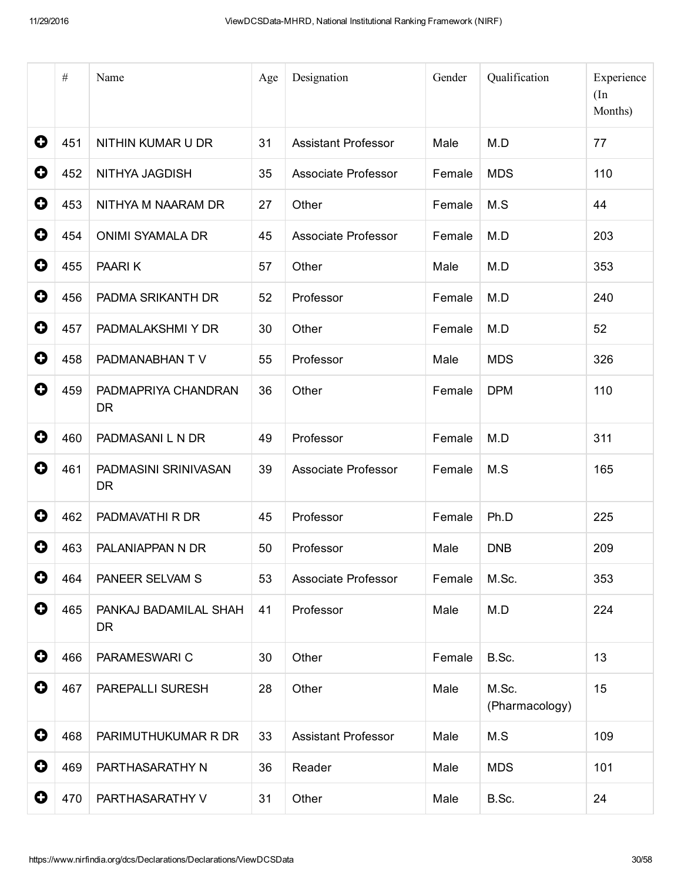| | # | Name | Age | Designation | Gender | Qualification | Experience (In Months) |
|---|---|---|---|---|---|---|---|
| ⊕ | 451 | NITHIN KUMAR U DR | 31 | Assistant Professor | Male | M.D | 77 |
| ⊕ | 452 | NITHYA JAGDISH | 35 | Associate Professor | Female | MDS | 110 |
| ⊕ | 453 | NITHYA M NAARAM DR | 27 | Other | Female | M.S | 44 |
| ⊕ | 454 | ONIMI SYAMALA DR | 45 | Associate Professor | Female | M.D | 203 |
| ⊕ | 455 | PAARI K | 57 | Other | Male | M.D | 353 |
| ⊕ | 456 | PADMA SRIKANTH DR | 52 | Professor | Female | M.D | 240 |
| ⊕ | 457 | PADMALAKSHMI Y DR | 30 | Other | Female | M.D | 52 |
| ⊕ | 458 | PADMANABHAN T V | 55 | Professor | Male | MDS | 326 |
| ⊕ | 459 | PADMAPRIYA CHANDRAN DR | 36 | Other | Female | DPM | 110 |
| ⊕ | 460 | PADMASANI L N DR | 49 | Professor | Female | M.D | 311 |
| ⊕ | 461 | PADMASINI SRINIVASAN DR | 39 | Associate Professor | Female | M.S | 165 |
| ⊕ | 462 | PADMAVATHI R DR | 45 | Professor | Female | Ph.D | 225 |
| ⊕ | 463 | PALANIAPPAN N DR | 50 | Professor | Male | DNB | 209 |
| ⊕ | 464 | PANEER SELVAM S | 53 | Associate Professor | Female | M.Sc. | 353 |
| ⊕ | 465 | PANKAJ BADAMILAL SHAH DR | 41 | Professor | Male | M.D | 224 |
| ⊕ | 466 | PARAMESWARI C | 30 | Other | Female | B.Sc. | 13 |
| ⊕ | 467 | PAREPALLI SURESH | 28 | Other | Male | M.Sc. (Pharmacology) | 15 |
| ⊕ | 468 | PARIMUTHUKUMAR R DR | 33 | Assistant Professor | Male | M.S | 109 |
| ⊕ | 469 | PARTHASARATHY N | 36 | Reader | Male | MDS | 101 |
| ⊕ | 470 | PARTHASARATHY V | 31 | Other | Male | B.Sc. | 24 |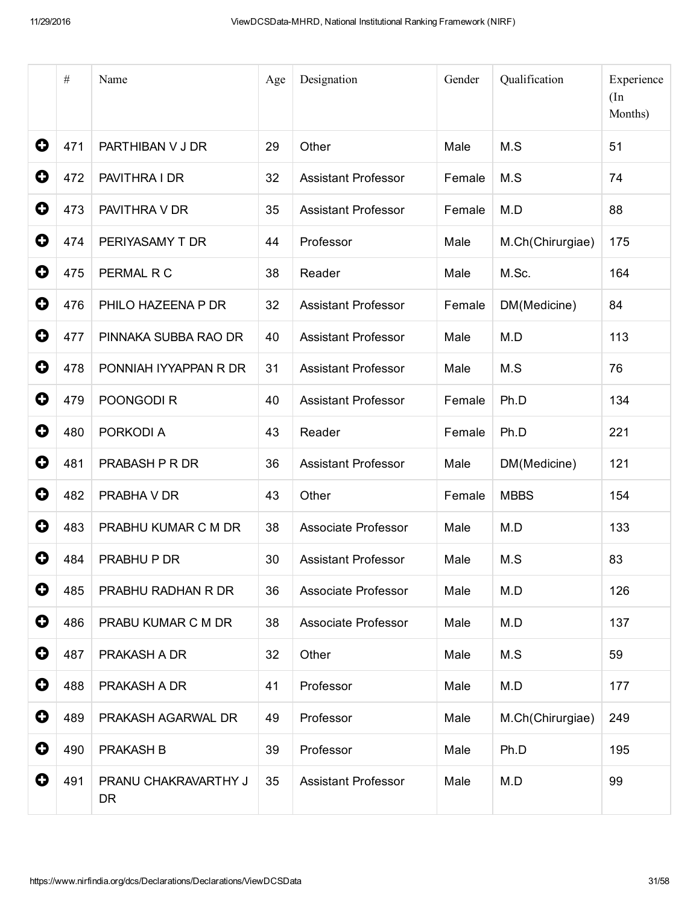| | # | Name | Age | Designation | Gender | Qualification | Experience (In Months) |
|---|---|---|---|---|---|---|---|
| ➕ | 471 | PARTHIBAN V J DR | 29 | Other | Male | M.S | 51 |
| ➕ | 472 | PAVITHRA I DR | 32 | Assistant Professor | Female | M.S | 74 |
| ➕ | 473 | PAVITHRA V DR | 35 | Assistant Professor | Female | M.D | 88 |
| ➕ | 474 | PERIYASAMY T DR | 44 | Professor | Male | M.Ch(Chirurgiae) | 175 |
| ➕ | 475 | PERMAL R C | 38 | Reader | Male | M.Sc. | 164 |
| ➕ | 476 | PHILO HAZEENA P DR | 32 | Assistant Professor | Female | DM(Medicine) | 84 |
| ➕ | 477 | PINNAKA SUBBA RAO DR | 40 | Assistant Professor | Male | M.D | 113 |
| ➕ | 478 | PONNIAH IYYAPPAN R DR | 31 | Assistant Professor | Male | M.S | 76 |
| ➕ | 479 | POONGODI R | 40 | Assistant Professor | Female | Ph.D | 134 |
| ➕ | 480 | PORKODI A | 43 | Reader | Female | Ph.D | 221 |
| ➕ | 481 | PRABASH P R DR | 36 | Assistant Professor | Male | DM(Medicine) | 121 |
| ➕ | 482 | PRABHA V DR | 43 | Other | Female | MBBS | 154 |
| ➕ | 483 | PRABHU KUMAR C M DR | 38 | Associate Professor | Male | M.D | 133 |
| ➕ | 484 | PRABHU P DR | 30 | Assistant Professor | Male | M.S | 83 |
| ➕ | 485 | PRABHU RADHAN R DR | 36 | Associate Professor | Male | M.D | 126 |
| ➕ | 486 | PRABU KUMAR C M DR | 38 | Associate Professor | Male | M.D | 137 |
| ➕ | 487 | PRAKASH A DR | 32 | Other | Male | M.S | 59 |
| ➕ | 488 | PRAKASH A DR | 41 | Professor | Male | M.D | 177 |
| ➕ | 489 | PRAKASH AGARWAL DR | 49 | Professor | Male | M.Ch(Chirurgiae) | 249 |
| ➕ | 490 | PRAKASH B | 39 | Professor | Male | Ph.D | 195 |
| ➕ | 491 | PRANU CHAKRAVARTHY J DR | 35 | Assistant Professor | Male | M.D | 99 |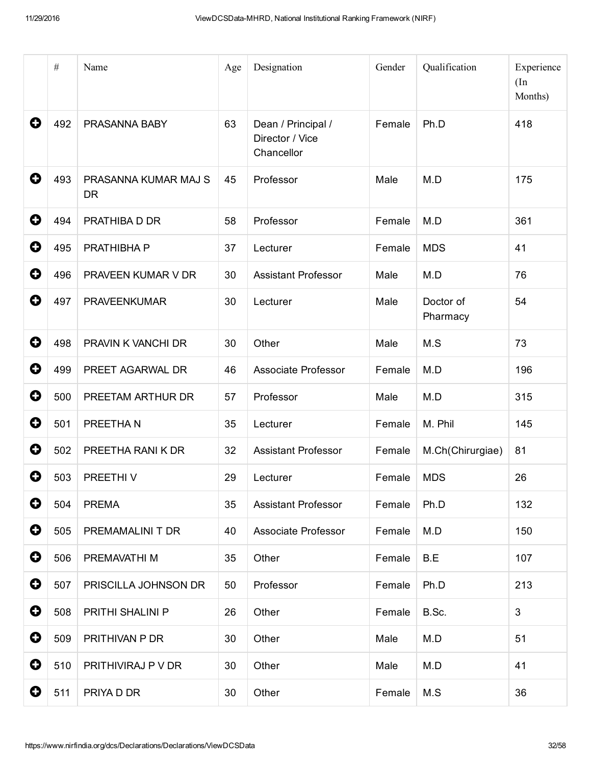| | # | Name | Age | Designation | Gender | Qualification | Experience (In Months) |
|---|---|---|---|---|---|---|---|
| | 492 | PRASANNA BABY | 63 | Dean / Principal / Director / Vice Chancellor | Female | Ph.D | 418 |
| | 493 | PRASANNA KUMAR MAJ S DR | 45 | Professor | Male | M.D | 175 |
| | 494 | PRATHIBA D DR | 58 | Professor | Female | M.D | 361 |
| | 495 | PRATHIBHA P | 37 | Lecturer | Female | MDS | 41 |
| | 496 | PRAVEEN KUMAR V DR | 30 | Assistant Professor | Male | M.D | 76 |
| | 497 | PRAVEENKUMAR | 30 | Lecturer | Male | Doctor of Pharmacy | 54 |
| | 498 | PRAVIN K VANCHI DR | 30 | Other | Male | M.S | 73 |
| | 499 | PREET AGARWAL DR | 46 | Associate Professor | Female | M.D | 196 |
| | 500 | PREETAM ARTHUR DR | 57 | Professor | Male | M.D | 315 |
| | 501 | PREETHA N | 35 | Lecturer | Female | M. Phil | 145 |
| | 502 | PREETHA RANI K DR | 32 | Assistant Professor | Female | M.Ch(Chirurgiae) | 81 |
| | 503 | PREETHI V | 29 | Lecturer | Female | MDS | 26 |
| | 504 | PREMA | 35 | Assistant Professor | Female | Ph.D | 132 |
| | 505 | PREMAMALINI T DR | 40 | Associate Professor | Female | M.D | 150 |
| | 506 | PREMAVATHI M | 35 | Other | Female | B.E | 107 |
| | 507 | PRISCILLA JOHNSON DR | 50 | Professor | Female | Ph.D | 213 |
| | 508 | PRITHI SHALINI P | 26 | Other | Female | B.Sc. | 3 |
| | 509 | PRITHIVAN P DR | 30 | Other | Male | M.D | 51 |
| | 510 | PRITHIVIRAJ P V DR | 30 | Other | Male | M.D | 41 |
| | 511 | PRIYA D DR | 30 | Other | Female | M.S | 36 |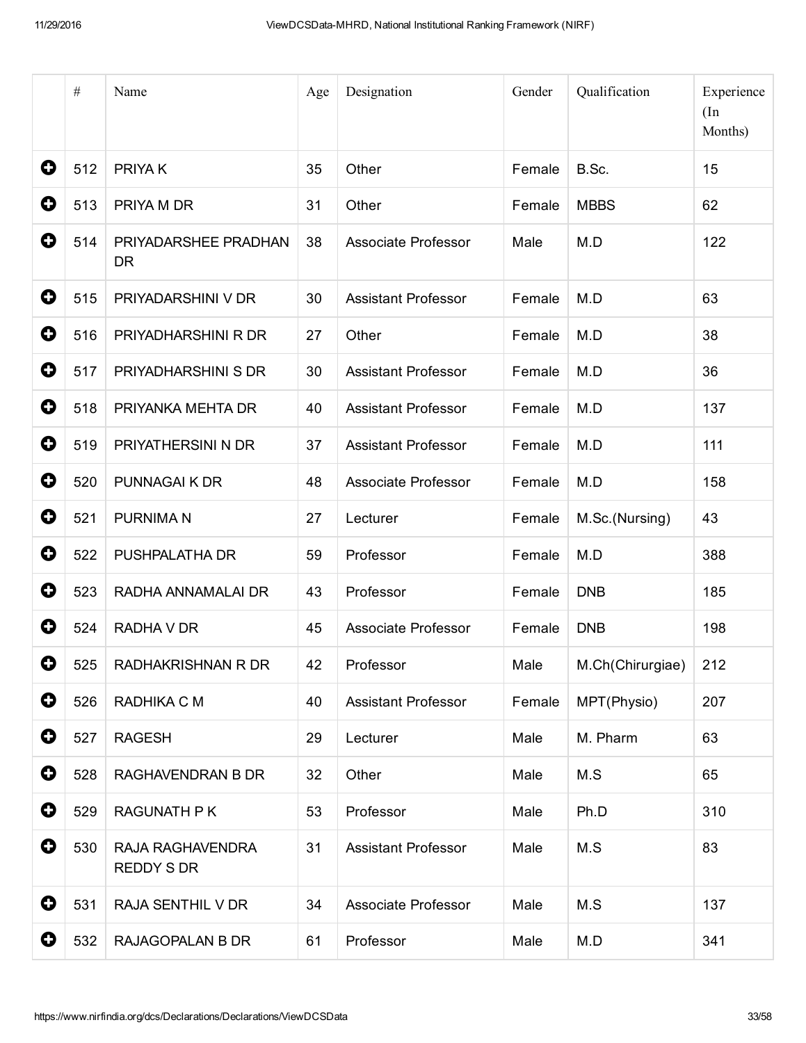| | # | Name | Age | Designation | Gender | Qualification | Experience (In Months) |
|---|---|---|---|---|---|---|---|
| ➕ | 512 | PRIYA K | 35 | Other | Female | B.Sc. | 15 |
| ➕ | 513 | PRIYA M DR | 31 | Other | Female | MBBS | 62 |
| ➕ | 514 | PRIYADARSHEE PRADHAN DR | 38 | Associate Professor | Male | M.D | 122 |
| ➕ | 515 | PRIYADARSHINI V DR | 30 | Assistant Professor | Female | M.D | 63 |
| ➕ | 516 | PRIYADHARSHINI R DR | 27 | Other | Female | M.D | 38 |
| ➕ | 517 | PRIYADHARSHINI S DR | 30 | Assistant Professor | Female | M.D | 36 |
| ➕ | 518 | PRIYANKA MEHTA DR | 40 | Assistant Professor | Female | M.D | 137 |
| ➕ | 519 | PRIYATHERSINI N DR | 37 | Assistant Professor | Female | M.D | 111 |
| ➕ | 520 | PUNNAGAI K DR | 48 | Associate Professor | Female | M.D | 158 |
| ➕ | 521 | PURNIMA N | 27 | Lecturer | Female | M.Sc.(Nursing) | 43 |
| ➕ | 522 | PUSHPALATHA DR | 59 | Professor | Female | M.D | 388 |
| ➕ | 523 | RADHA ANNAMALAI DR | 43 | Professor | Female | DNB | 185 |
| ➕ | 524 | RADHA V DR | 45 | Associate Professor | Female | DNB | 198 |
| ➕ | 525 | RADHAKRISHNAN R DR | 42 | Professor | Male | M.Ch(Chirurgiae) | 212 |
| ➕ | 526 | RADHIKA C M | 40 | Assistant Professor | Female | MPT(Physio) | 207 |
| ➕ | 527 | RAGESH | 29 | Lecturer | Male | M. Pharm | 63 |
| ➕ | 528 | RAGHAVENDRAN B DR | 32 | Other | Male | M.S | 65 |
| ➕ | 529 | RAGUNATH P K | 53 | Professor | Male | Ph.D | 310 |
| ➕ | 530 | RAJA RAGHAVENDRA REDDY S DR | 31 | Assistant Professor | Male | M.S | 83 |
| ➕ | 531 | RAJA SENTHIL V DR | 34 | Associate Professor | Male | M.S | 137 |
| ➕ | 532 | RAJAGOPALAN B DR | 61 | Professor | Male | M.D | 341 |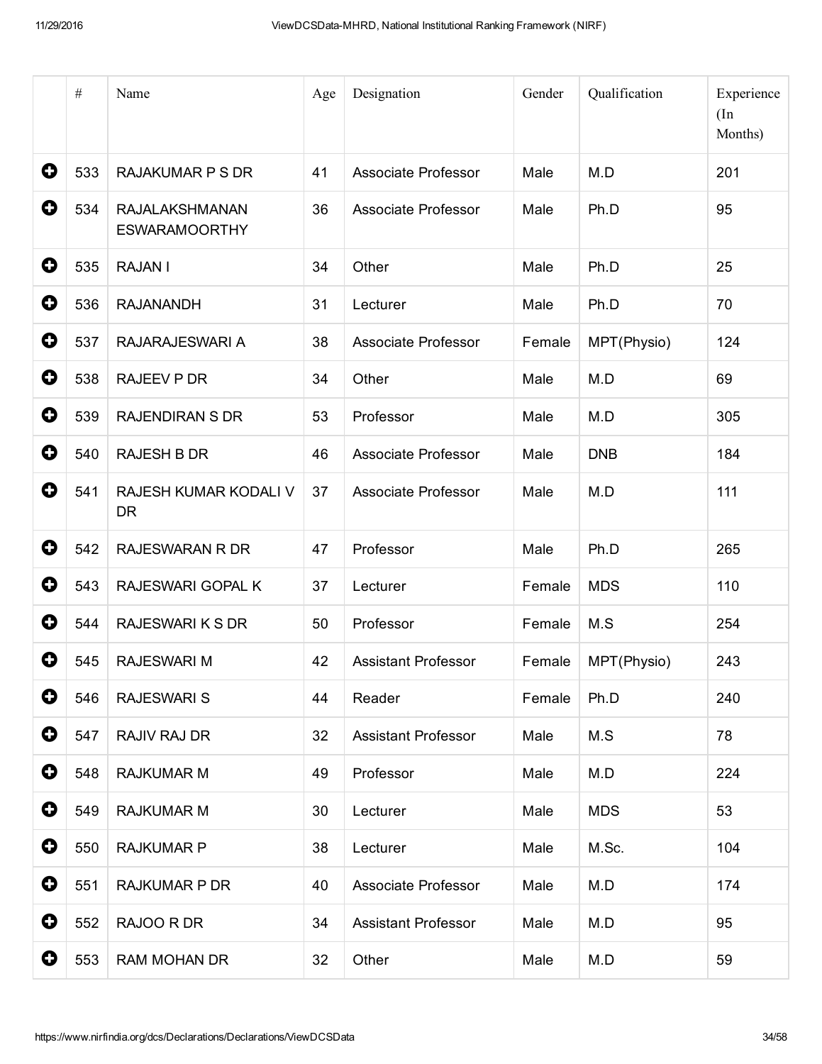| | # | Name | Age | Designation | Gender | Qualification | Experience (In Months) |
|---|---|---|---|---|---|---|---|
| + | 533 | RAJAKUMAR P S DR | 41 | Associate Professor | Male | M.D | 201 |
| + | 534 | RAJALAKSHMANAN ESWARAMOORTHY | 36 | Associate Professor | Male | Ph.D | 95 |
| + | 535 | RAJAN I | 34 | Other | Male | Ph.D | 25 |
| + | 536 | RAJANANDH | 31 | Lecturer | Male | Ph.D | 70 |
| + | 537 | RAJARAJESWARI A | 38 | Associate Professor | Female | MPT(Physio) | 124 |
| + | 538 | RAJEEV P DR | 34 | Other | Male | M.D | 69 |
| + | 539 | RAJENDIRAN S DR | 53 | Professor | Male | M.D | 305 |
| + | 540 | RAJESH B DR | 46 | Associate Professor | Male | DNB | 184 |
| + | 541 | RAJESH KUMAR KODALI V DR | 37 | Associate Professor | Male | M.D | 111 |
| + | 542 | RAJESWARAN R DR | 47 | Professor | Male | Ph.D | 265 |
| + | 543 | RAJESWARI GOPAL K | 37 | Lecturer | Female | MDS | 110 |
| + | 544 | RAJESWARI K S DR | 50 | Professor | Female | M.S | 254 |
| + | 545 | RAJESWARI M | 42 | Assistant Professor | Female | MPT(Physio) | 243 |
| + | 546 | RAJESWARI S | 44 | Reader | Female | Ph.D | 240 |
| + | 547 | RAJIV RAJ DR | 32 | Assistant Professor | Male | M.S | 78 |
| + | 548 | RAJKUMAR M | 49 | Professor | Male | M.D | 224 |
| + | 549 | RAJKUMAR M | 30 | Lecturer | Male | MDS | 53 |
| + | 550 | RAJKUMAR P | 38 | Lecturer | Male | M.Sc. | 104 |
| + | 551 | RAJKUMAR P DR | 40 | Associate Professor | Male | M.D | 174 |
| + | 552 | RAJOO R DR | 34 | Assistant Professor | Male | M.D | 95 |
| + | 553 | RAM MOHAN DR | 32 | Other | Male | M.D | 59 |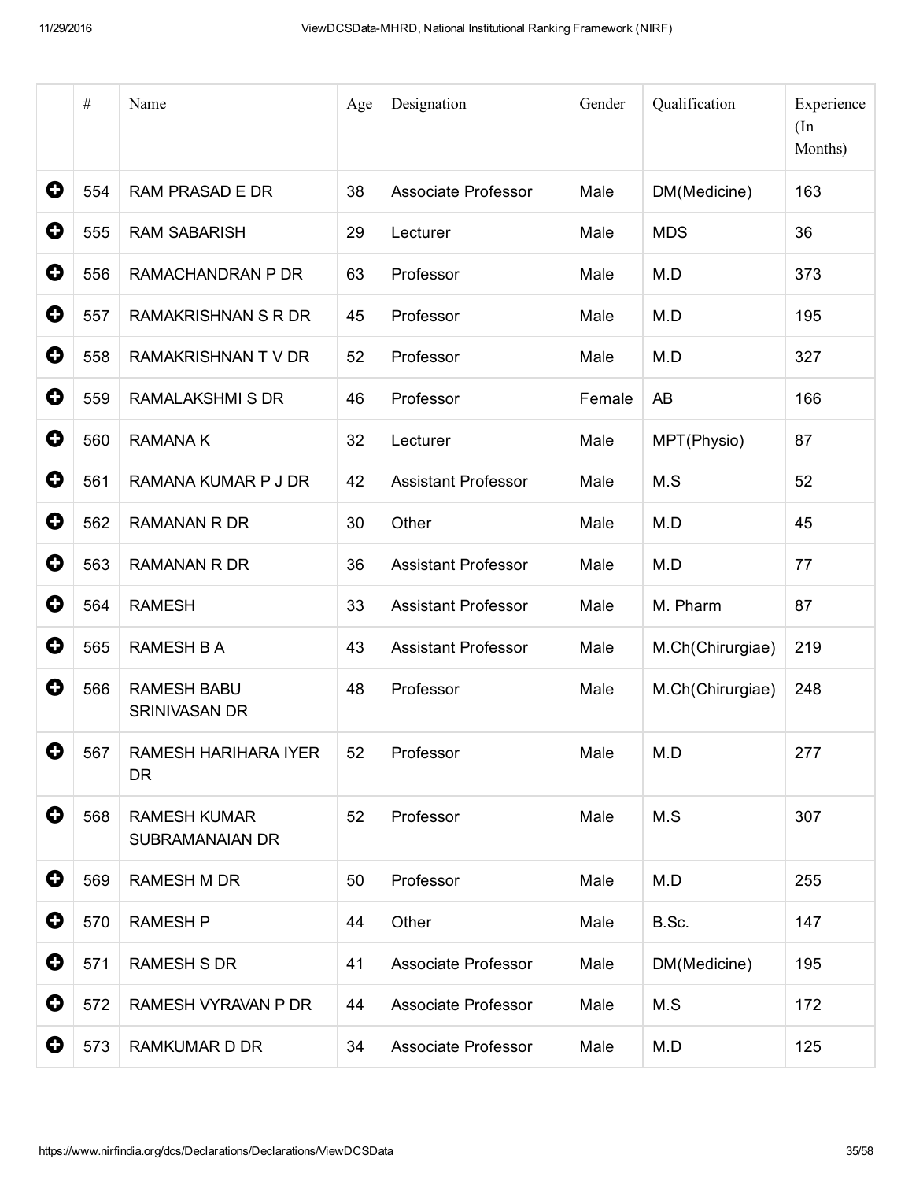| | # | Name | Age | Designation | Gender | Qualification | Experience (In Months) |
|---|---|---|---|---|---|---|---|
| ⊕ | 554 | RAM PRASAD E DR | 38 | Associate Professor | Male | DM(Medicine) | 163 |
| ⊕ | 555 | RAM SABARISH | 29 | Lecturer | Male | MDS | 36 |
| ⊕ | 556 | RAMACHANDRAN P DR | 63 | Professor | Male | M.D | 373 |
| ⊕ | 557 | RAMAKRISHNAN S R DR | 45 | Professor | Male | M.D | 195 |
| ⊕ | 558 | RAMAKRISHNAN T V DR | 52 | Professor | Male | M.D | 327 |
| ⊕ | 559 | RAMALAKSHMI S DR | 46 | Professor | Female | AB | 166 |
| ⊕ | 560 | RAMANA K | 32 | Lecturer | Male | MPT(Physio) | 87 |
| ⊕ | 561 | RAMANA KUMAR P J DR | 42 | Assistant Professor | Male | M.S | 52 |
| ⊕ | 562 | RAMANAN R DR | 30 | Other | Male | M.D | 45 |
| ⊕ | 563 | RAMANAN R DR | 36 | Assistant Professor | Male | M.D | 77 |
| ⊕ | 564 | RAMESH | 33 | Assistant Professor | Male | M. Pharm | 87 |
| ⊕ | 565 | RAMESH B A | 43 | Assistant Professor | Male | M.Ch(Chirurgiae) | 219 |
| ⊕ | 566 | RAMESH BABU SRINIVASAN DR | 48 | Professor | Male | M.Ch(Chirurgiae) | 248 |
| ⊕ | 567 | RAMESH HARIHARA IYER DR | 52 | Professor | Male | M.D | 277 |
| ⊕ | 568 | RAMESH KUMAR SUBRAMANAIAN DR | 52 | Professor | Male | M.S | 307 |
| ⊕ | 569 | RAMESH M DR | 50 | Professor | Male | M.D | 255 |
| ⊕ | 570 | RAMESH P | 44 | Other | Male | B.Sc. | 147 |
| ⊕ | 571 | RAMESH S DR | 41 | Associate Professor | Male | DM(Medicine) | 195 |
| ⊕ | 572 | RAMESH VYRAVAN P DR | 44 | Associate Professor | Male | M.S | 172 |
| ⊕ | 573 | RAMKUMAR D DR | 34 | Associate Professor | Male | M.D | 125 |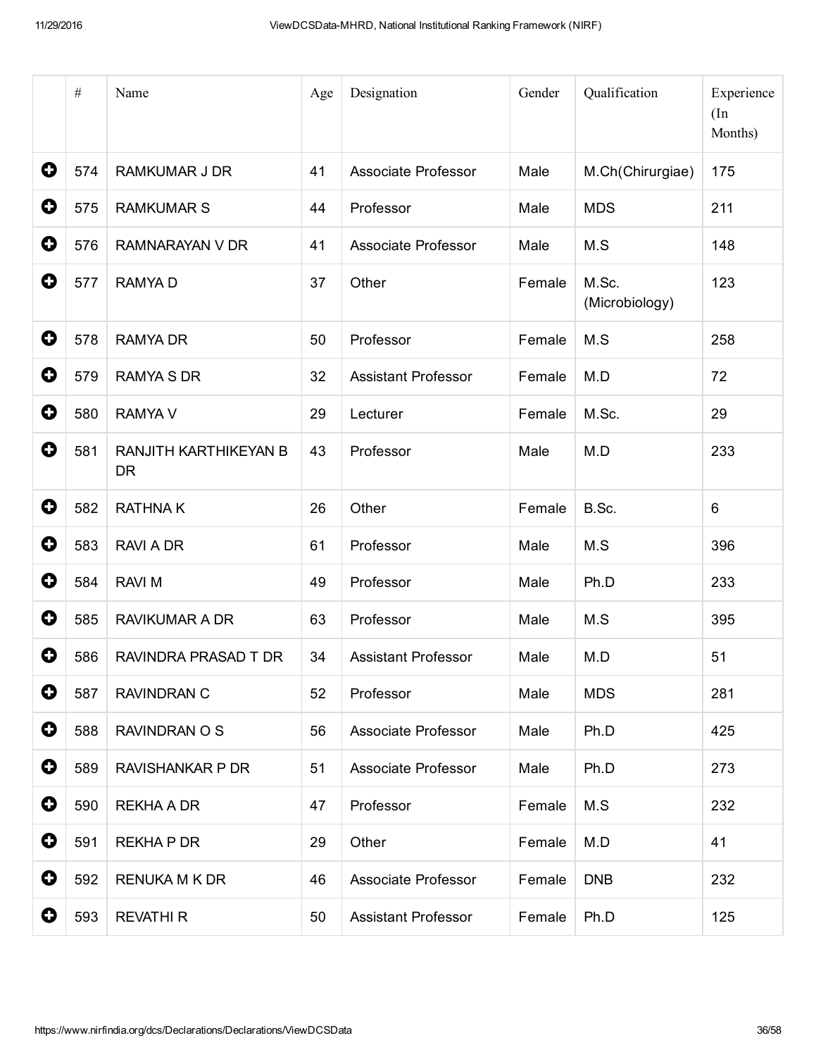|  | # | Name | Age | Designation | Gender | Qualification | Experience (In Months) |
|---|---|---|---|---|---|---|---|
| + | 574 | RAMKUMAR J DR | 41 | Associate Professor | Male | M.Ch(Chirurgiae) | 175 |
| + | 575 | RAMKUMAR S | 44 | Professor | Male | MDS | 211 |
| + | 576 | RAMNARAYAN V DR | 41 | Associate Professor | Male | M.S | 148 |
| + | 577 | RAMYA D | 37 | Other | Female | M.Sc. (Microbiology) | 123 |
| + | 578 | RAMYA DR | 50 | Professor | Female | M.S | 258 |
| + | 579 | RAMYA S DR | 32 | Assistant Professor | Female | M.D | 72 |
| + | 580 | RAMYA V | 29 | Lecturer | Female | M.Sc. | 29 |
| + | 581 | RANJITH KARTHIKEYAN B DR | 43 | Professor | Male | M.D | 233 |
| + | 582 | RATHNA K | 26 | Other | Female | B.Sc. | 6 |
| + | 583 | RAVI A DR | 61 | Professor | Male | M.S | 396 |
| + | 584 | RAVI M | 49 | Professor | Male | Ph.D | 233 |
| + | 585 | RAVIKUMAR A DR | 63 | Professor | Male | M.S | 395 |
| + | 586 | RAVINDRA PRASAD T DR | 34 | Assistant Professor | Male | M.D | 51 |
| + | 587 | RAVINDRAN C | 52 | Professor | Male | MDS | 281 |
| + | 588 | RAVINDRAN O S | 56 | Associate Professor | Male | Ph.D | 425 |
| + | 589 | RAVISHANKAR P DR | 51 | Associate Professor | Male | Ph.D | 273 |
| + | 590 | REKHA A DR | 47 | Professor | Female | M.S | 232 |
| + | 591 | REKHA P DR | 29 | Other | Female | M.D | 41 |
| + | 592 | RENUKA M K DR | 46 | Associate Professor | Female | DNB | 232 |
| + | 593 | REVATHI R | 50 | Assistant Professor | Female | Ph.D | 125 |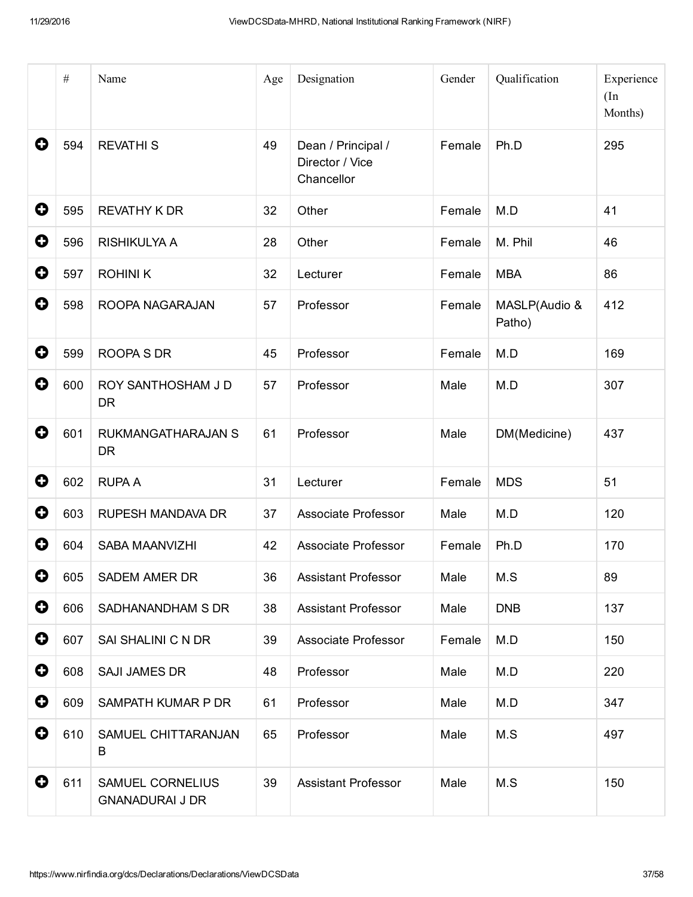| | # | Name | Age | Designation | Gender | Qualification | Experience (In Months) |
|---|---|---|---|---|---|---|---|
| | 594 | REVATHI S | 49 | Dean / Principal / Director / Vice Chancellor | Female | Ph.D | 295 |
| | 595 | REVATHY K DR | 32 | Other | Female | M.D | 41 |
| | 596 | RISHIKULYA A | 28 | Other | Female | M. Phil | 46 |
| | 597 | ROHINI K | 32 | Lecturer | Female | MBA | 86 |
| | 598 | ROOPA NAGARAJAN | 57 | Professor | Female | MASLP(Audio & Patho) | 412 |
| | 599 | ROOPA S DR | 45 | Professor | Female | M.D | 169 |
| | 600 | ROY SANTHOSHAM J D DR | 57 | Professor | Male | M.D | 307 |
| | 601 | RUKMANGATHARAJAN S DR | 61 | Professor | Male | DM(Medicine) | 437 |
| | 602 | RUPA A | 31 | Lecturer | Female | MDS | 51 |
| | 603 | RUPESH MANDAVA DR | 37 | Associate Professor | Male | M.D | 120 |
| | 604 | SABA MAANVIZHI | 42 | Associate Professor | Female | Ph.D | 170 |
| | 605 | SADEM AMER DR | 36 | Assistant Professor | Male | M.S | 89 |
| | 606 | SADHANANDHAM S DR | 38 | Assistant Professor | Male | DNB | 137 |
| | 607 | SAI SHALINI C N DR | 39 | Associate Professor | Female | M.D | 150 |
| | 608 | SAJI JAMES DR | 48 | Professor | Male | M.D | 220 |
| | 609 | SAMPATH KUMAR P DR | 61 | Professor | Male | M.D | 347 |
| | 610 | SAMUEL CHITTARANJAN B | 65 | Professor | Male | M.S | 497 |
| | 611 | SAMUEL CORNELIUS GNANADURAI J DR | 39 | Assistant Professor | Male | M.S | 150 |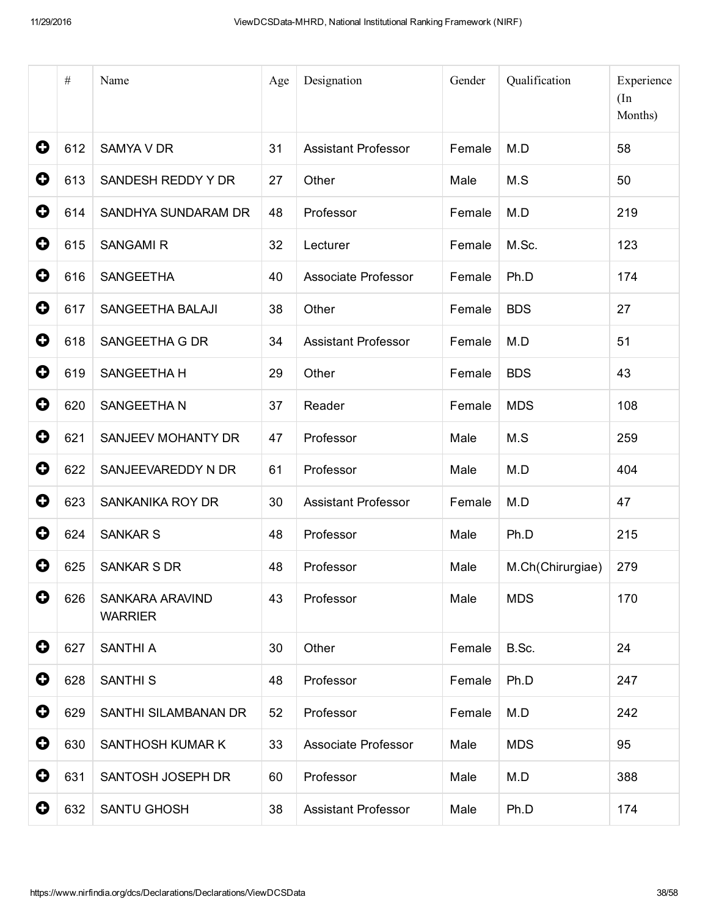| | # | Name | Age | Designation | Gender | Qualification | Experience (In Months) |
|---|---|---|---|---|---|---|---|
| ⊕ | 612 | SAMYA V DR | 31 | Assistant Professor | Female | M.D | 58 |
| ⊕ | 613 | SANDESH REDDY Y DR | 27 | Other | Male | M.S | 50 |
| ⊕ | 614 | SANDHYA SUNDARAM DR | 48 | Professor | Female | M.D | 219 |
| ⊕ | 615 | SANGAMI R | 32 | Lecturer | Female | M.Sc. | 123 |
| ⊕ | 616 | SANGEETHA | 40 | Associate Professor | Female | Ph.D | 174 |
| ⊕ | 617 | SANGEETHA BALAJI | 38 | Other | Female | BDS | 27 |
| ⊕ | 618 | SANGEETHA G DR | 34 | Assistant Professor | Female | M.D | 51 |
| ⊕ | 619 | SANGEETHA H | 29 | Other | Female | BDS | 43 |
| ⊕ | 620 | SANGEETHA N | 37 | Reader | Female | MDS | 108 |
| ⊕ | 621 | SANJEEV MOHANTY DR | 47 | Professor | Male | M.S | 259 |
| ⊕ | 622 | SANJEEVAREDDY N DR | 61 | Professor | Male | M.D | 404 |
| ⊕ | 623 | SANKANIKA ROY DR | 30 | Assistant Professor | Female | M.D | 47 |
| ⊕ | 624 | SANKAR S | 48 | Professor | Male | Ph.D | 215 |
| ⊕ | 625 | SANKAR S DR | 48 | Professor | Male | M.Ch(Chirurgiae) | 279 |
| ⊕ | 626 | SANKARA ARAVIND WARRIER | 43 | Professor | Male | MDS | 170 |
| ⊕ | 627 | SANTHI A | 30 | Other | Female | B.Sc. | 24 |
| ⊕ | 628 | SANTHI S | 48 | Professor | Female | Ph.D | 247 |
| ⊕ | 629 | SANTHI SILAMBANAN DR | 52 | Professor | Female | M.D | 242 |
| ⊕ | 630 | SANTHOSH KUMAR K | 33 | Associate Professor | Male | MDS | 95 |
| ⊕ | 631 | SANTOSH JOSEPH DR | 60 | Professor | Male | M.D | 388 |
| ⊕ | 632 | SANTU GHOSH | 38 | Assistant Professor | Male | Ph.D | 174 |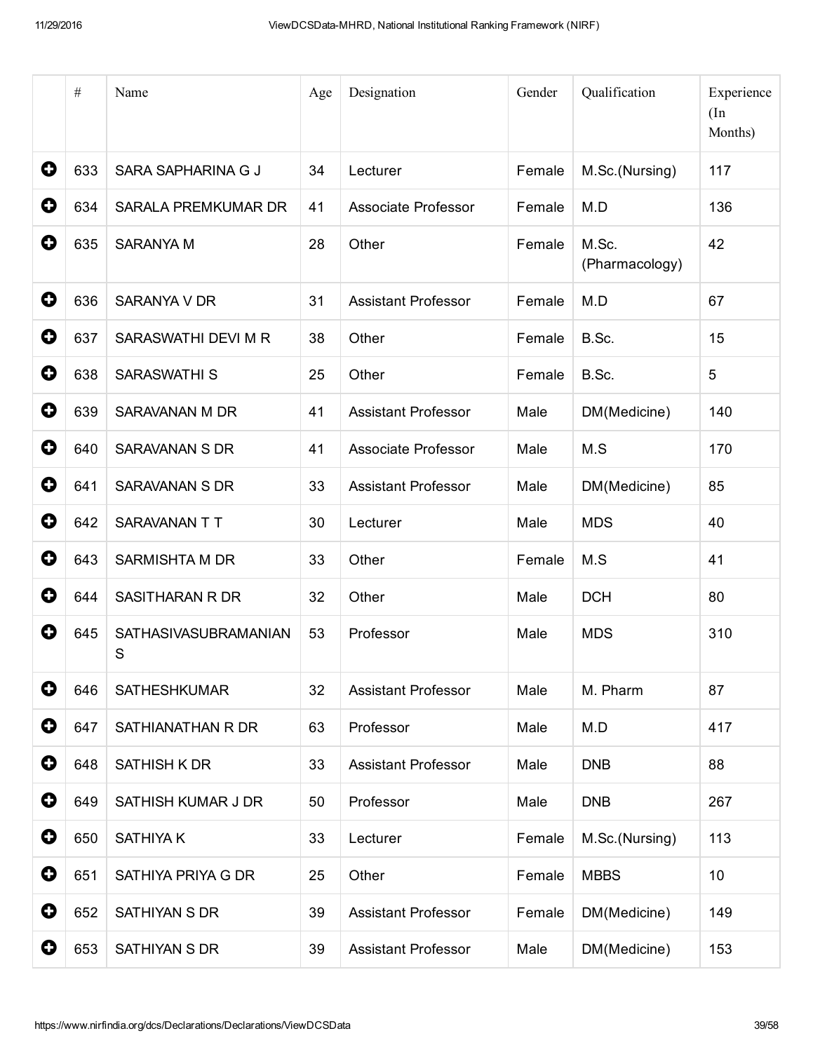| | # | Name | Age | Designation | Gender | Qualification | Experience (In Months) |
|---|---|---|---|---|---|---|---|
| ✚ | 633 | SARA SAPHARINA G J | 34 | Lecturer | Female | M.Sc.(Nursing) | 117 |
| ✚ | 634 | SARALA PREMKUMAR DR | 41 | Associate Professor | Female | M.D | 136 |
| ✚ | 635 | SARANYA M | 28 | Other | Female | M.Sc. (Pharmacology) | 42 |
| ✚ | 636 | SARANYA V DR | 31 | Assistant Professor | Female | M.D | 67 |
| ✚ | 637 | SARASWATHI DEVI M R | 38 | Other | Female | B.Sc. | 15 |
| ✚ | 638 | SARASWATHI S | 25 | Other | Female | B.Sc. | 5 |
| ✚ | 639 | SARAVANAN M DR | 41 | Assistant Professor | Male | DM(Medicine) | 140 |
| ✚ | 640 | SARAVANAN S DR | 41 | Associate Professor | Male | M.S | 170 |
| ✚ | 641 | SARAVANAN S DR | 33 | Assistant Professor | Male | DM(Medicine) | 85 |
| ✚ | 642 | SARAVANAN T T | 30 | Lecturer | Male | MDS | 40 |
| ✚ | 643 | SARMISHTA M DR | 33 | Other | Female | M.S | 41 |
| ✚ | 644 | SASITHARAN R DR | 32 | Other | Male | DCH | 80 |
| ✚ | 645 | SATHASIVASUBRAMANIAN S | 53 | Professor | Male | MDS | 310 |
| ✚ | 646 | SATHESHKUMAR | 32 | Assistant Professor | Male | M. Pharm | 87 |
| ✚ | 647 | SATHIANATHAN R DR | 63 | Professor | Male | M.D | 417 |
| ✚ | 648 | SATHISH K DR | 33 | Assistant Professor | Male | DNB | 88 |
| ✚ | 649 | SATHISH KUMAR J DR | 50 | Professor | Male | DNB | 267 |
| ✚ | 650 | SATHIYA K | 33 | Lecturer | Female | M.Sc.(Nursing) | 113 |
| ✚ | 651 | SATHIYA PRIYA G DR | 25 | Other | Female | MBBS | 10 |
| ✚ | 652 | SATHIYAN S DR | 39 | Assistant Professor | Female | DM(Medicine) | 149 |
| ✚ | 653 | SATHIYAN S DR | 39 | Assistant Professor | Male | DM(Medicine) | 153 |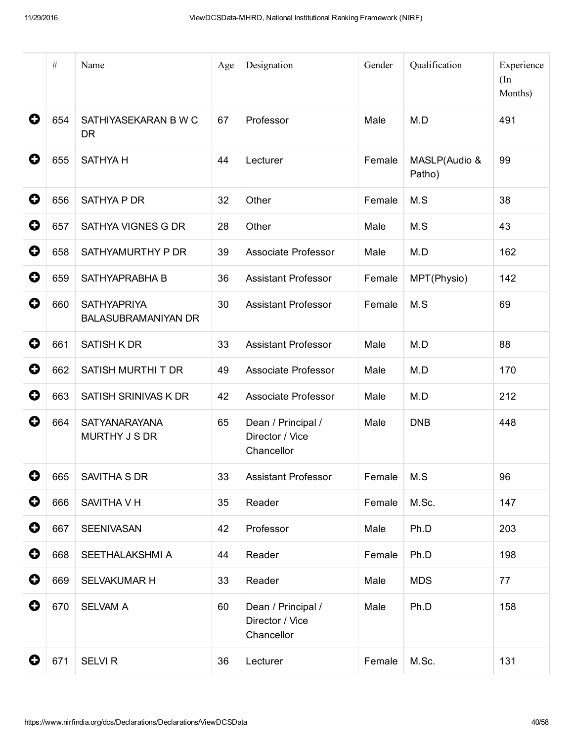| | # | Name | Age | Designation | Gender | Qualification | Experience (In Months) |
|---|---|---|---|---|---|---|---|
| + | 654 | SATHIYASEKARAN B W C DR | 67 | Professor | Male | M.D | 491 |
| + | 655 | SATHYA H | 44 | Lecturer | Female | MASLP(Audio & Patho) | 99 |
| + | 656 | SATHYA P DR | 32 | Other | Female | M.S | 38 |
| + | 657 | SATHYA VIGNES G DR | 28 | Other | Male | M.S | 43 |
| + | 658 | SATHYAMURTHY P DR | 39 | Associate Professor | Male | M.D | 162 |
| + | 659 | SATHYAPRABHA B | 36 | Assistant Professor | Female | MPT(Physio) | 142 |
| + | 660 | SATHYAPRIYA BALASUBRAMANIYAN DR | 30 | Assistant Professor | Female | M.S | 69 |
| + | 661 | SATISH K DR | 33 | Assistant Professor | Male | M.D | 88 |
| + | 662 | SATISH MURTHI T DR | 49 | Associate Professor | Male | M.D | 170 |
| + | 663 | SATISH SRINIVAS K DR | 42 | Associate Professor | Male | M.D | 212 |
| + | 664 | SATYANARAYANA MURTHY J S DR | 65 | Dean / Principal / Director / Vice Chancellor | Male | DNB | 448 |
| + | 665 | SAVITHA S DR | 33 | Assistant Professor | Female | M.S | 96 |
| + | 666 | SAVITHA V H | 35 | Reader | Female | M.Sc. | 147 |
| + | 667 | SEENIVASAN | 42 | Professor | Male | Ph.D | 203 |
| + | 668 | SEETHALAKSHMI A | 44 | Reader | Female | Ph.D | 198 |
| + | 669 | SELVAKUMAR H | 33 | Reader | Male | MDS | 77 |
| + | 670 | SELVAM A | 60 | Dean / Principal / Director / Vice Chancellor | Male | Ph.D | 158 |
| + | 671 | SELVI R | 36 | Lecturer | Female | M.Sc. | 131 |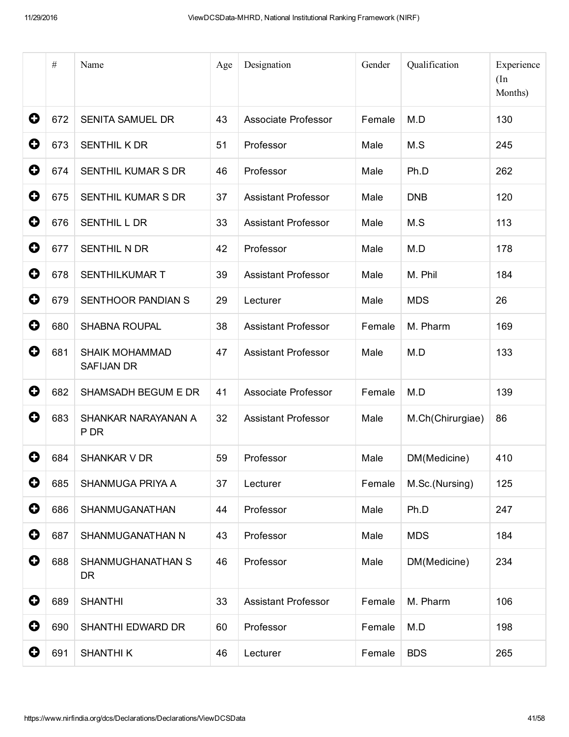| | # | Name | Age | Designation | Gender | Qualification | Experience (In Months) |
|---|---|---|---|---|---|---|---|
| + | 672 | SENITA SAMUEL DR | 43 | Associate Professor | Female | M.D | 130 |
| + | 673 | SENTHIL K DR | 51 | Professor | Male | M.S | 245 |
| + | 674 | SENTHIL KUMAR S DR | 46 | Professor | Male | Ph.D | 262 |
| + | 675 | SENTHIL KUMAR S DR | 37 | Assistant Professor | Male | DNB | 120 |
| + | 676 | SENTHIL L DR | 33 | Assistant Professor | Male | M.S | 113 |
| + | 677 | SENTHIL N DR | 42 | Professor | Male | M.D | 178 |
| + | 678 | SENTHILKUMAR T | 39 | Assistant Professor | Male | M. Phil | 184 |
| + | 679 | SENTHOOR PANDIAN S | 29 | Lecturer | Male | MDS | 26 |
| + | 680 | SHABNA ROUPAL | 38 | Assistant Professor | Female | M. Pharm | 169 |
| + | 681 | SHAIK MOHAMMAD SAFIJAN DR | 47 | Assistant Professor | Male | M.D | 133 |
| + | 682 | SHAMSADH BEGUM E DR | 41 | Associate Professor | Female | M.D | 139 |
| + | 683 | SHANKAR NARAYANAN A P DR | 32 | Assistant Professor | Male | M.Ch(Chirurgiae) | 86 |
| + | 684 | SHANKAR V DR | 59 | Professor | Male | DM(Medicine) | 410 |
| + | 685 | SHANMUGA PRIYA A | 37 | Lecturer | Female | M.Sc.(Nursing) | 125 |
| + | 686 | SHANMUGANATHAN | 44 | Professor | Male | Ph.D | 247 |
| + | 687 | SHANMUGANATHAN N | 43 | Professor | Male | MDS | 184 |
| + | 688 | SHANMUGHANATHAN S DR | 46 | Professor | Male | DM(Medicine) | 234 |
| + | 689 | SHANTHI | 33 | Assistant Professor | Female | M. Pharm | 106 |
| + | 690 | SHANTHI EDWARD DR | 60 | Professor | Female | M.D | 198 |
| + | 691 | SHANTHI K | 46 | Lecturer | Female | BDS | 265 |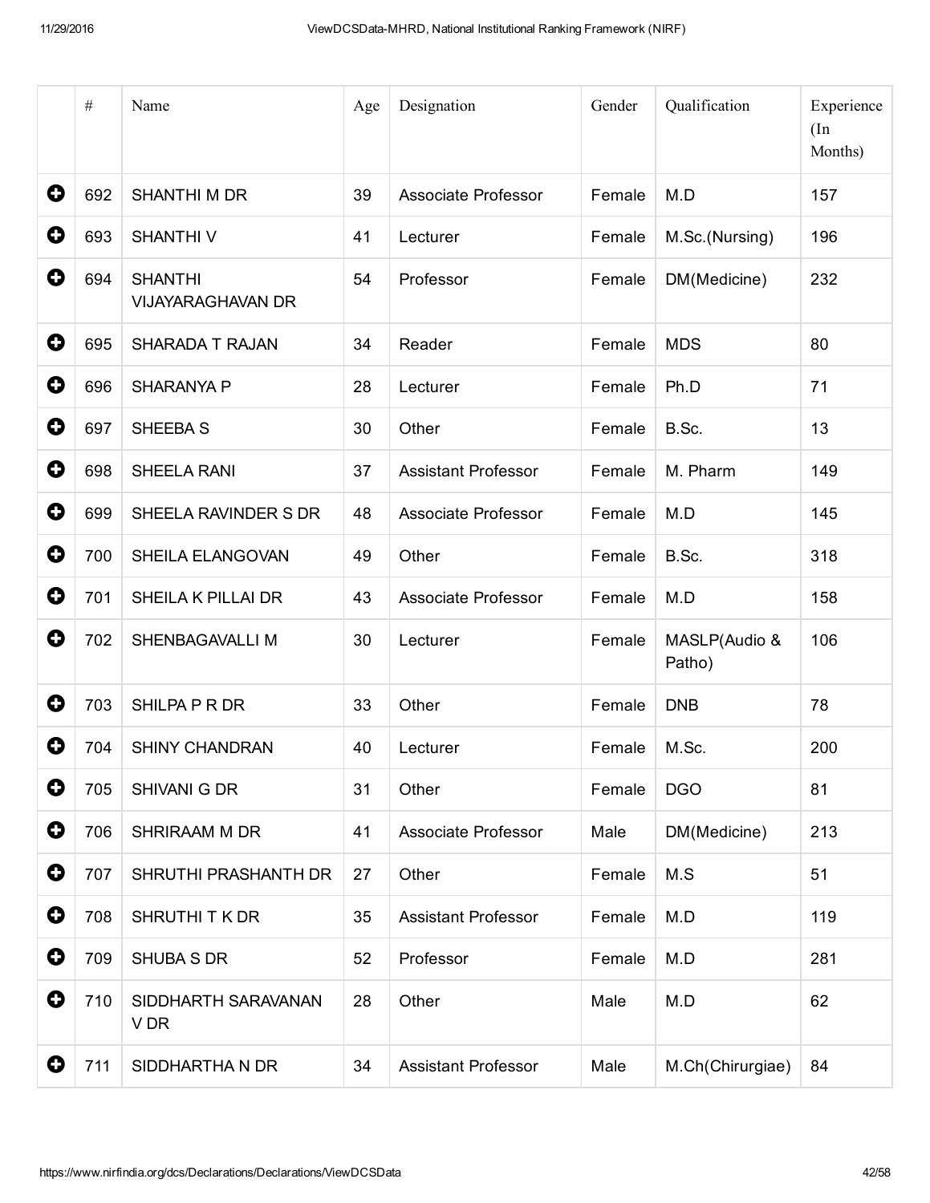| | # | Name | Age | Designation | Gender | Qualification | Experience (In Months) |
|---|---|---|---|---|---|---|---|
| | 692 | SHANTHI M DR | 39 | Associate Professor | Female | M.D | 157 |
| | 693 | SHANTHI V | 41 | Lecturer | Female | M.Sc.(Nursing) | 196 |
| | 694 | SHANTHI VIJAYARAGHAVAN DR | 54 | Professor | Female | DM(Medicine) | 232 |
| | 695 | SHARADA T RAJAN | 34 | Reader | Female | MDS | 80 |
| | 696 | SHARANYA P | 28 | Lecturer | Female | Ph.D | 71 |
| | 697 | SHEEBA S | 30 | Other | Female | B.Sc. | 13 |
| | 698 | SHEELA RANI | 37 | Assistant Professor | Female | M. Pharm | 149 |
| | 699 | SHEELA RAVINDER S DR | 48 | Associate Professor | Female | M.D | 145 |
| | 700 | SHEILA ELANGOVAN | 49 | Other | Female | B.Sc. | 318 |
| | 701 | SHEILA K PILLAI DR | 43 | Associate Professor | Female | M.D | 158 |
| | 702 | SHENBAGAVALLI M | 30 | Lecturer | Female | MASLP(Audio & Patho) | 106 |
| | 703 | SHILPA P R DR | 33 | Other | Female | DNB | 78 |
| | 704 | SHINY CHANDRAN | 40 | Lecturer | Female | M.Sc. | 200 |
| | 705 | SHIVANI G DR | 31 | Other | Female | DGO | 81 |
| | 706 | SHRIRAAM M DR | 41 | Associate Professor | Male | DM(Medicine) | 213 |
| | 707 | SHRUTHI PRASHANTH DR | 27 | Other | Female | M.S | 51 |
| | 708 | SHRUTHI T K DR | 35 | Assistant Professor | Female | M.D | 119 |
| | 709 | SHUBA S DR | 52 | Professor | Female | M.D | 281 |
| | 710 | SIDDHARTH SARAVANAN V DR | 28 | Other | Male | M.D | 62 |
| | 711 | SIDDHARTHA N DR | 34 | Assistant Professor | Male | M.Ch(Chirurgiae) | 84 |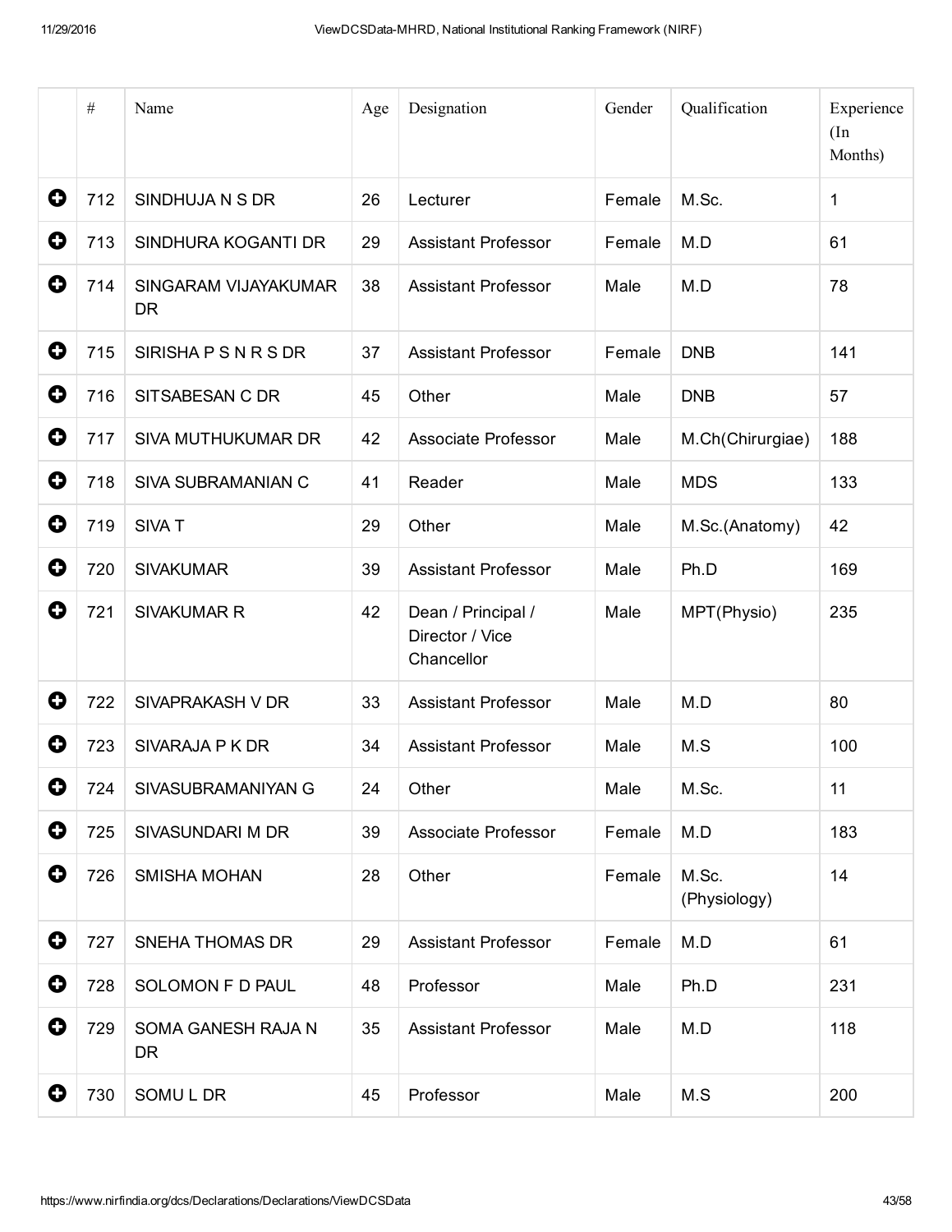| | # | Name | Age | Designation | Gender | Qualification | Experience (In Months) |
|---|---|---|---|---|---|---|---|
| + | 712 | SINDHUJA N S DR | 26 | Lecturer | Female | M.Sc. | 1 |
| + | 713 | SINDHURA KOGANTI DR | 29 | Assistant Professor | Female | M.D | 61 |
| + | 714 | SINGARAM VIJAYAKUMAR DR | 38 | Assistant Professor | Male | M.D | 78 |
| + | 715 | SIRISHA P S N R S DR | 37 | Assistant Professor | Female | DNB | 141 |
| + | 716 | SITSABESAN C DR | 45 | Other | Male | DNB | 57 |
| + | 717 | SIVA MUTHUKUMAR DR | 42 | Associate Professor | Male | M.Ch(Chirurgiae) | 188 |
| + | 718 | SIVA SUBRAMANIAN C | 41 | Reader | Male | MDS | 133 |
| + | 719 | SIVA T | 29 | Other | Male | M.Sc.(Anatomy) | 42 |
| + | 720 | SIVAKUMAR | 39 | Assistant Professor | Male | Ph.D | 169 |
| + | 721 | SIVAKUMAR R | 42 | Dean / Principal / Director / Vice Chancellor | Male | MPT(Physio) | 235 |
| + | 722 | SIVAPRAKASH V DR | 33 | Assistant Professor | Male | M.D | 80 |
| + | 723 | SIVARAJA P K DR | 34 | Assistant Professor | Male | M.S | 100 |
| + | 724 | SIVASUBRAMANIYAN G | 24 | Other | Male | M.Sc. | 11 |
| + | 725 | SIVASUNDARI M DR | 39 | Associate Professor | Female | M.D | 183 |
| + | 726 | SMISHA MOHAN | 28 | Other | Female | M.Sc. (Physiology) | 14 |
| + | 727 | SNEHA THOMAS DR | 29 | Assistant Professor | Female | M.D | 61 |
| + | 728 | SOLOMON F D PAUL | 48 | Professor | Male | Ph.D | 231 |
| + | 729 | SOMA GANESH RAJA N DR | 35 | Assistant Professor | Male | M.D | 118 |
| + | 730 | SOMU L DR | 45 | Professor | Male | M.S | 200 |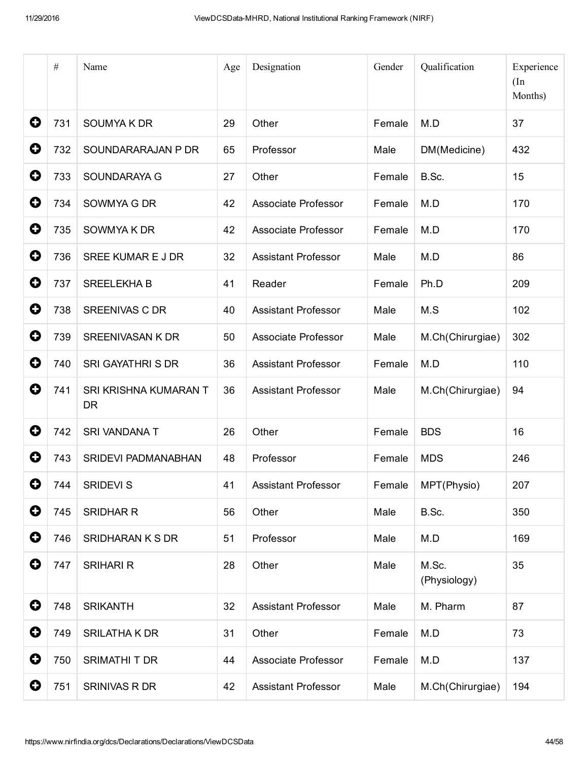| | # | Name | Age | Designation | Gender | Qualification | Experience (In Months) |
|---|---|---|---|---|---|---|---|
| ⊕ | 731 | SOUMYA K DR | 29 | Other | Female | M.D | 37 |
| ⊕ | 732 | SOUNDARARAJAN P DR | 65 | Professor | Male | DM(Medicine) | 432 |
| ⊕ | 733 | SOUNDARAYA G | 27 | Other | Female | B.Sc. | 15 |
| ⊕ | 734 | SOWMYA G DR | 42 | Associate Professor | Female | M.D | 170 |
| ⊕ | 735 | SOWMYA K DR | 42 | Associate Professor | Female | M.D | 170 |
| ⊕ | 736 | SREE KUMAR E J DR | 32 | Assistant Professor | Male | M.D | 86 |
| ⊕ | 737 | SREELEKHA B | 41 | Reader | Female | Ph.D | 209 |
| ⊕ | 738 | SREENIVAS C DR | 40 | Assistant Professor | Male | M.S | 102 |
| ⊕ | 739 | SREENIVASAN K DR | 50 | Associate Professor | Male | M.Ch(Chirurgiae) | 302 |
| ⊕ | 740 | SRI GAYATHRI S DR | 36 | Assistant Professor | Female | M.D | 110 |
| ⊕ | 741 | SRI KRISHNA KUMARAN T DR | 36 | Assistant Professor | Male | M.Ch(Chirurgiae) | 94 |
| ⊕ | 742 | SRI VANDANA T | 26 | Other | Female | BDS | 16 |
| ⊕ | 743 | SRIDEVI PADMANABHAN | 48 | Professor | Female | MDS | 246 |
| ⊕ | 744 | SRIDEVI S | 41 | Assistant Professor | Female | MPT(Physio) | 207 |
| ⊕ | 745 | SRIDHAR R | 56 | Other | Male | B.Sc. | 350 |
| ⊕ | 746 | SRIDHARAN K S DR | 51 | Professor | Male | M.D | 169 |
| ⊕ | 747 | SRIHARI R | 28 | Other | Male | M.Sc. (Physiology) | 35 |
| ⊕ | 748 | SRIKANTH | 32 | Assistant Professor | Male | M. Pharm | 87 |
| ⊕ | 749 | SRILATHA K DR | 31 | Other | Female | M.D | 73 |
| ⊕ | 750 | SRIMATHI T DR | 44 | Associate Professor | Female | M.D | 137 |
| ⊕ | 751 | SRINIVAS R DR | 42 | Assistant Professor | Male | M.Ch(Chirurgiae) | 194 |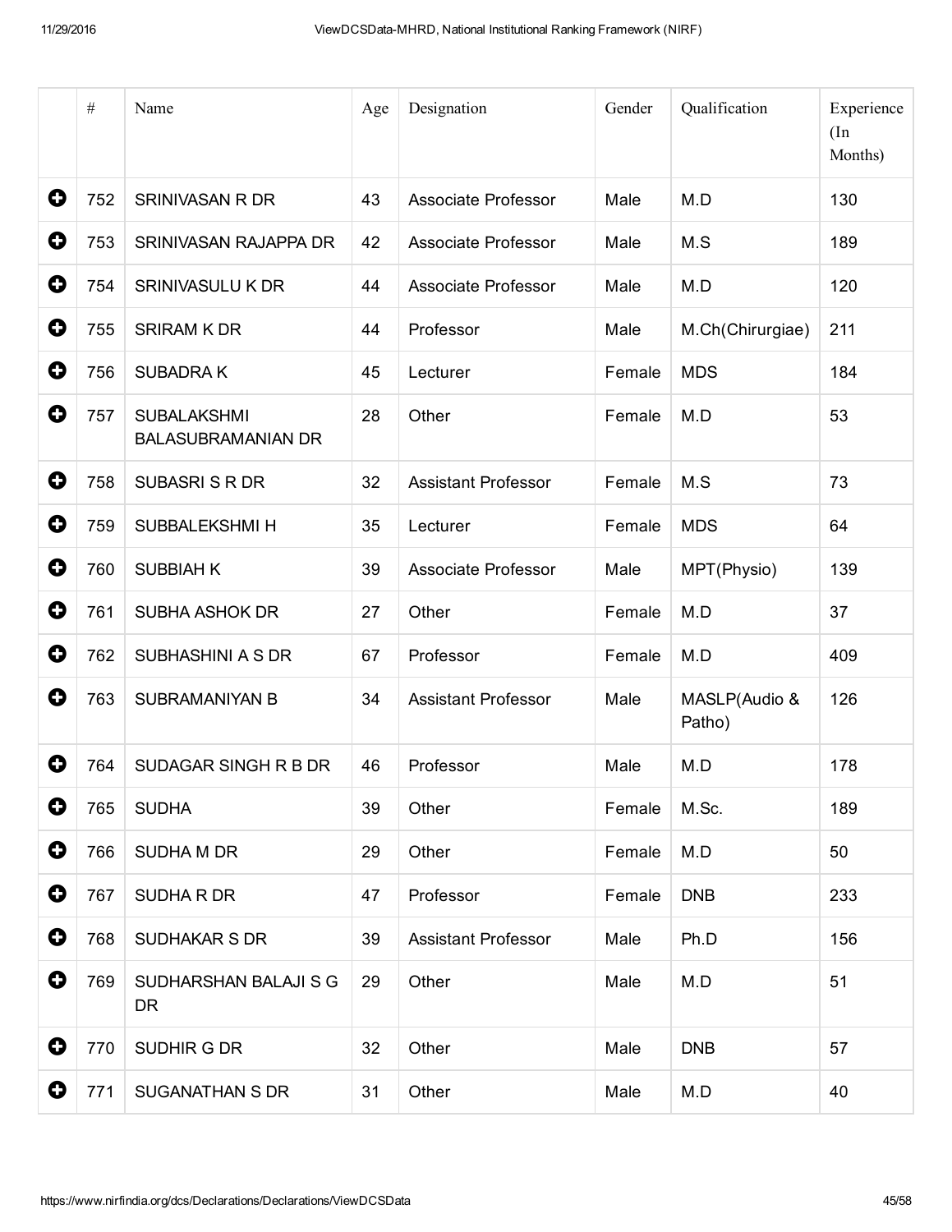| | # | Name | Age | Designation | Gender | Qualification | Experience (In Months) |
|---|---|---|---|---|---|---|---|
| ⊕ | 752 | SRINIVASAN R DR | 43 | Associate Professor | Male | M.D | 130 |
| ⊕ | 753 | SRINIVASAN RAJAPPA DR | 42 | Associate Professor | Male | M.S | 189 |
| ⊕ | 754 | SRINIVASULU K DR | 44 | Associate Professor | Male | M.D | 120 |
| ⊕ | 755 | SRIRAM K DR | 44 | Professor | Male | M.Ch(Chirurgiae) | 211 |
| ⊕ | 756 | SUBADRA K | 45 | Lecturer | Female | MDS | 184 |
| ⊕ | 757 | SUBALAKSHMI BALASUBRAMANIAN DR | 28 | Other | Female | M.D | 53 |
| ⊕ | 758 | SUBASRI S R DR | 32 | Assistant Professor | Female | M.S | 73 |
| ⊕ | 759 | SUBBALEKSHMI H | 35 | Lecturer | Female | MDS | 64 |
| ⊕ | 760 | SUBBIAH K | 39 | Associate Professor | Male | MPT(Physio) | 139 |
| ⊕ | 761 | SUBHA ASHOK DR | 27 | Other | Female | M.D | 37 |
| ⊕ | 762 | SUBHASHINI A S DR | 67 | Professor | Female | M.D | 409 |
| ⊕ | 763 | SUBRAMANIYAN B | 34 | Assistant Professor | Male | MASLP(Audio & Patho) | 126 |
| ⊕ | 764 | SUDAGAR SINGH R B DR | 46 | Professor | Male | M.D | 178 |
| ⊕ | 765 | SUDHA | 39 | Other | Female | M.Sc. | 189 |
| ⊕ | 766 | SUDHA M DR | 29 | Other | Female | M.D | 50 |
| ⊕ | 767 | SUDHA R DR | 47 | Professor | Female | DNB | 233 |
| ⊕ | 768 | SUDHAKAR S DR | 39 | Assistant Professor | Male | Ph.D | 156 |
| ⊕ | 769 | SUDHARSHAN BALAJI S G DR | 29 | Other | Male | M.D | 51 |
| ⊕ | 770 | SUDHIR G DR | 32 | Other | Male | DNB | 57 |
| ⊕ | 771 | SUGANATHAN S DR | 31 | Other | Male | M.D | 40 |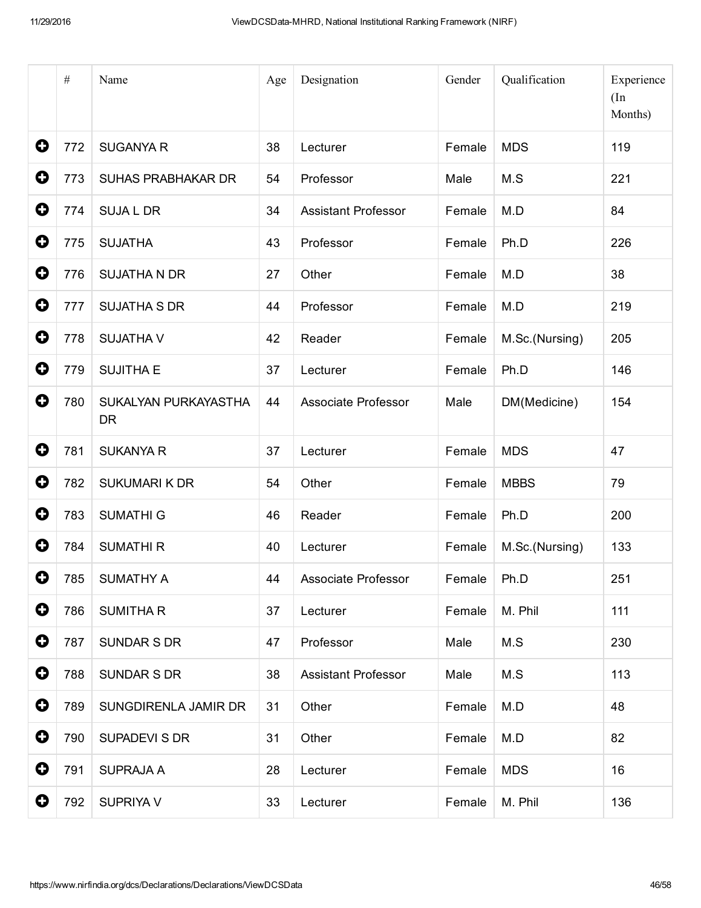| | # | Name | Age | Designation | Gender | Qualification | Experience (In Months) |
|---|---|---|---|---|---|---|---|
| + | 772 | SUGANYA R | 38 | Lecturer | Female | MDS | 119 |
| + | 773 | SUHAS PRABHAKAR DR | 54 | Professor | Male | M.S | 221 |
| + | 774 | SUJA L DR | 34 | Assistant Professor | Female | M.D | 84 |
| + | 775 | SUJATHA | 43 | Professor | Female | Ph.D | 226 |
| + | 776 | SUJATHA N DR | 27 | Other | Female | M.D | 38 |
| + | 777 | SUJATHA S DR | 44 | Professor | Female | M.D | 219 |
| + | 778 | SUJATHA V | 42 | Reader | Female | M.Sc.(Nursing) | 205 |
| + | 779 | SUJITHA E | 37 | Lecturer | Female | Ph.D | 146 |
| + | 780 | SUKALYAN PURKAYASTHA DR | 44 | Associate Professor | Male | DM(Medicine) | 154 |
| + | 781 | SUKANYA R | 37 | Lecturer | Female | MDS | 47 |
| + | 782 | SUKUMARI K DR | 54 | Other | Female | MBBS | 79 |
| + | 783 | SUMATHI G | 46 | Reader | Female | Ph.D | 200 |
| + | 784 | SUMATHI R | 40 | Lecturer | Female | M.Sc.(Nursing) | 133 |
| + | 785 | SUMATHY A | 44 | Associate Professor | Female | Ph.D | 251 |
| + | 786 | SUMITHA R | 37 | Lecturer | Female | M. Phil | 111 |
| + | 787 | SUNDAR S DR | 47 | Professor | Male | M.S | 230 |
| + | 788 | SUNDAR S DR | 38 | Assistant Professor | Male | M.S | 113 |
| + | 789 | SUNGDIRENLA JAMIR DR | 31 | Other | Female | M.D | 48 |
| + | 790 | SUPADEVI S DR | 31 | Other | Female | M.D | 82 |
| + | 791 | SUPRAJA A | 28 | Lecturer | Female | MDS | 16 |
| + | 792 | SUPRIYA V | 33 | Lecturer | Female | M. Phil | 136 |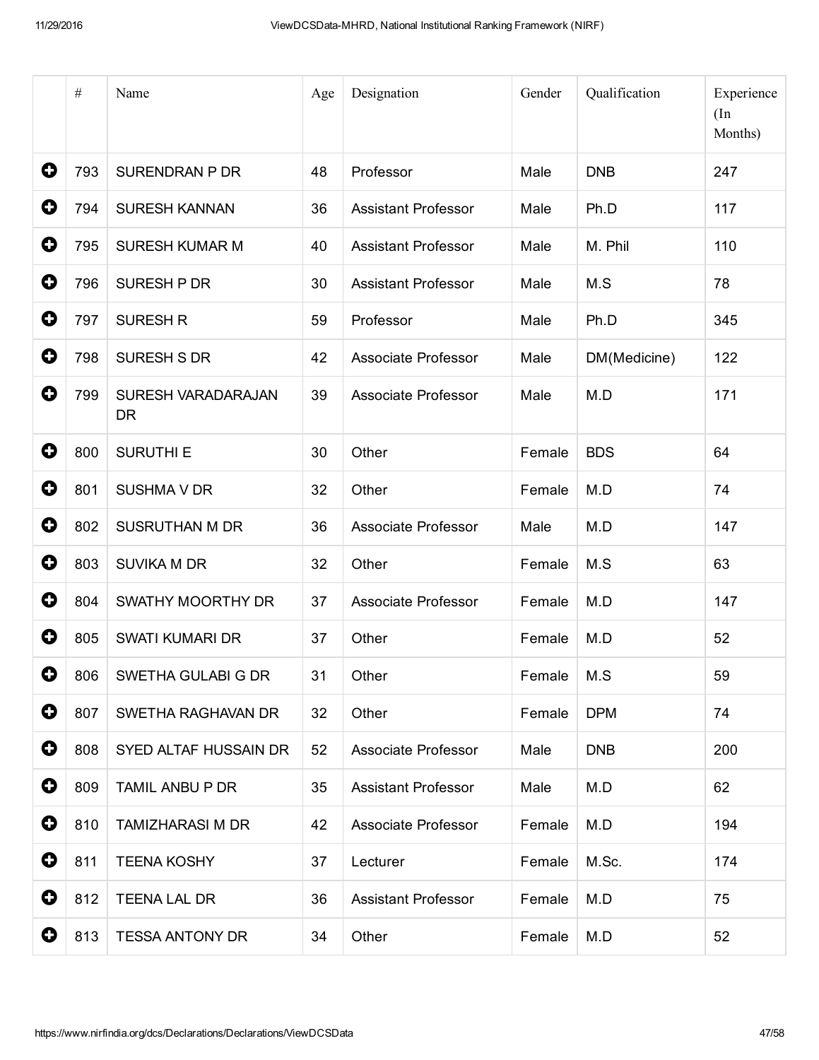| | # | Name | Age | Designation | Gender | Qualification | Experience (In Months) |
|---|---|---|---|---|---|---|---|
| ➕ | 793 | SURENDRAN P DR | 48 | Professor | Male | DNB | 247 |
| ➕ | 794 | SURESH KANNAN | 36 | Assistant Professor | Male | Ph.D | 117 |
| ➕ | 795 | SURESH KUMAR M | 40 | Assistant Professor | Male | M. Phil | 110 |
| ➕ | 796 | SURESH P DR | 30 | Assistant Professor | Male | M.S | 78 |
| ➕ | 797 | SURESH R | 59 | Professor | Male | Ph.D | 345 |
| ➕ | 798 | SURESH S DR | 42 | Associate Professor | Male | DM(Medicine) | 122 |
| ➕ | 799 | SURESH VARADARAJAN DR | 39 | Associate Professor | Male | M.D | 171 |
| ➕ | 800 | SURUTHI E | 30 | Other | Female | BDS | 64 |
| ➕ | 801 | SUSHMA V DR | 32 | Other | Female | M.D | 74 |
| ➕ | 802 | SUSRUTHAN M DR | 36 | Associate Professor | Male | M.D | 147 |
| ➕ | 803 | SUVIKA M DR | 32 | Other | Female | M.S | 63 |
| ➕ | 804 | SWATHY MOORTHY DR | 37 | Associate Professor | Female | M.D | 147 |
| ➕ | 805 | SWATI KUMARI DR | 37 | Other | Female | M.D | 52 |
| ➕ | 806 | SWETHA GULABI G DR | 31 | Other | Female | M.S | 59 |
| ➕ | 807 | SWETHA RAGHAVAN DR | 32 | Other | Female | DPM | 74 |
| ➕ | 808 | SYED ALTAF HUSSAIN DR | 52 | Associate Professor | Male | DNB | 200 |
| ➕ | 809 | TAMIL ANBU P DR | 35 | Assistant Professor | Male | M.D | 62 |
| ➕ | 810 | TAMIZHARASI M DR | 42 | Associate Professor | Female | M.D | 194 |
| ➕ | 811 | TEENA KOSHY | 37 | Lecturer | Female | M.Sc. | 174 |
| ➕ | 812 | TEENA LAL DR | 36 | Assistant Professor | Female | M.D | 75 |
| ➕ | 813 | TESSA ANTONY DR | 34 | Other | Female | M.D | 52 |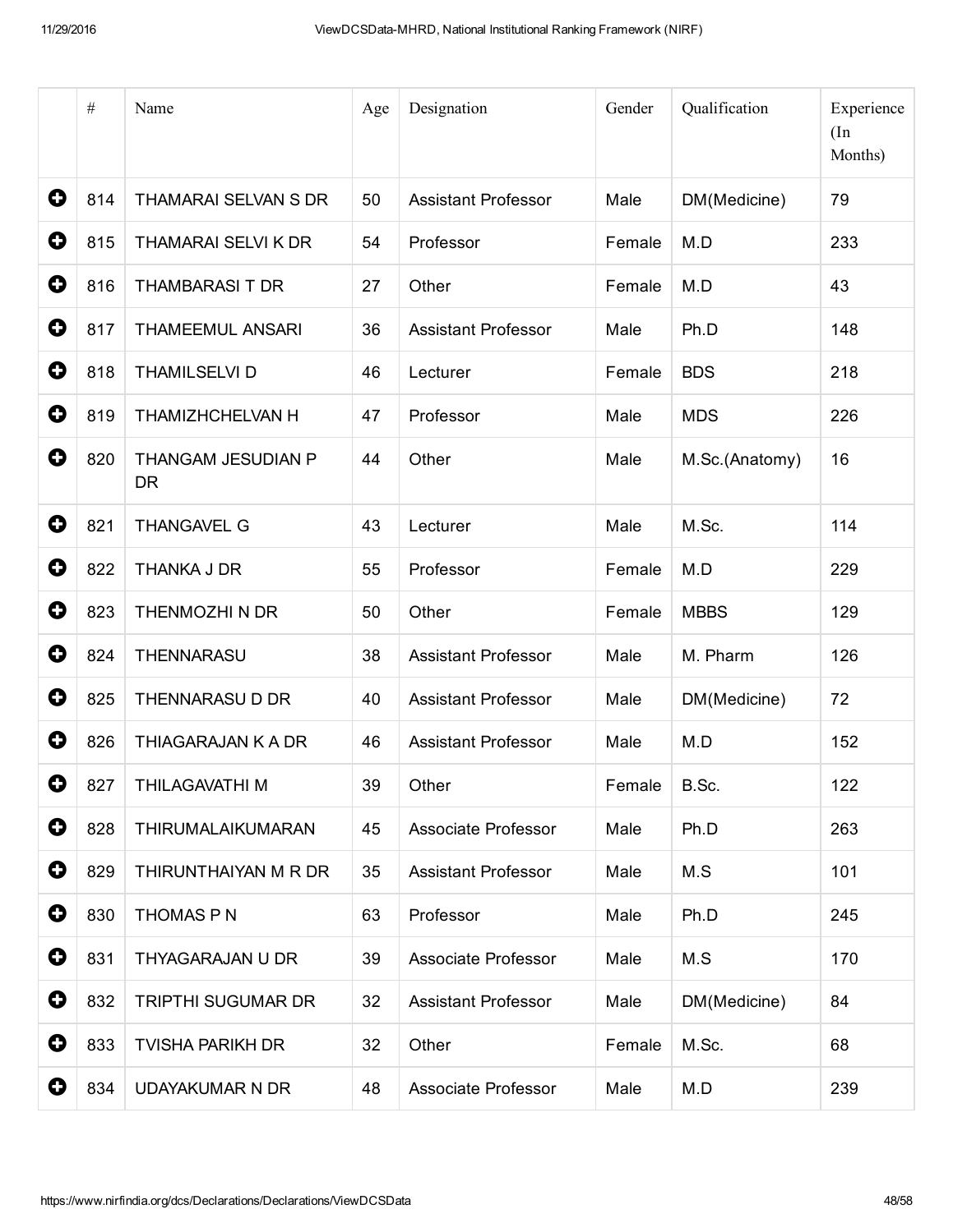| | # | Name | Age | Designation | Gender | Qualification | Experience (In Months) |
|---|---|---|---|---|---|---|---|
| ⊕ | 814 | THAMARAI SELVAN S DR | 50 | Assistant Professor | Male | DM(Medicine) | 79 |
| ⊕ | 815 | THAMARAI SELVI K DR | 54 | Professor | Female | M.D | 233 |
| ⊕ | 816 | THAMBARASI T DR | 27 | Other | Female | M.D | 43 |
| ⊕ | 817 | THAMEEMUL ANSARI | 36 | Assistant Professor | Male | Ph.D | 148 |
| ⊕ | 818 | THAMILSELVI D | 46 | Lecturer | Female | BDS | 218 |
| ⊕ | 819 | THAMIZHCHELVAN H | 47 | Professor | Male | MDS | 226 |
| ⊕ | 820 | THANGAM JESUDIAN P DR | 44 | Other | Male | M.Sc.(Anatomy) | 16 |
| ⊕ | 821 | THANGAVEL G | 43 | Lecturer | Male | M.Sc. | 114 |
| ⊕ | 822 | THANKA J DR | 55 | Professor | Female | M.D | 229 |
| ⊕ | 823 | THENMOZHI N DR | 50 | Other | Female | MBBS | 129 |
| ⊕ | 824 | THENNARASU | 38 | Assistant Professor | Male | M. Pharm | 126 |
| ⊕ | 825 | THENNARASU D DR | 40 | Assistant Professor | Male | DM(Medicine) | 72 |
| ⊕ | 826 | THIAGARAJAN K A DR | 46 | Assistant Professor | Male | M.D | 152 |
| ⊕ | 827 | THILAGAVATHI M | 39 | Other | Female | B.Sc. | 122 |
| ⊕ | 828 | THIRUMALAIKUMARAN | 45 | Associate Professor | Male | Ph.D | 263 |
| ⊕ | 829 | THIRUNTHAIYAN M R DR | 35 | Assistant Professor | Male | M.S | 101 |
| ⊕ | 830 | THOMAS P N | 63 | Professor | Male | Ph.D | 245 |
| ⊕ | 831 | THYAGARAJAN U DR | 39 | Associate Professor | Male | M.S | 170 |
| ⊕ | 832 | TRIPTHI SUGUMAR DR | 32 | Assistant Professor | Male | DM(Medicine) | 84 |
| ⊕ | 833 | TVISHA PARIKH DR | 32 | Other | Female | M.Sc. | 68 |
| ⊕ | 834 | UDAYAKUMAR N DR | 48 | Associate Professor | Male | M.D | 239 |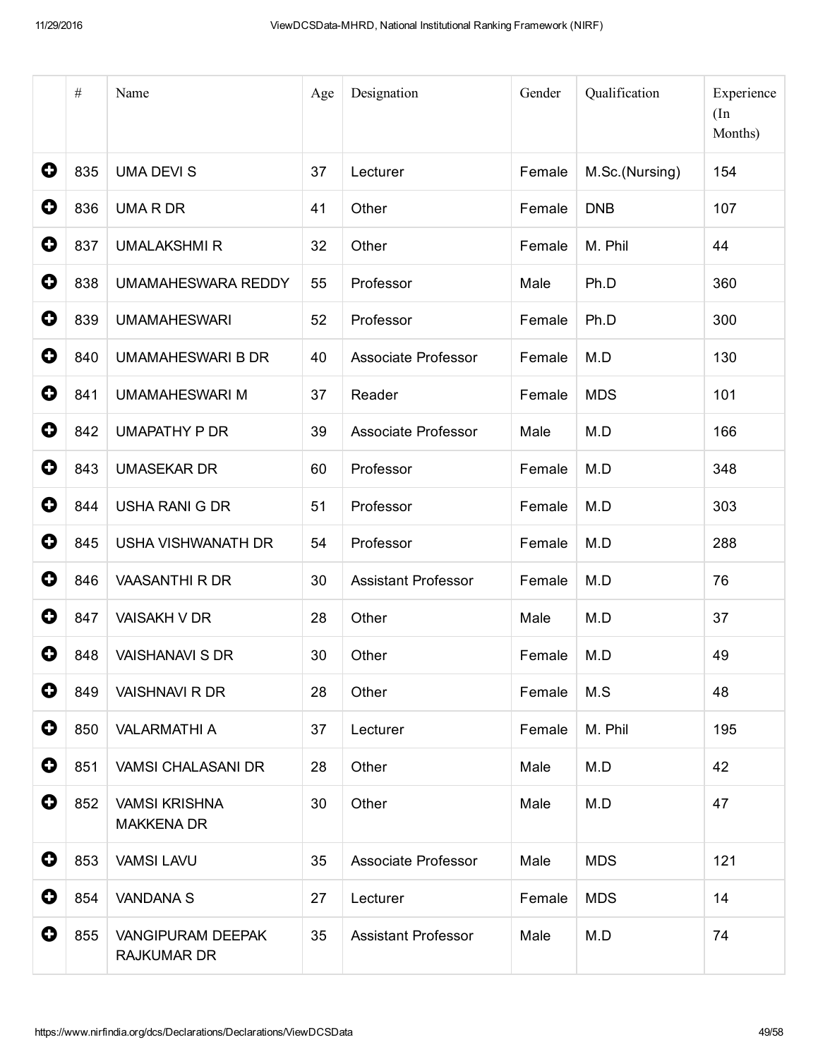| | # | Name | Age | Designation | Gender | Qualification | Experience (In Months) |
|---|---|---|---|---|---|---|---|
| ➕ | 835 | UMA DEVI S | 37 | Lecturer | Female | M.Sc.(Nursing) | 154 |
| ➕ | 836 | UMA R DR | 41 | Other | Female | DNB | 107 |
| ➕ | 837 | UMALAKSHMI R | 32 | Other | Female | M. Phil | 44 |
| ➕ | 838 | UMAMAHESWARA REDDY | 55 | Professor | Male | Ph.D | 360 |
| ➕ | 839 | UMAMAHESWARI | 52 | Professor | Female | Ph.D | 300 |
| ➕ | 840 | UMAMAHESWARI B DR | 40 | Associate Professor | Female | M.D | 130 |
| ➕ | 841 | UMAMAHESWARI M | 37 | Reader | Female | MDS | 101 |
| ➕ | 842 | UMAPATHY P DR | 39 | Associate Professor | Male | M.D | 166 |
| ➕ | 843 | UMASEKAR DR | 60 | Professor | Female | M.D | 348 |
| ➕ | 844 | USHA RANI G DR | 51 | Professor | Female | M.D | 303 |
| ➕ | 845 | USHA VISHWANATH DR | 54 | Professor | Female | M.D | 288 |
| ➕ | 846 | VAASANTHI R DR | 30 | Assistant Professor | Female | M.D | 76 |
| ➕ | 847 | VAISAKH V DR | 28 | Other | Male | M.D | 37 |
| ➕ | 848 | VAISHANAVI S DR | 30 | Other | Female | M.D | 49 |
| ➕ | 849 | VAISHNAVI R DR | 28 | Other | Female | M.S | 48 |
| ➕ | 850 | VALARMATHI A | 37 | Lecturer | Female | M. Phil | 195 |
| ➕ | 851 | VAMSI CHALASANI DR | 28 | Other | Male | M.D | 42 |
| ➕ | 852 | VAMSI KRISHNA MAKKENA DR | 30 | Other | Male | M.D | 47 |
| ➕ | 853 | VAMSI LAVU | 35 | Associate Professor | Male | MDS | 121 |
| ➕ | 854 | VANDANA S | 27 | Lecturer | Female | MDS | 14 |
| ➕ | 855 | VANGIPURAM DEEPAK RAJKUMAR DR | 35 | Assistant Professor | Male | M.D | 74 |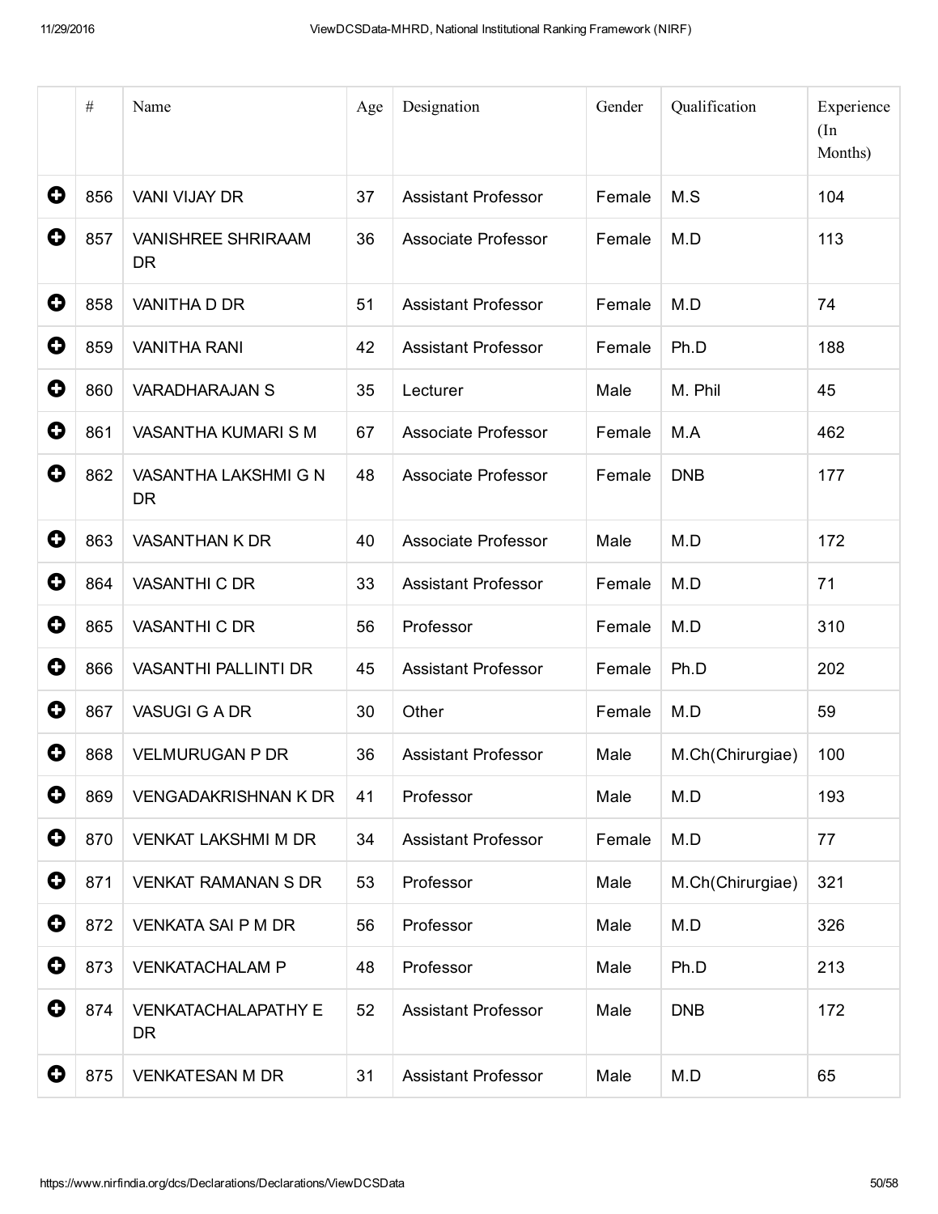| | # | Name | Age | Designation | Gender | Qualification | Experience (In Months) |
|---|---|---|---|---|---|---|---|
| ⊕ | 856 | VANI VIJAY DR | 37 | Assistant Professor | Female | M.S | 104 |
| ⊕ | 857 | VANISHREE SHRIRAAM DR | 36 | Associate Professor | Female | M.D | 113 |
| ⊕ | 858 | VANITHA D DR | 51 | Assistant Professor | Female | M.D | 74 |
| ⊕ | 859 | VANITHA RANI | 42 | Assistant Professor | Female | Ph.D | 188 |
| ⊕ | 860 | VARADHARAJAN S | 35 | Lecturer | Male | M. Phil | 45 |
| ⊕ | 861 | VASANTHA KUMARI S M | 67 | Associate Professor | Female | M.A | 462 |
| ⊕ | 862 | VASANTHA LAKSHMI G N DR | 48 | Associate Professor | Female | DNB | 177 |
| ⊕ | 863 | VASANTHAN K DR | 40 | Associate Professor | Male | M.D | 172 |
| ⊕ | 864 | VASANTHI C DR | 33 | Assistant Professor | Female | M.D | 71 |
| ⊕ | 865 | VASANTHI C DR | 56 | Professor | Female | M.D | 310 |
| ⊕ | 866 | VASANTHI PALLINTI DR | 45 | Assistant Professor | Female | Ph.D | 202 |
| ⊕ | 867 | VASUGI G A DR | 30 | Other | Female | M.D | 59 |
| ⊕ | 868 | VELMURUGAN P DR | 36 | Assistant Professor | Male | M.Ch(Chirurgiae) | 100 |
| ⊕ | 869 | VENGADAKRISHNAN K DR | 41 | Professor | Male | M.D | 193 |
| ⊕ | 870 | VENKAT LAKSHMI M DR | 34 | Assistant Professor | Female | M.D | 77 |
| ⊕ | 871 | VENKAT RAMANAN S DR | 53 | Professor | Male | M.Ch(Chirurgiae) | 321 |
| ⊕ | 872 | VENKATA SAI P M DR | 56 | Professor | Male | M.D | 326 |
| ⊕ | 873 | VENKATACHALAM P | 48 | Professor | Male | Ph.D | 213 |
| ⊕ | 874 | VENKATACHALAPATHY E DR | 52 | Assistant Professor | Male | DNB | 172 |
| ⊕ | 875 | VENKATESAN M DR | 31 | Assistant Professor | Male | M.D | 65 |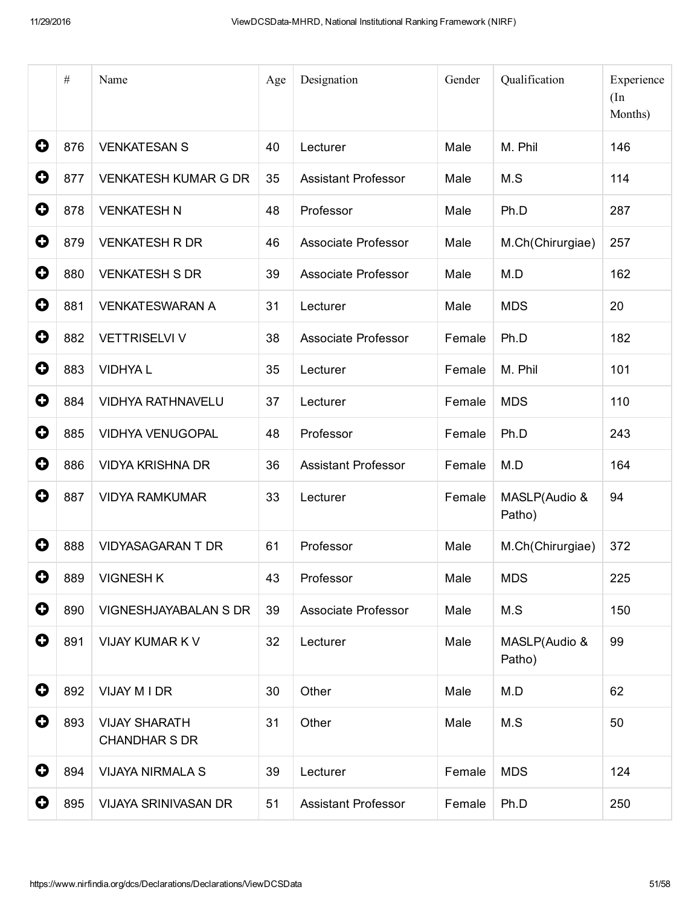| | # | Name | Age | Designation | Gender | Qualification | Experience (In Months) |
|---|---|---|---|---|---|---|---|
| ⊕ | 876 | VENKATESAN S | 40 | Lecturer | Male | M. Phil | 146 |
| ⊕ | 877 | VENKATESH KUMAR G DR | 35 | Assistant Professor | Male | M.S | 114 |
| ⊕ | 878 | VENKATESH N | 48 | Professor | Male | Ph.D | 287 |
| ⊕ | 879 | VENKATESH R DR | 46 | Associate Professor | Male | M.Ch(Chirurgiae) | 257 |
| ⊕ | 880 | VENKATESH S DR | 39 | Associate Professor | Male | M.D | 162 |
| ⊕ | 881 | VENKATESWARAN A | 31 | Lecturer | Male | MDS | 20 |
| ⊕ | 882 | VETTRISELVI V | 38 | Associate Professor | Female | Ph.D | 182 |
| ⊕ | 883 | VIDHYA L | 35 | Lecturer | Female | M. Phil | 101 |
| ⊕ | 884 | VIDHYA RATHNAVELU | 37 | Lecturer | Female | MDS | 110 |
| ⊕ | 885 | VIDHYA VENUGOPAL | 48 | Professor | Female | Ph.D | 243 |
| ⊕ | 886 | VIDYA KRISHNA DR | 36 | Assistant Professor | Female | M.D | 164 |
| ⊕ | 887 | VIDYA RAMKUMAR | 33 | Lecturer | Female | MASLP(Audio & Patho) | 94 |
| ⊕ | 888 | VIDYASAGARAN T DR | 61 | Professor | Male | M.Ch(Chirurgiae) | 372 |
| ⊕ | 889 | VIGNESH K | 43 | Professor | Male | MDS | 225 |
| ⊕ | 890 | VIGNESHJAYABALAN S DR | 39 | Associate Professor | Male | M.S | 150 |
| ⊕ | 891 | VIJAY KUMAR K V | 32 | Lecturer | Male | MASLP(Audio & Patho) | 99 |
| ⊕ | 892 | VIJAY M I DR | 30 | Other | Male | M.D | 62 |
| ⊕ | 893 | VIJAY SHARATH CHANDHAR S DR | 31 | Other | Male | M.S | 50 |
| ⊕ | 894 | VIJAYA NIRMALA S | 39 | Lecturer | Female | MDS | 124 |
| ⊕ | 895 | VIJAYA SRINIVASAN DR | 51 | Assistant Professor | Female | Ph.D | 250 |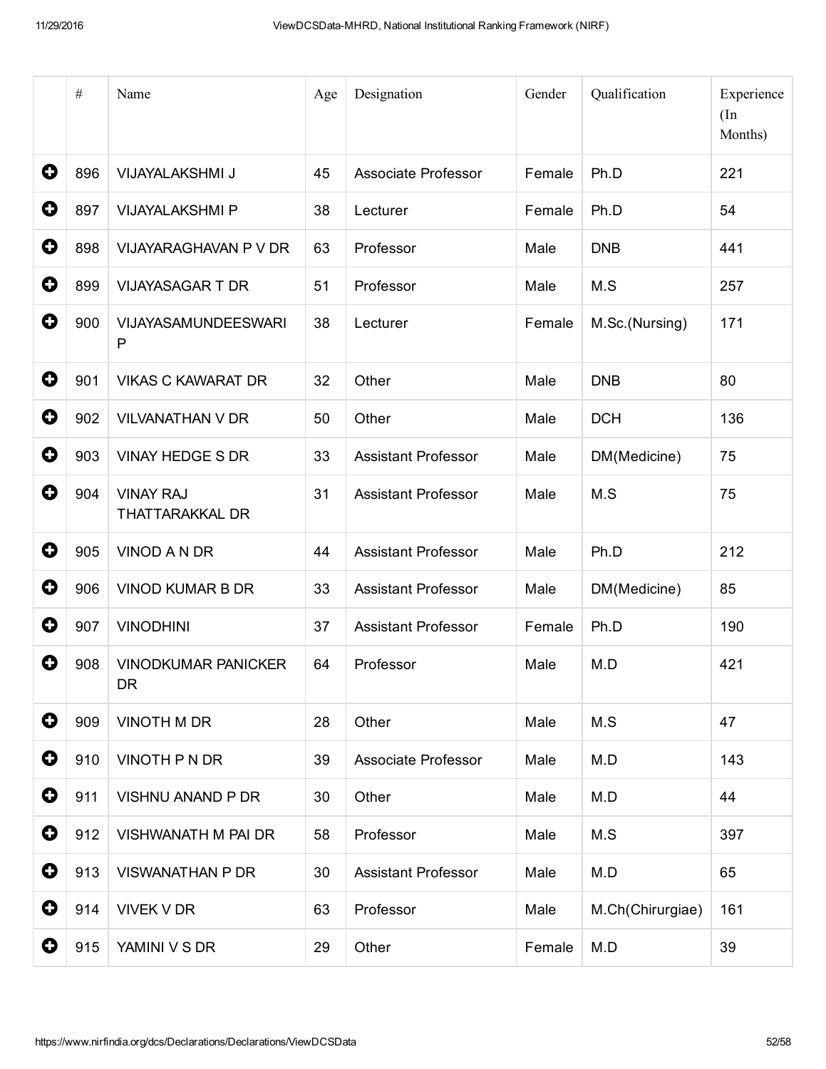| | # | Name | Age | Designation | Gender | Qualification | Experience (In Months) |
|---|---|---|---|---|---|---|---|
| ⊕ | 896 | VIJAYALAKSHMI J | 45 | Associate Professor | Female | Ph.D | 221 |
| ⊕ | 897 | VIJAYALAKSHMI P | 38 | Lecturer | Female | Ph.D | 54 |
| ⊕ | 898 | VIJAYARAGHAVAN P V DR | 63 | Professor | Male | DNB | 441 |
| ⊕ | 899 | VIJAYASAGAR T DR | 51 | Professor | Male | M.S | 257 |
| ⊕ | 900 | VIJAYASAMUNDEESWARI P | 38 | Lecturer | Female | M.Sc.(Nursing) | 171 |
| ⊕ | 901 | VIKAS C KAWARAT DR | 32 | Other | Male | DNB | 80 |
| ⊕ | 902 | VILVANATHAN V DR | 50 | Other | Male | DCH | 136 |
| ⊕ | 903 | VINAY HEDGE S DR | 33 | Assistant Professor | Male | DM(Medicine) | 75 |
| ⊕ | 904 | VINAY RAJ THATTARAKKAL DR | 31 | Assistant Professor | Male | M.S | 75 |
| ⊕ | 905 | VINOD A N DR | 44 | Assistant Professor | Male | Ph.D | 212 |
| ⊕ | 906 | VINOD KUMAR B DR | 33 | Assistant Professor | Male | DM(Medicine) | 85 |
| ⊕ | 907 | VINODHINI | 37 | Assistant Professor | Female | Ph.D | 190 |
| ⊕ | 908 | VINODKUMAR PANICKER DR | 64 | Professor | Male | M.D | 421 |
| ⊕ | 909 | VINOTH M DR | 28 | Other | Male | M.S | 47 |
| ⊕ | 910 | VINOTH P N DR | 39 | Associate Professor | Male | M.D | 143 |
| ⊕ | 911 | VISHNU ANAND P DR | 30 | Other | Male | M.D | 44 |
| ⊕ | 912 | VISHWANATH M PAI DR | 58 | Professor | Male | M.S | 397 |
| ⊕ | 913 | VISWANATHAN P DR | 30 | Assistant Professor | Male | M.D | 65 |
| ⊕ | 914 | VIVEK V DR | 63 | Professor | Male | M.Ch(Chirurgiae) | 161 |
| ⊕ | 915 | YAMINI V S DR | 29 | Other | Female | M.D | 39 |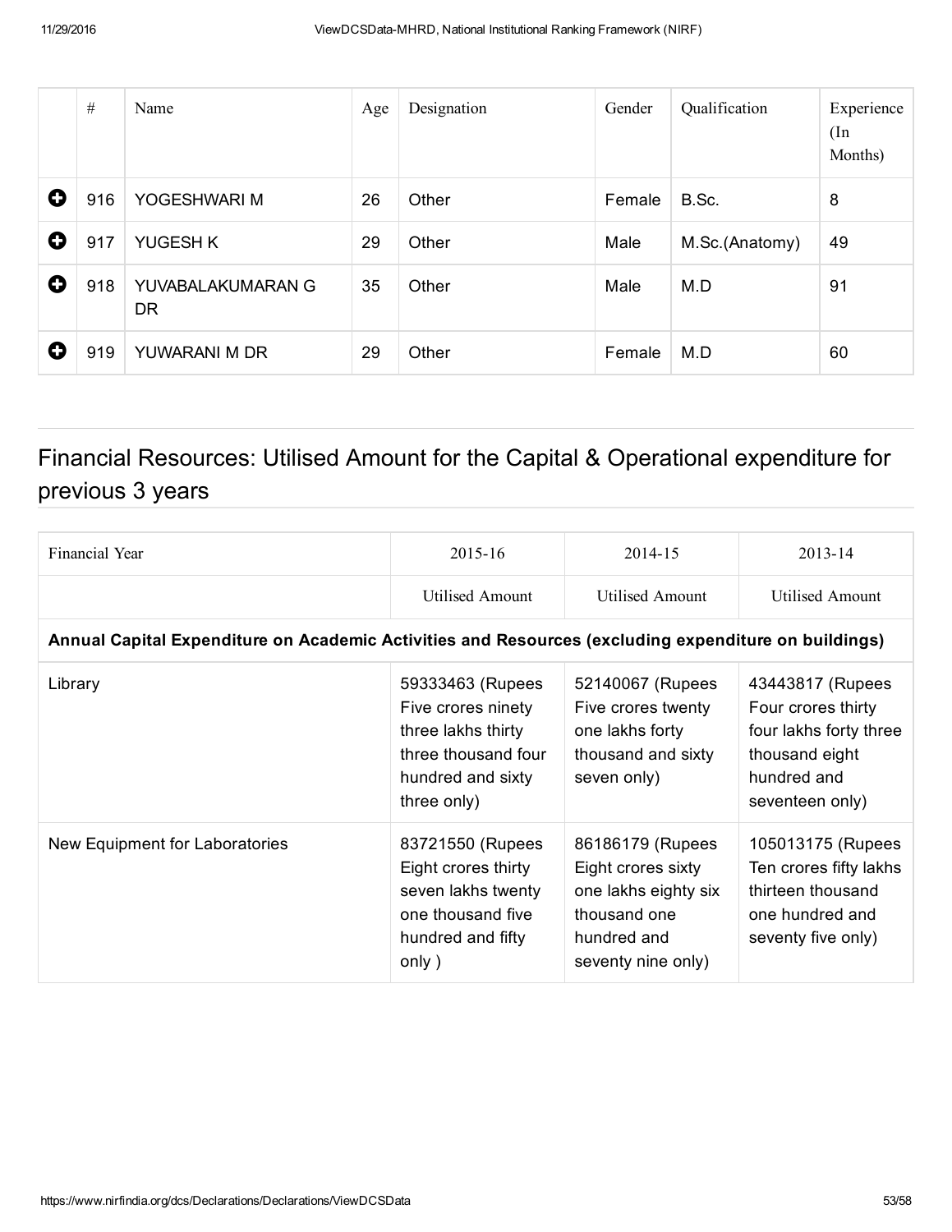| | # | Name | Age | Designation | Gender | Qualification | Experience (In Months) |
|---|---|---|---|---|---|---|---|
| ⊕ | 916 | YOGESHWARI M | 26 | Other | Female | B.Sc. | 8 |
| ⊕ | 917 | YUGESH K | 29 | Other | Male | M.Sc.(Anatomy) | 49 |
| ⊕ | 918 | YUVABALAKUMARAN G DR | 35 | Other | Male | M.D | 91 |
| ⊕ | 919 | YUWARANI M DR | 29 | Other | Female | M.D | 60 |

## Financial Resources: Utilised Amount for the Capital & Operational expenditure for previous 3 years

| Financial Year | 2015-16 | 2014-15 | 2013-14 |
|---|---|---|---|
| | Utilised Amount | Utilised Amount | Utilised Amount |
| **Annual Capital Expenditure on Academic Activities and Resources (excluding expenditure on buildings)** | | | |
| Library | 59333463 (Rupees Five crores ninety three lakhs thirty three thousand four hundred and sixty three only) | 52140067 (Rupees Five crores twenty one lakhs forty thousand and sixty seven only) | 43443817 (Rupees Four crores thirty four lakhs forty three thousand eight hundred and seventeen only) |
| New Equipment for Laboratories | 83721550 (Rupees Eight crores thirty seven lakhs twenty one thousand five hundred and fifty only ) | 86186179 (Rupees Eight crores sixty one lakhs eighty six thousand one hundred and seventy nine only) | 105013175 (Rupees Ten crores fifty lakhs thirteen thousand one hundred and seventy five only) |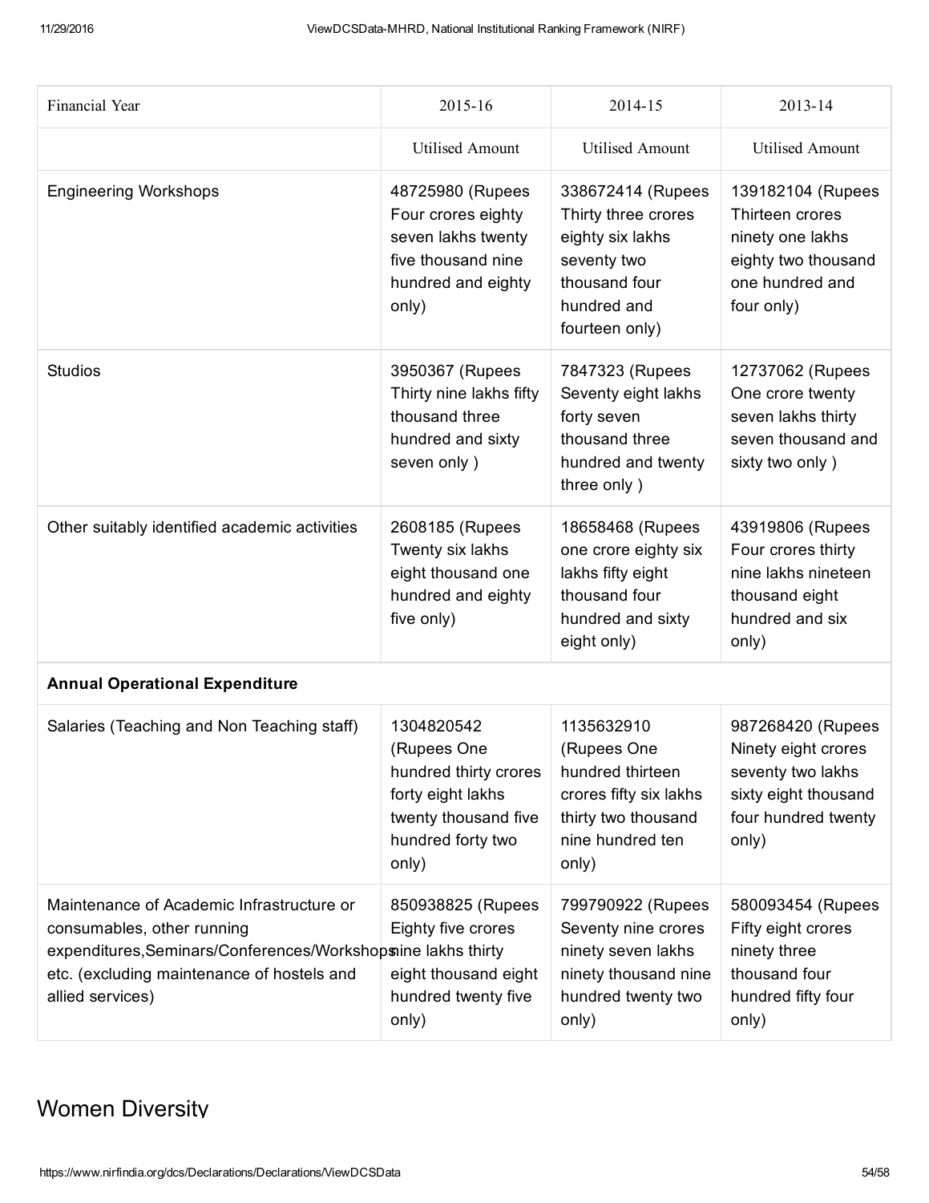| Financial Year | 2015-16 | 2014-15 | 2013-14 |
|---|---|---|---|
| | Utilised Amount | Utilised Amount | Utilised Amount |
| Engineering Workshops | 48725980 (Rupees Four crores eighty seven lakhs twenty five thousand nine hundred and eighty only) | 338672414 (Rupees Thirty three crores eighty six lakhs seventy two thousand four hundred and fourteen only) | 139182104 (Rupees Thirteen crores ninety one lakhs eighty two thousand one hundred and four only) |
| Studios | 3950367 (Rupees Thirty nine lakhs fifty thousand three hundred and sixty seven only ) | 7847323 (Rupees Seventy eight lakhs forty seven thousand three hundred and twenty three only ) | 12737062 (Rupees One crore twenty seven lakhs thirty seven thousand and sixty two only ) |
| Other suitably identified academic activities | 2608185 (Rupees Twenty six lakhs eight thousand one hundred and eighty five only) | 18658468 (Rupees one crore eighty six lakhs fifty eight thousand four hundred and sixty eight only) | 43919806 (Rupees Four crores thirty nine lakhs nineteen thousand eight hundred and six only) |
| **Annual Operational Expenditure** | | | |
| Salaries (Teaching and Non Teaching staff) | 1304820542 (Rupees One hundred thirty crores forty eight lakhs twenty thousand five hundred forty two only) | 1135632910 (Rupees One hundred thirteen crores fifty six lakhs thirty two thousand nine hundred ten only) | 987268420 (Rupees Ninety eight crores seventy two lakhs sixty eight thousand four hundred twenty only) |
| Maintenance of Academic Infrastructure or consumables, other running expenditures,Seminars/Conferences/Workshops etc. (excluding maintenance of hostels and allied services) | 850938825 (Rupees Eighty five crores nine lakhs thirty eight thousand eight hundred twenty five only) | 799790922 (Rupees Seventy nine crores ninety seven lakhs ninety thousand nine hundred twenty two only) | 580093454 (Rupees Fifty eight crores ninety three thousand four hundred fifty four only) |

## Women Diversity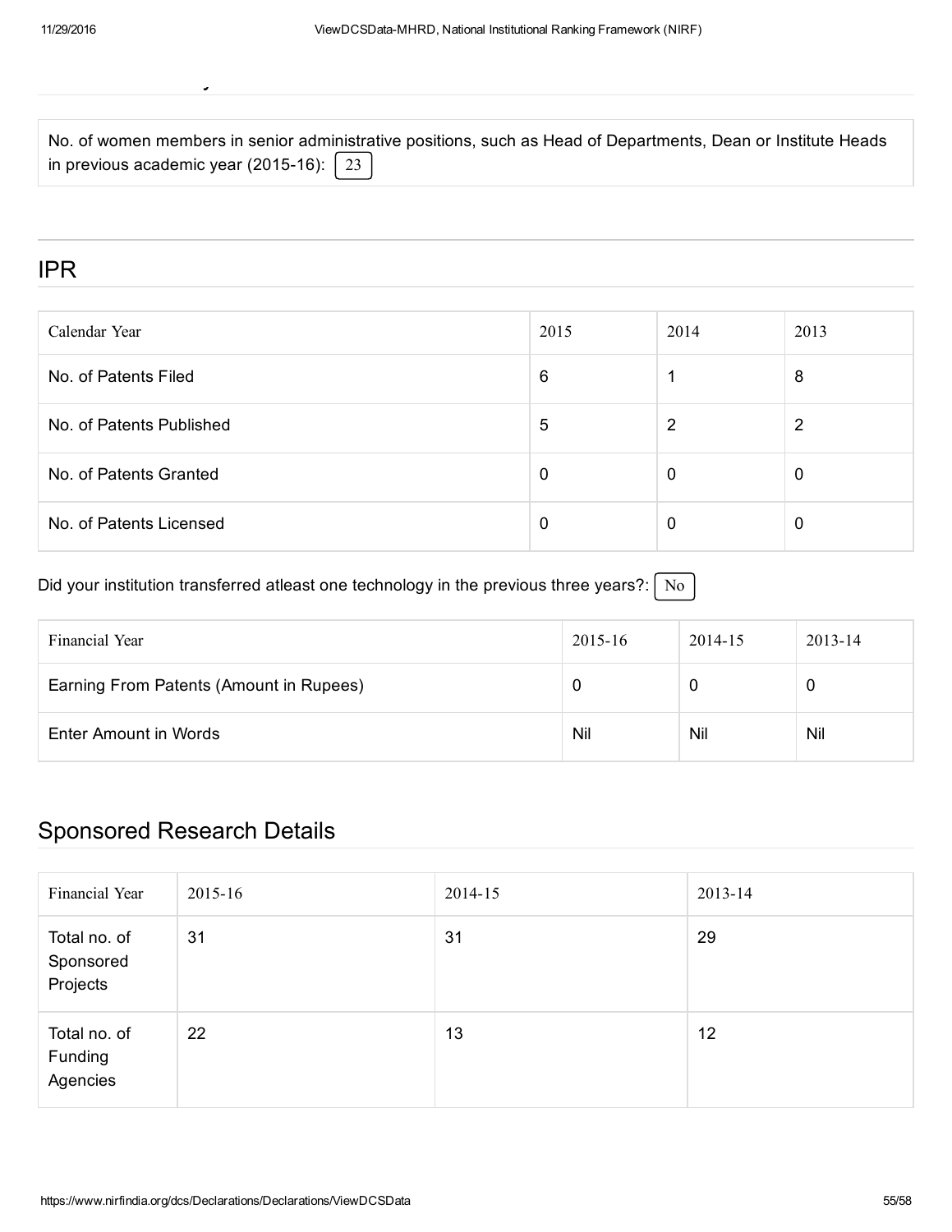No. of women members in senior administrative positions, such as Head of Departments, Dean or Institute Heads in previous academic year (2015-16): 23

## IPR

| Calendar Year | 2015 | 2014 | 2013 |
|---|---|---|---|
| No. of Patents Filed | 6 | 1 | 8 |
| No. of Patents Published | 5 | 2 | 2 |
| No. of Patents Granted | 0 | 0 | 0 |
| No. of Patents Licensed | 0 | 0 | 0 |

Did your institution transferred atleast one technology in the previous three years?: No

| Financial Year | 2015-16 | 2014-15 | 2013-14 |
|---|---|---|---|
| Earning From Patents (Amount in Rupees) | 0 | 0 | 0 |
| Enter Amount in Words | Nil | Nil | Nil |

## Sponsored Research Details

| Financial Year | 2015-16 | 2014-15 | 2013-14 |
|---|---|---|---|
| Total no. of Sponsored Projects | 31 | 31 | 29 |
| Total no. of Funding Agencies | 22 | 13 | 12 |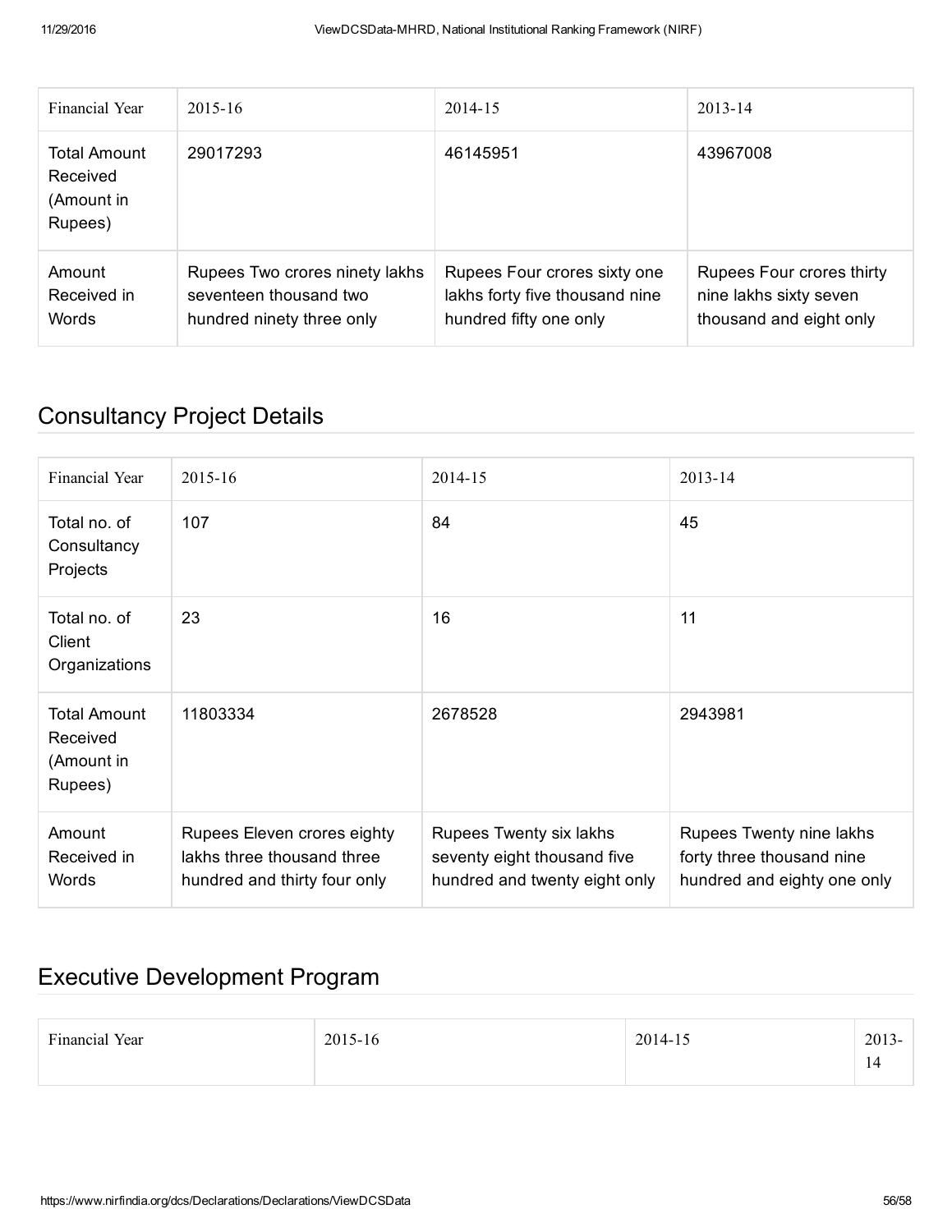| Financial Year | 2015-16 | 2014-15 | 2013-14 |
| --- | --- | --- | --- |
| Total Amount Received (Amount in Rupees) | 29017293 | 46145951 | 43967008 |
| Amount Received in Words | Rupees Two crores ninety lakhs seventeen thousand two hundred ninety three only | Rupees Four crores sixty one lakhs forty five thousand nine hundred fifty one only | Rupees Four crores thirty nine lakhs sixty seven thousand and eight only |

## Consultancy Project Details

| Financial Year | 2015-16 | 2014-15 | 2013-14 |
| --- | --- | --- | --- |
| Total no. of Consultancy Projects | 107 | 84 | 45 |
| Total no. of Client Organizations | 23 | 16 | 11 |
| Total Amount Received (Amount in Rupees) | 11803334 | 2678528 | 2943981 |
| Amount Received in Words | Rupees Eleven crores eighty lakhs three thousand three hundred and thirty four only | Rupees Twenty six lakhs seventy eight thousand five hundred and twenty eight only | Rupees Twenty nine lakhs forty three thousand nine hundred and eighty one only |

## Executive Development Program

| Financial Year | 2015-16 | 2014-15 | 2013-14 |
| --- | --- | --- | --- |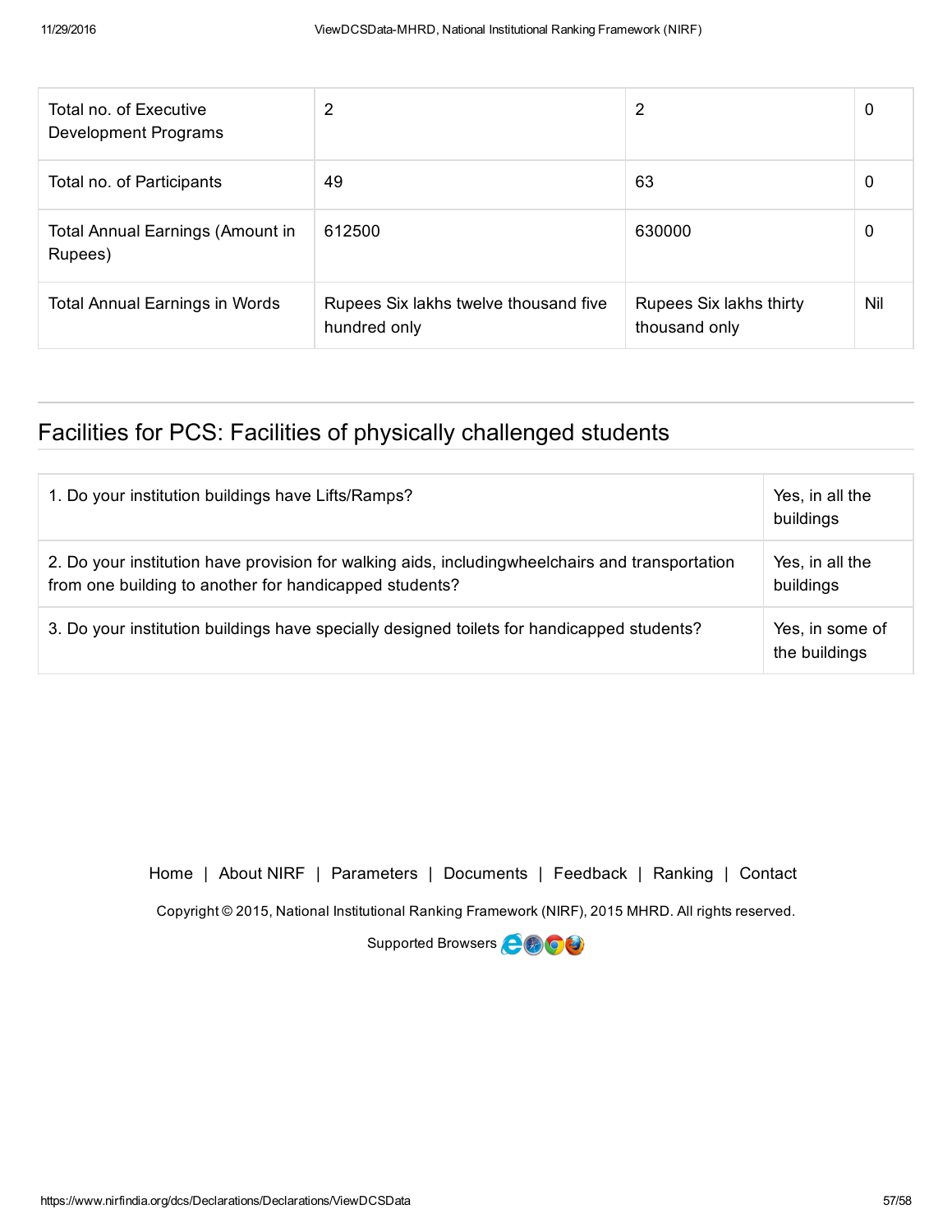| | | | |
|---|---|---|---|
| Total no. of Executive Development Programs | 2 | 2 | 0 |
| Total no. of Participants | 49 | 63 | 0 |
| Total Annual Earnings (Amount in Rupees) | 612500 | 630000 | 0 |
| Total Annual Earnings in Words | Rupees Six lakhs twelve thousand five hundred only | Rupees Six lakhs thirty thousand only | Nil |

## Facilities for PCS: Facilities of physically challenged students

| | |
|---|---|
| 1. Do your institution buildings have Lifts/Ramps? | Yes, in all the buildings |
| 2. Do your institution have provision for walking aids, includingwheelchairs and transportation from one building to another for handicapped students? | Yes, in all the buildings |
| 3. Do your institution buildings have specially designed toilets for handicapped students? | Yes, in some of the buildings |

Home | About NIRF | Parameters | Documents | Feedback | Ranking | Contact

Copyright © 2015, National Institutional Ranking Framework (NIRF), 2015 MHRD. All rights reserved.

Supported Browsers